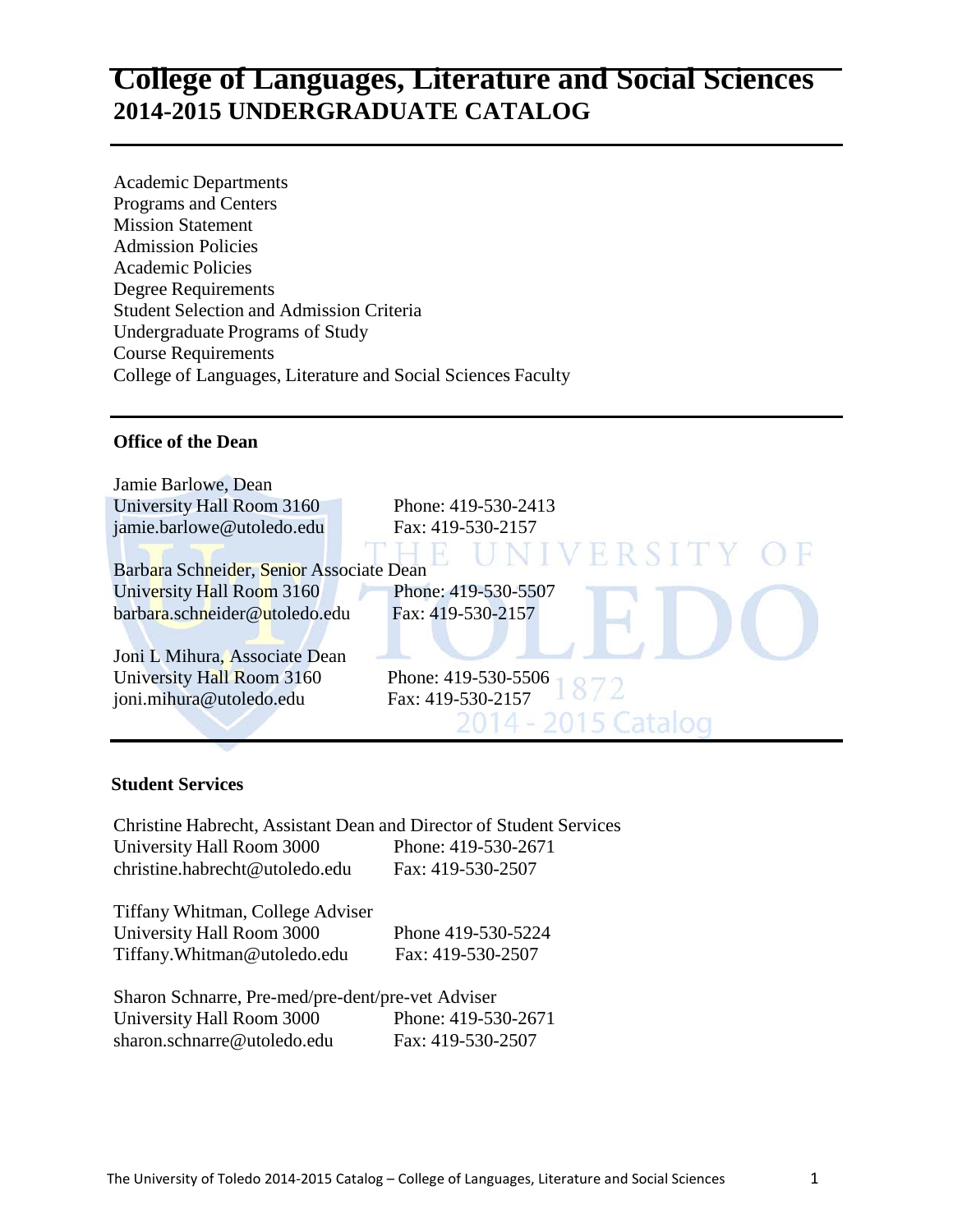# College of Languages, Literature and Social Sciences

## 2014-2015 UNDERGRADUATE CATALOG

Academic Departments
Programs and Centers
Mission Statement
Admission Policies
Academic Policies
Degree Requirements
Student Selection and Admission Criteria
Undergraduate Programs of Study
Course Requirements
College of Languages, Literature and Social Sciences Faculty

### Office of the Dean

Jamie Barlowe, Dean
University Hall Room 3160 — Phone: 419-530-2413
jamie.barlowe@utoledo.edu — Fax: 419-530-2157

Barbara Schneider, Senior Associate Dean
University Hall Room 3160 — Phone: 419-530-5507
barbara.schneider@utoledo.edu — Fax: 419-530-2157

Joni L Mihura, Associate Dean
University Hall Room 3160 — Phone: 419-530-5506
joni.mihura@utoledo.edu — Fax: 419-530-2157

### Student Services

Christine Habrecht, Assistant Dean and Director of Student Services
University Hall Room 3000 — Phone: 419-530-2671
christine.habrecht@utoledo.edu — Fax: 419-530-2507

Tiffany Whitman, College Adviser
University Hall Room 3000 — Phone 419-530-5224
Tiffany.Whitman@utoledo.edu — Fax: 419-530-2507

Sharon Schnarre, Pre-med/pre-dent/pre-vet Adviser
University Hall Room 3000 — Phone: 419-530-2671
sharon.schnarre@utoledo.edu — Fax: 419-530-2507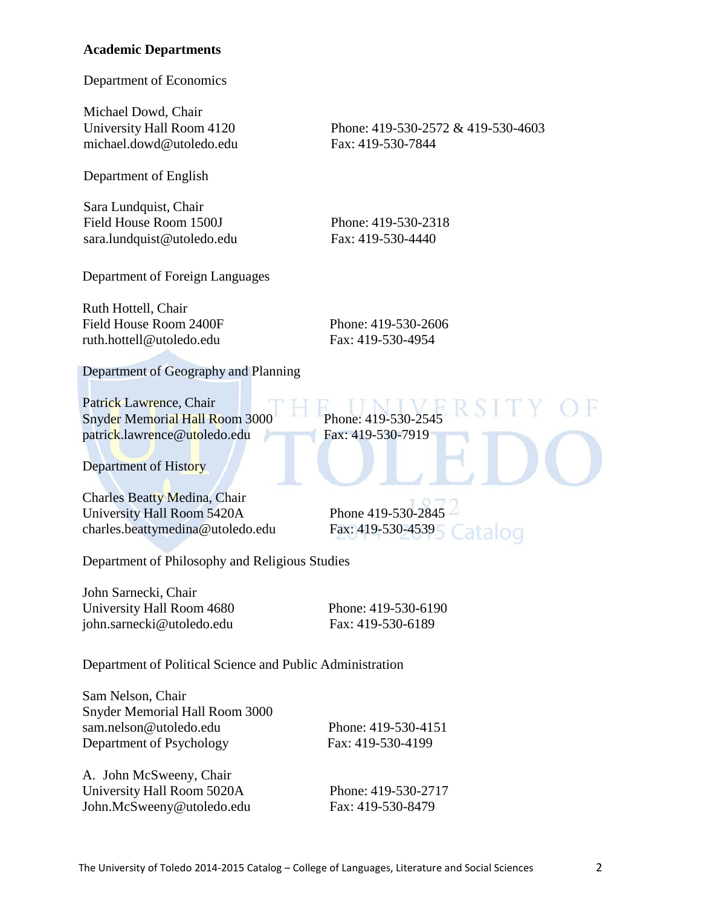**Academic Departments**

Department of Economics

Michael Dowd, Chair
University Hall Room 4120
michael.dowd@utoledo.edu
Phone: 419-530-2572 & 419-530-4603
Fax: 419-530-7844

Department of English

Sara Lundquist, Chair
Field House Room 1500J
sara.lundquist@utoledo.edu
Phone: 419-530-2318
Fax: 419-530-4440

Department of Foreign Languages

Ruth Hottell, Chair
Field House Room 2400F
ruth.hottell@utoledo.edu
Phone: 419-530-2606
Fax: 419-530-4954

Department of Geography and Planning

Patrick Lawrence, Chair
Snyder Memorial Hall Room 3000
patrick.lawrence@utoledo.edu
Phone: 419-530-2545
Fax: 419-530-7919

Department of History

Charles Beatty Medina, Chair
University Hall Room 5420A
charles.beattymedina@utoledo.edu
Phone 419-530-2845
Fax: 419-530-4539

Department of Philosophy and Religious Studies

John Sarnecki, Chair
University Hall Room 4680
john.sarnecki@utoledo.edu
Phone: 419-530-6190
Fax: 419-530-6189

Department of Political Science and Public Administration

Sam Nelson, Chair
Snyder Memorial Hall Room 3000
sam.nelson@utoledo.edu
Phone: 419-530-4151
Fax: 419-530-4199

Department of Psychology

A. John McSweeny, Chair
University Hall Room 5020A
John.McSweeny@utoledo.edu
Phone: 419-530-2717
Fax: 419-530-8479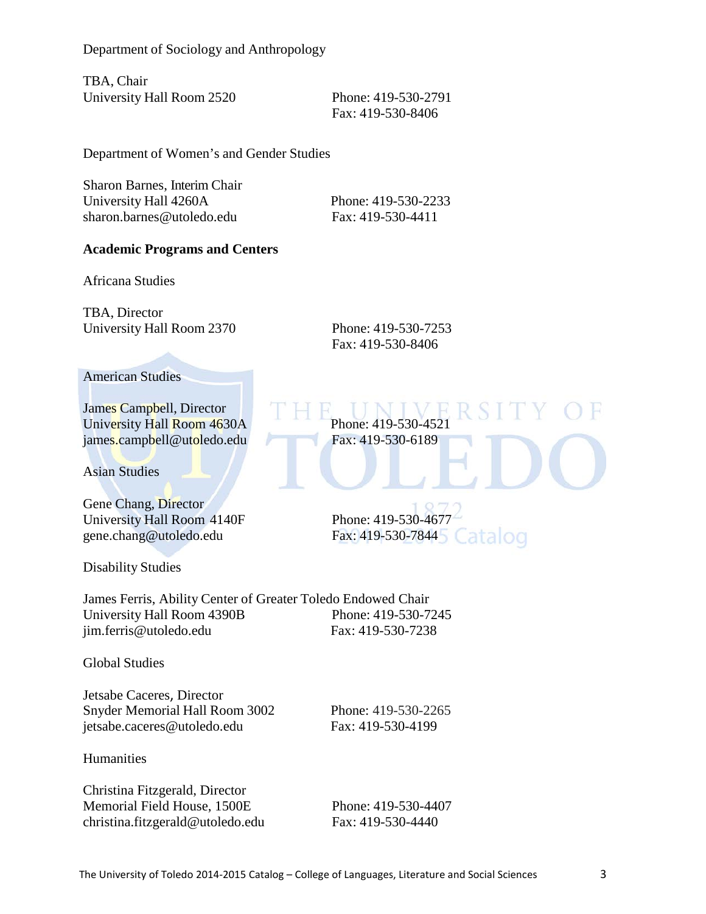Department of Sociology and Anthropology

TBA, Chair
University Hall Room 2520
Phone: 419-530-2791
Fax: 419-530-8406

Department of Women's and Gender Studies

Sharon Barnes, Interim Chair
University Hall 4260A
sharon.barnes@utoledo.edu
Phone: 419-530-2233
Fax: 419-530-4411

**Academic Programs and Centers**

Africana Studies

TBA, Director
University Hall Room 2370
Phone: 419-530-7253
Fax: 419-530-8406

American Studies

James Campbell, Director
University Hall Room 4630A
james.campbell@utoledo.edu
Phone: 419-530-4521
Fax: 419-530-6189

Asian Studies

Gene Chang, Director
University Hall Room 4140F
gene.chang@utoledo.edu
Phone: 419-530-4677
Fax: 419-530-7844

Disability Studies

James Ferris, Ability Center of Greater Toledo Endowed Chair
University Hall Room 4390B
jim.ferris@utoledo.edu
Phone: 419-530-7245
Fax: 419-530-7238

Global Studies

Jetsabe Caceres, Director
Snyder Memorial Hall Room 3002
jetsabe.caceres@utoledo.edu
Phone: 419-530-2265
Fax: 419-530-4199

Humanities

Christina Fitzgerald, Director
Memorial Field House, 1500E
christina.fitzgerald@utoledo.edu
Phone: 419-530-4407
Fax: 419-530-4440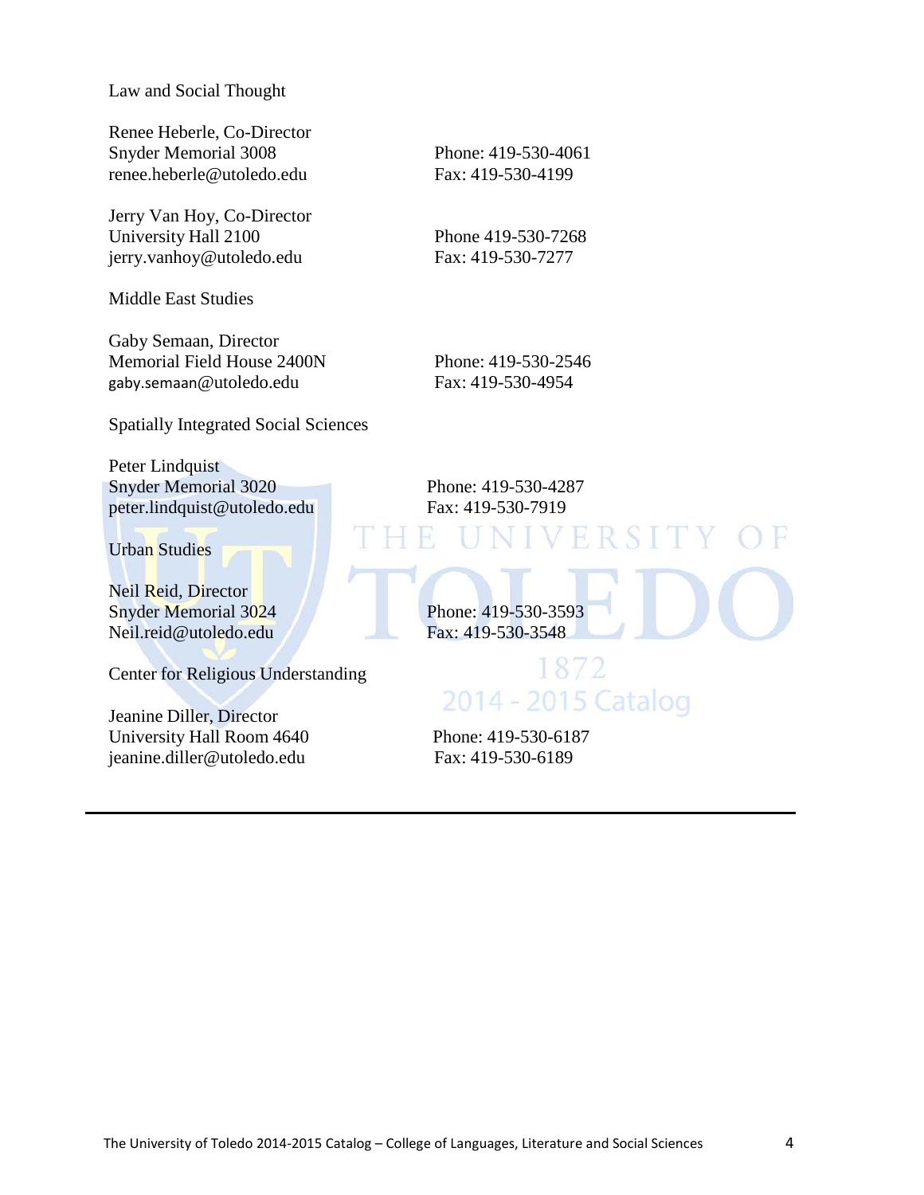Law and Social Thought

Renee Heberle, Co-Director
Snyder Memorial 3008
renee.heberle@utoledo.edu
Phone: 419-530-4061
Fax: 419-530-4199

Jerry Van Hoy, Co-Director
University Hall 2100
jerry.vanhoy@utoledo.edu
Phone 419-530-7268
Fax: 419-530-7277

Middle East Studies

Gaby Semaan, Director
Memorial Field House 2400N
gaby.semaan@utoledo.edu
Phone: 419-530-2546
Fax: 419-530-4954

Spatially Integrated Social Sciences

Peter Lindquist
Snyder Memorial 3020
peter.lindquist@utoledo.edu
Phone: 419-530-4287
Fax: 419-530-7919

Urban Studies

Neil Reid, Director
Snyder Memorial 3024
Neil.reid@utoledo.edu
Phone: 419-530-3593
Fax: 419-530-3548

Center for Religious Understanding

Jeanine Diller, Director
University Hall Room 4640
jeanine.diller@utoledo.edu
Phone: 419-530-6187
Fax: 419-530-6189

---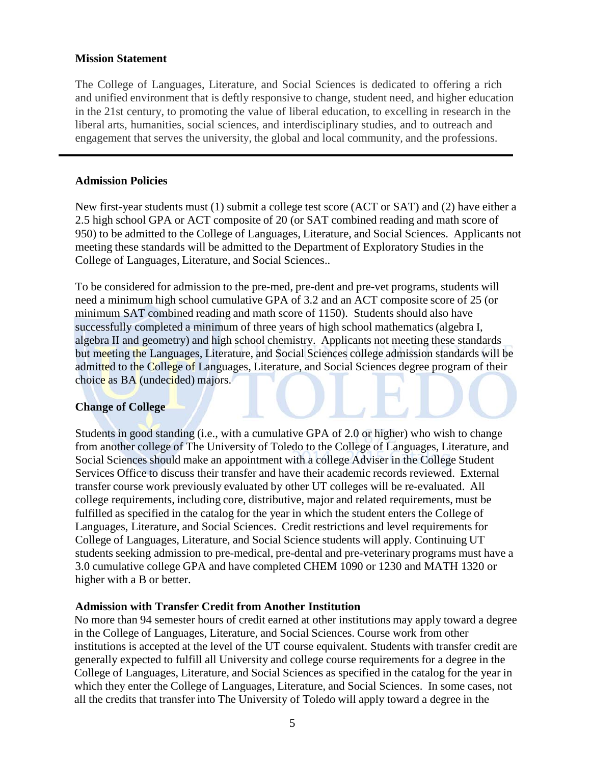## Mission Statement

The College of Languages, Literature, and Social Sciences is dedicated to offering a rich and unified environment that is deftly responsive to change, student need, and higher education in the 21st century, to promoting the value of liberal education, to excelling in research in the liberal arts, humanities, social sciences, and interdisciplinary studies, and to outreach and engagement that serves the university, the global and local community, and the professions.

---

## Admission Policies

New first-year students must (1) submit a college test score (ACT or SAT) and (2) have either a 2.5 high school GPA or ACT composite of 20 (or SAT combined reading and math score of 950) to be admitted to the College of Languages, Literature, and Social Sciences. Applicants not meeting these standards will be admitted to the Department of Exploratory Studies in the College of Languages, Literature, and Social Sciences..

To be considered for admission to the pre-med, pre-dent and pre-vet programs, students will need a minimum high school cumulative GPA of 3.2 and an ACT composite score of 25 (or minimum SAT combined reading and math score of 1150). Students should also have successfully completed a minimum of three years of high school mathematics (algebra I, algebra II and geometry) and high school chemistry. Applicants not meeting these standards but meeting the Languages, Literature, and Social Sciences college admission standards will be admitted to the College of Languages, Literature, and Social Sciences degree program of their choice as BA (undecided) majors.

## Change of College

Students in good standing (i.e., with a cumulative GPA of 2.0 or higher) who wish to change from another college of The University of Toledo to the College of Languages, Literature, and Social Sciences should make an appointment with a college Adviser in the College Student Services Office to discuss their transfer and have their academic records reviewed. External transfer course work previously evaluated by other UT colleges will be re-evaluated. All college requirements, including core, distributive, major and related requirements, must be fulfilled as specified in the catalog for the year in which the student enters the College of Languages, Literature, and Social Sciences. Credit restrictions and level requirements for College of Languages, Literature, and Social Science students will apply. Continuing UT students seeking admission to pre-medical, pre-dental and pre-veterinary programs must have a 3.0 cumulative college GPA and have completed CHEM 1090 or 1230 and MATH 1320 or higher with a B or better.

## Admission with Transfer Credit from Another Institution

No more than 94 semester hours of credit earned at other institutions may apply toward a degree in the College of Languages, Literature, and Social Sciences. Course work from other institutions is accepted at the level of the UT course equivalent. Students with transfer credit are generally expected to fulfill all University and college course requirements for a degree in the College of Languages, Literature, and Social Sciences as specified in the catalog for the year in which they enter the College of Languages, Literature, and Social Sciences. In some cases, not all the credits that transfer into The University of Toledo will apply toward a degree in the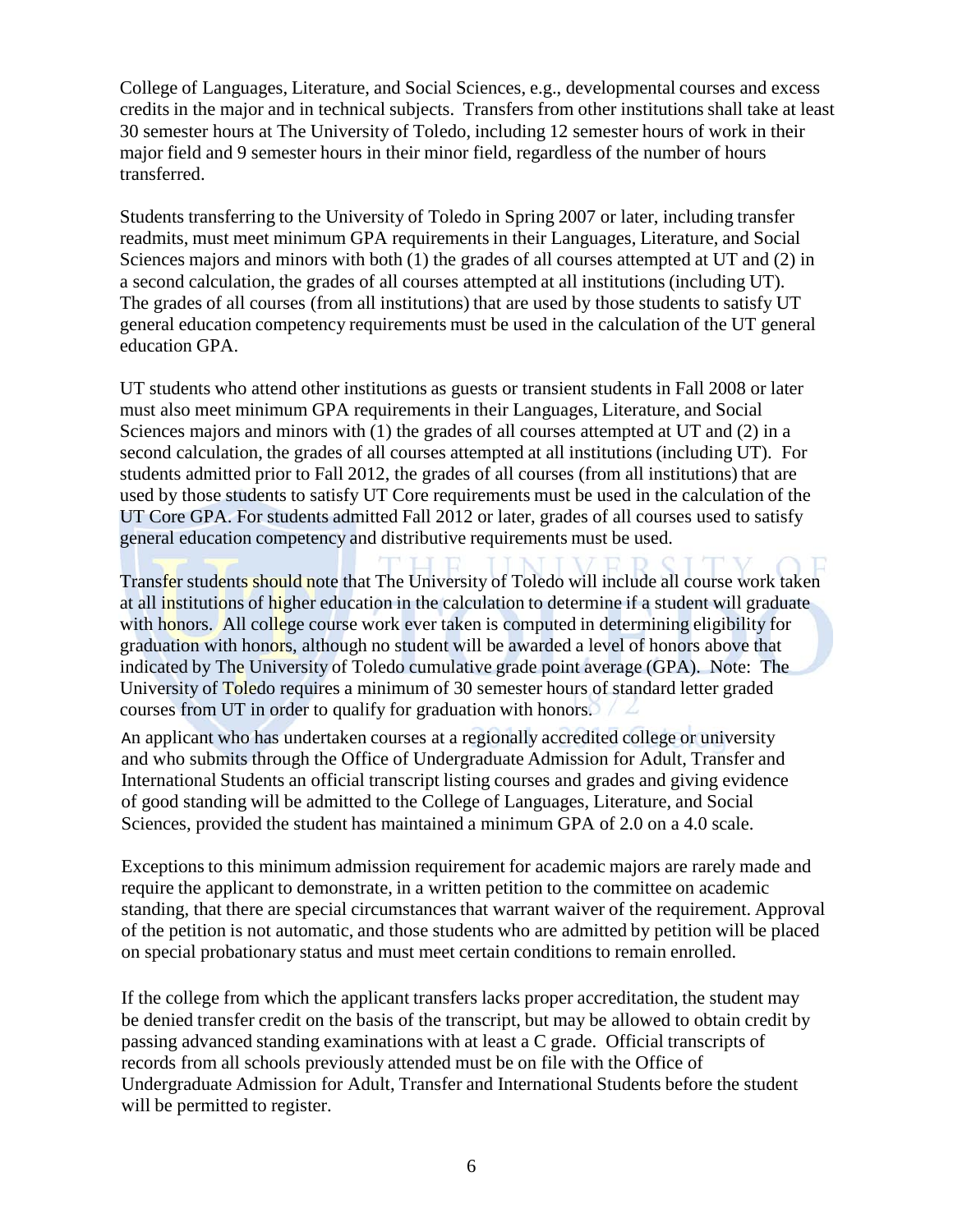College of Languages, Literature, and Social Sciences, e.g., developmental courses and excess credits in the major and in technical subjects. Transfers from other institutions shall take at least 30 semester hours at The University of Toledo, including 12 semester hours of work in their major field and 9 semester hours in their minor field, regardless of the number of hours transferred.

Students transferring to the University of Toledo in Spring 2007 or later, including transfer readmits, must meet minimum GPA requirements in their Languages, Literature, and Social Sciences majors and minors with both (1) the grades of all courses attempted at UT and (2) in a second calculation, the grades of all courses attempted at all institutions (including UT). The grades of all courses (from all institutions) that are used by those students to satisfy UT general education competency requirements must be used in the calculation of the UT general education GPA.

UT students who attend other institutions as guests or transient students in Fall 2008 or later must also meet minimum GPA requirements in their Languages, Literature, and Social Sciences majors and minors with (1) the grades of all courses attempted at UT and (2) in a second calculation, the grades of all courses attempted at all institutions (including UT). For students admitted prior to Fall 2012, the grades of all courses (from all institutions) that are used by those students to satisfy UT Core requirements must be used in the calculation of the UT Core GPA. For students admitted Fall 2012 or later, grades of all courses used to satisfy general education competency and distributive requirements must be used.

Transfer students should note that The University of Toledo will include all course work taken at all institutions of higher education in the calculation to determine if a student will graduate with honors. All college course work ever taken is computed in determining eligibility for graduation with honors, although no student will be awarded a level of honors above that indicated by The University of Toledo cumulative grade point average (GPA). Note: The University of Toledo requires a minimum of 30 semester hours of standard letter graded courses from UT in order to qualify for graduation with honors.

An applicant who has undertaken courses at a regionally accredited college or university and who submits through the Office of Undergraduate Admission for Adult, Transfer and International Students an official transcript listing courses and grades and giving evidence of good standing will be admitted to the College of Languages, Literature, and Social Sciences, provided the student has maintained a minimum GPA of 2.0 on a 4.0 scale.

Exceptions to this minimum admission requirement for academic majors are rarely made and require the applicant to demonstrate, in a written petition to the committee on academic standing, that there are special circumstances that warrant waiver of the requirement. Approval of the petition is not automatic, and those students who are admitted by petition will be placed on special probationary status and must meet certain conditions to remain enrolled.

If the college from which the applicant transfers lacks proper accreditation, the student may be denied transfer credit on the basis of the transcript, but may be allowed to obtain credit by passing advanced standing examinations with at least a C grade. Official transcripts of records from all schools previously attended must be on file with the Office of Undergraduate Admission for Adult, Transfer and International Students before the student will be permitted to register.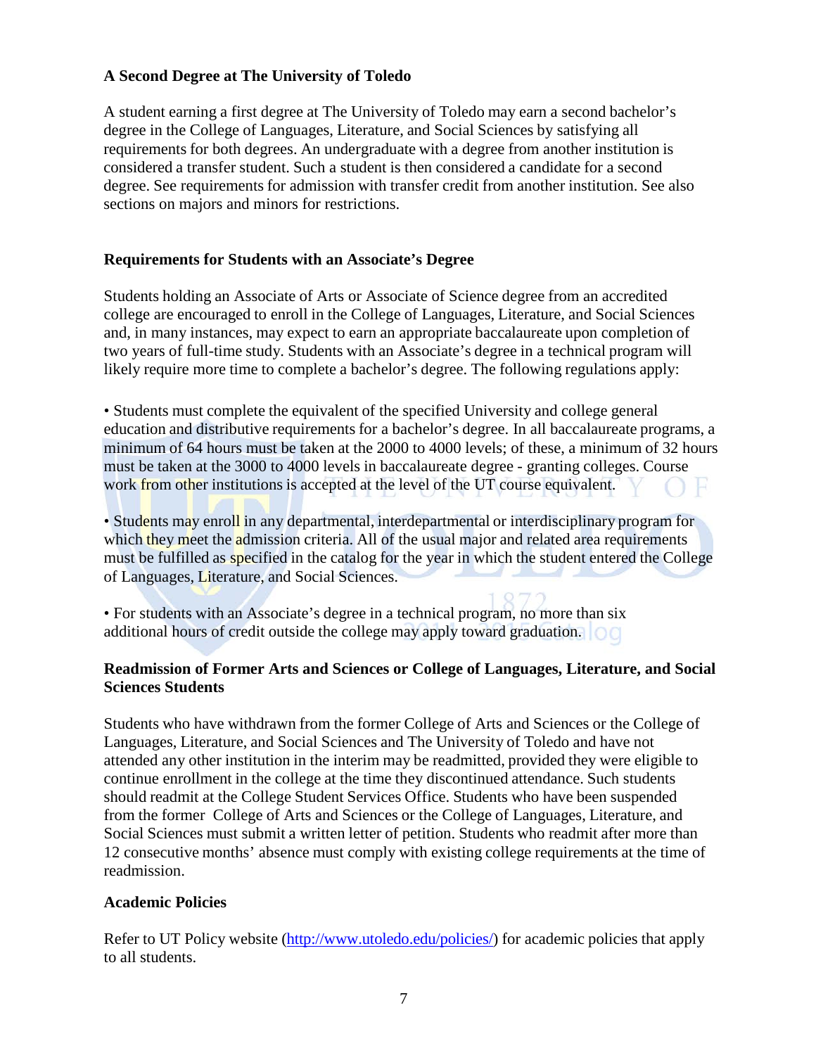### A Second Degree at The University of Toledo

A student earning a first degree at The University of Toledo may earn a second bachelor's degree in the College of Languages, Literature, and Social Sciences by satisfying all requirements for both degrees. An undergraduate with a degree from another institution is considered a transfer student. Such a student is then considered a candidate for a second degree. See requirements for admission with transfer credit from another institution. See also sections on majors and minors for restrictions.

### Requirements for Students with an Associate's Degree

Students holding an Associate of Arts or Associate of Science degree from an accredited college are encouraged to enroll in the College of Languages, Literature, and Social Sciences and, in many instances, may expect to earn an appropriate baccalaureate upon completion of two years of full-time study. Students with an Associate's degree in a technical program will likely require more time to complete a bachelor's degree. The following regulations apply:

- Students must complete the equivalent of the specified University and college general education and distributive requirements for a bachelor's degree. In all baccalaureate programs, a minimum of 64 hours must be taken at the 2000 to 4000 levels; of these, a minimum of 32 hours must be taken at the 3000 to 4000 levels in baccalaureate degree - granting colleges. Course work from other institutions is accepted at the level of the UT course equivalent.

- Students may enroll in any departmental, interdepartmental or interdisciplinary program for which they meet the admission criteria. All of the usual major and related area requirements must be fulfilled as specified in the catalog for the year in which the student entered the College of Languages, Literature, and Social Sciences.

- For students with an Associate's degree in a technical program, no more than six additional hours of credit outside the college may apply toward graduation.

### Readmission of Former Arts and Sciences or College of Languages, Literature, and Social Sciences Students

Students who have withdrawn from the former College of Arts and Sciences or the College of Languages, Literature, and Social Sciences and The University of Toledo and have not attended any other institution in the interim may be readmitted, provided they were eligible to continue enrollment in the college at the time they discontinued attendance. Such students should readmit at the College Student Services Office. Students who have been suspended from the former College of Arts and Sciences or the College of Languages, Literature, and Social Sciences must submit a written letter of petition. Students who readmit after more than 12 consecutive months' absence must comply with existing college requirements at the time of readmission.

### Academic Policies

Refer to UT Policy website (http://www.utoledo.edu/policies/) for academic policies that apply to all students.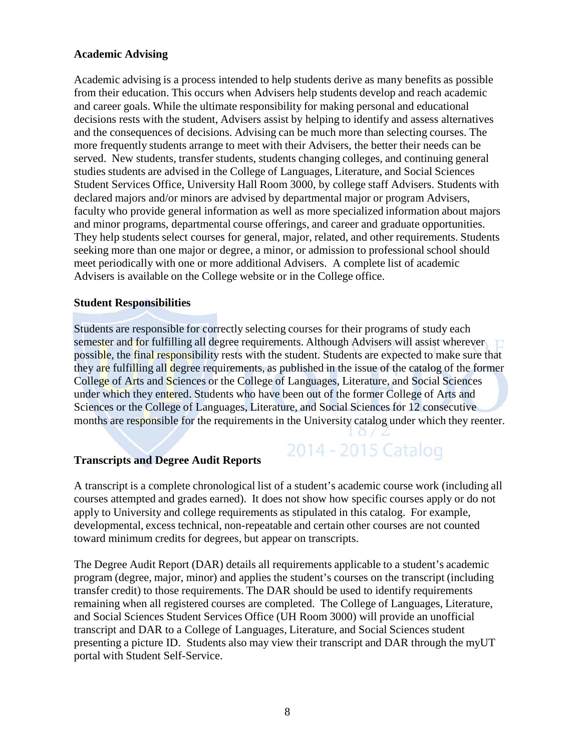## Academic Advising

Academic advising is a process intended to help students derive as many benefits as possible from their education. This occurs when Advisers help students develop and reach academic and career goals. While the ultimate responsibility for making personal and educational decisions rests with the student, Advisers assist by helping to identify and assess alternatives and the consequences of decisions. Advising can be much more than selecting courses. The more frequently students arrange to meet with their Advisers, the better their needs can be served. New students, transfer students, students changing colleges, and continuing general studies students are advised in the College of Languages, Literature, and Social Sciences Student Services Office, University Hall Room 3000, by college staff Advisers. Students with declared majors and/or minors are advised by departmental major or program Advisers, faculty who provide general information as well as more specialized information about majors and minor programs, departmental course offerings, and career and graduate opportunities. They help students select courses for general, major, related, and other requirements. Students seeking more than one major or degree, a minor, or admission to professional school should meet periodically with one or more additional Advisers. A complete list of academic Advisers is available on the College website or in the College office.

## Student Responsibilities

Students are responsible for correctly selecting courses for their programs of study each semester and for fulfilling all degree requirements. Although Advisers will assist wherever possible, the final responsibility rests with the student. Students are expected to make sure that they are fulfilling all degree requirements, as published in the issue of the catalog of the former College of Arts and Sciences or the College of Languages, Literature, and Social Sciences under which they entered. Students who have been out of the former College of Arts and Sciences or the College of Languages, Literature, and Social Sciences for 12 consecutive months are responsible for the requirements in the University catalog under which they reenter.

## Transcripts and Degree Audit Reports

A transcript is a complete chronological list of a student's academic course work (including all courses attempted and grades earned). It does not show how specific courses apply or do not apply to University and college requirements as stipulated in this catalog. For example, developmental, excess technical, non-repeatable and certain other courses are not counted toward minimum credits for degrees, but appear on transcripts.

The Degree Audit Report (DAR) details all requirements applicable to a student's academic program (degree, major, minor) and applies the student's courses on the transcript (including transfer credit) to those requirements. The DAR should be used to identify requirements remaining when all registered courses are completed. The College of Languages, Literature, and Social Sciences Student Services Office (UH Room 3000) will provide an unofficial transcript and DAR to a College of Languages, Literature, and Social Sciences student presenting a picture ID. Students also may view their transcript and DAR through the myUT portal with Student Self-Service.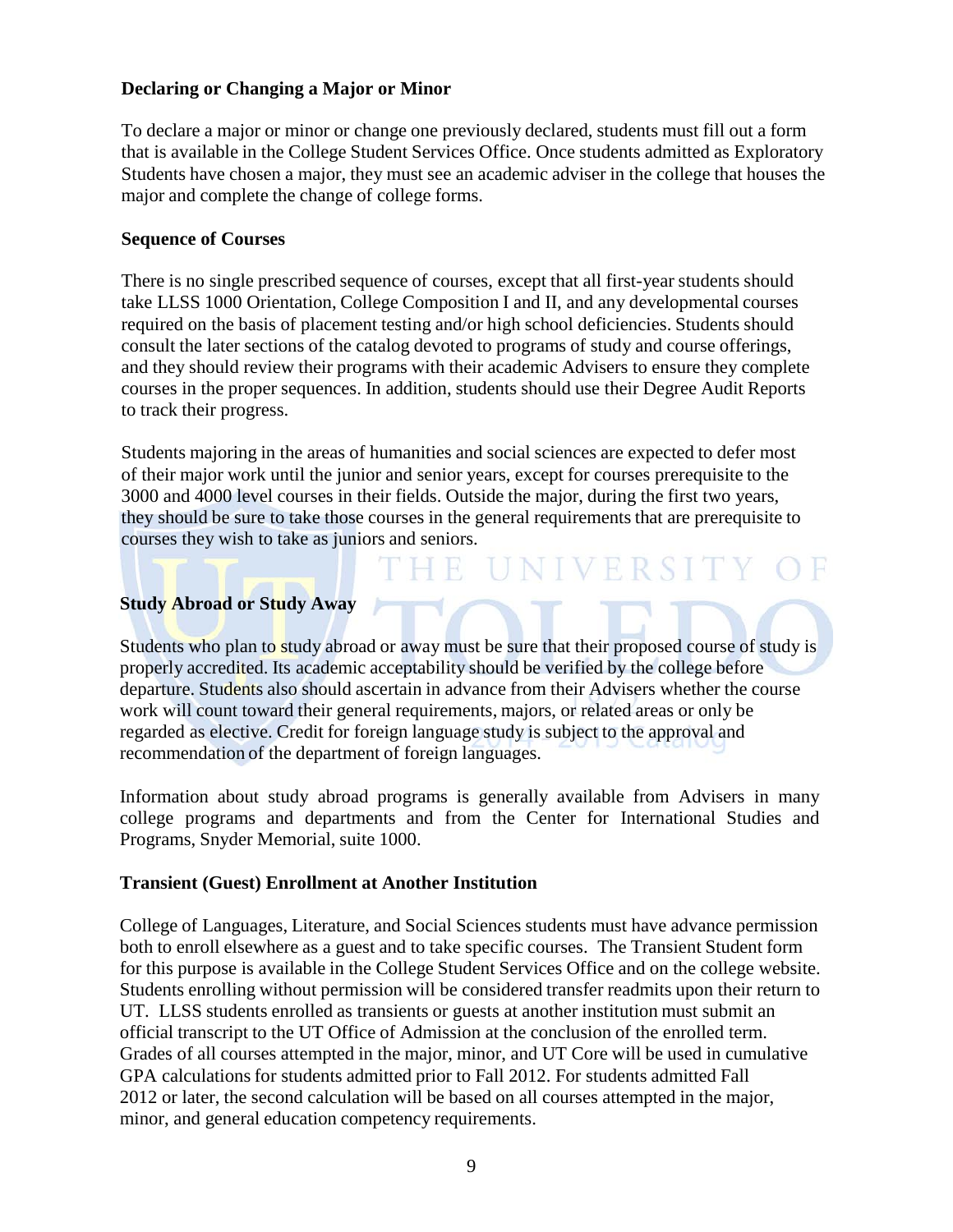### Declaring or Changing a Major or Minor

To declare a major or minor or change one previously declared, students must fill out a form that is available in the College Student Services Office. Once students admitted as Exploratory Students have chosen a major, they must see an academic adviser in the college that houses the major and complete the change of college forms.

### Sequence of Courses

There is no single prescribed sequence of courses, except that all first-year students should take LLSS 1000 Orientation, College Composition I and II, and any developmental courses required on the basis of placement testing and/or high school deficiencies. Students should consult the later sections of the catalog devoted to programs of study and course offerings, and they should review their programs with their academic Advisers to ensure they complete courses in the proper sequences. In addition, students should use their Degree Audit Reports to track their progress.

Students majoring in the areas of humanities and social sciences are expected to defer most of their major work until the junior and senior years, except for courses prerequisite to the 3000 and 4000 level courses in their fields. Outside the major, during the first two years, they should be sure to take those courses in the general requirements that are prerequisite to courses they wish to take as juniors and seniors.

### Study Abroad or Study Away

Students who plan to study abroad or away must be sure that their proposed course of study is properly accredited. Its academic acceptability should be verified by the college before departure. Students also should ascertain in advance from their Advisers whether the course work will count toward their general requirements, majors, or related areas or only be regarded as elective. Credit for foreign language study is subject to the approval and recommendation of the department of foreign languages.

Information about study abroad programs is generally available from Advisers in many college programs and departments and from the Center for International Studies and Programs, Snyder Memorial, suite 1000.

### Transient (Guest) Enrollment at Another Institution

College of Languages, Literature, and Social Sciences students must have advance permission both to enroll elsewhere as a guest and to take specific courses. The Transient Student form for this purpose is available in the College Student Services Office and on the college website. Students enrolling without permission will be considered transfer readmits upon their return to UT. LLSS students enrolled as transients or guests at another institution must submit an official transcript to the UT Office of Admission at the conclusion of the enrolled term. Grades of all courses attempted in the major, minor, and UT Core will be used in cumulative GPA calculations for students admitted prior to Fall 2012. For students admitted Fall 2012 or later, the second calculation will be based on all courses attempted in the major, minor, and general education competency requirements.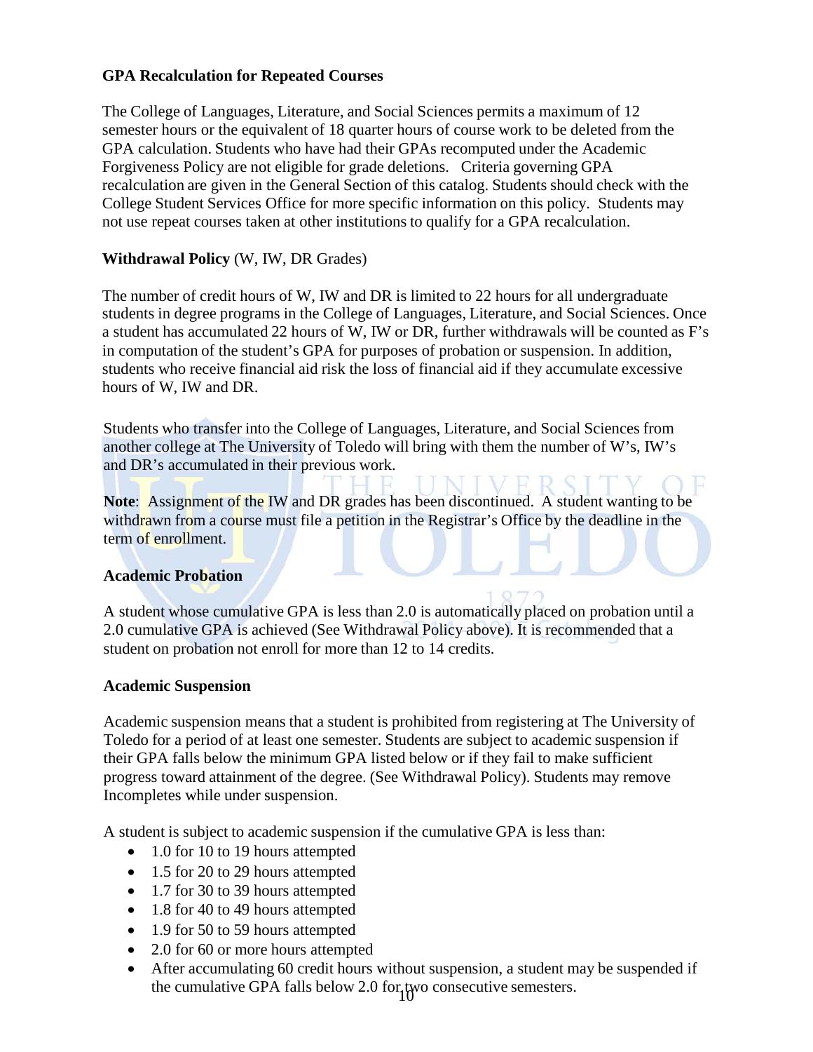**GPA Recalculation for Repeated Courses**

The College of Languages, Literature, and Social Sciences permits a maximum of 12 semester hours or the equivalent of 18 quarter hours of course work to be deleted from the GPA calculation. Students who have had their GPAs recomputed under the Academic Forgiveness Policy are not eligible for grade deletions. Criteria governing GPA recalculation are given in the General Section of this catalog. Students should check with the College Student Services Office for more specific information on this policy. Students may not use repeat courses taken at other institutions to qualify for a GPA recalculation.

**Withdrawal Policy** (W, IW, DR Grades)

The number of credit hours of W, IW and DR is limited to 22 hours for all undergraduate students in degree programs in the College of Languages, Literature, and Social Sciences. Once a student has accumulated 22 hours of W, IW or DR, further withdrawals will be counted as F's in computation of the student's GPA for purposes of probation or suspension. In addition, students who receive financial aid risk the loss of financial aid if they accumulate excessive hours of W, IW and DR.

Students who transfer into the College of Languages, Literature, and Social Sciences from another college at The University of Toledo will bring with them the number of W's, IW's and DR's accumulated in their previous work.

**Note**: Assignment of the IW and DR grades has been discontinued. A student wanting to be withdrawn from a course must file a petition in the Registrar's Office by the deadline in the term of enrollment.

**Academic Probation**

A student whose cumulative GPA is less than 2.0 is automatically placed on probation until a 2.0 cumulative GPA is achieved (See Withdrawal Policy above). It is recommended that a student on probation not enroll for more than 12 to 14 credits.

**Academic Suspension**

Academic suspension means that a student is prohibited from registering at The University of Toledo for a period of at least one semester. Students are subject to academic suspension if their GPA falls below the minimum GPA listed below or if they fail to make sufficient progress toward attainment of the degree. (See Withdrawal Policy). Students may remove Incompletes while under suspension.

A student is subject to academic suspension if the cumulative GPA is less than:

- 1.0 for 10 to 19 hours attempted
- 1.5 for 20 to 29 hours attempted
- 1.7 for 30 to 39 hours attempted
- 1.8 for 40 to 49 hours attempted
- 1.9 for 50 to 59 hours attempted
- 2.0 for 60 or more hours attempted
- After accumulating 60 credit hours without suspension, a student may be suspended if the cumulative GPA falls below 2.0 for two consecutive semesters.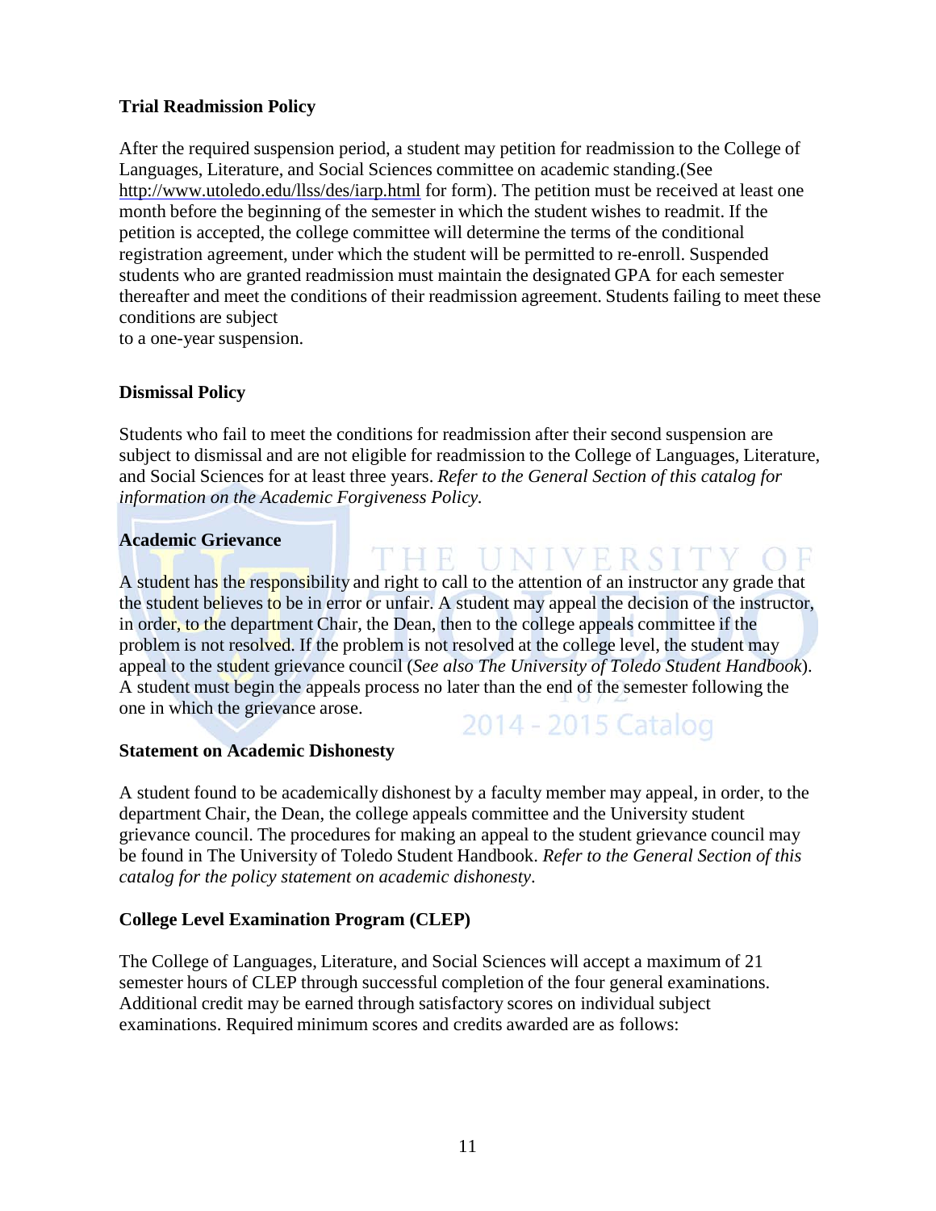## Trial Readmission Policy

After the required suspension period, a student may petition for readmission to the College of Languages, Literature, and Social Sciences committee on academic standing.(See http://www.utoledo.edu/llss/des/iarp.html for form). The petition must be received at least one month before the beginning of the semester in which the student wishes to readmit. If the petition is accepted, the college committee will determine the terms of the conditional registration agreement, under which the student will be permitted to re-enroll. Suspended students who are granted readmission must maintain the designated GPA for each semester thereafter and meet the conditions of their readmission agreement. Students failing to meet these conditions are subject to a one-year suspension.

## Dismissal Policy

Students who fail to meet the conditions for readmission after their second suspension are subject to dismissal and are not eligible for readmission to the College of Languages, Literature, and Social Sciences for at least three years. *Refer to the General Section of this catalog for information on the Academic Forgiveness Policy.*

## Academic Grievance

A student has the responsibility and right to call to the attention of an instructor any grade that the student believes to be in error or unfair. A student may appeal the decision of the instructor, in order, to the department Chair, the Dean, then to the college appeals committee if the problem is not resolved. If the problem is not resolved at the college level, the student may appeal to the student grievance council (*See also The University of Toledo Student Handbook*). A student must begin the appeals process no later than the end of the semester following the one in which the grievance arose.

## Statement on Academic Dishonesty

A student found to be academically dishonest by a faculty member may appeal, in order, to the department Chair, the Dean, the college appeals committee and the University student grievance council. The procedures for making an appeal to the student grievance council may be found in The University of Toledo Student Handbook. *Refer to the General Section of this catalog for the policy statement on academic dishonesty*.

## College Level Examination Program (CLEP)

The College of Languages, Literature, and Social Sciences will accept a maximum of 21 semester hours of CLEP through successful completion of the four general examinations. Additional credit may be earned through satisfactory scores on individual subject examinations. Required minimum scores and credits awarded are as follows: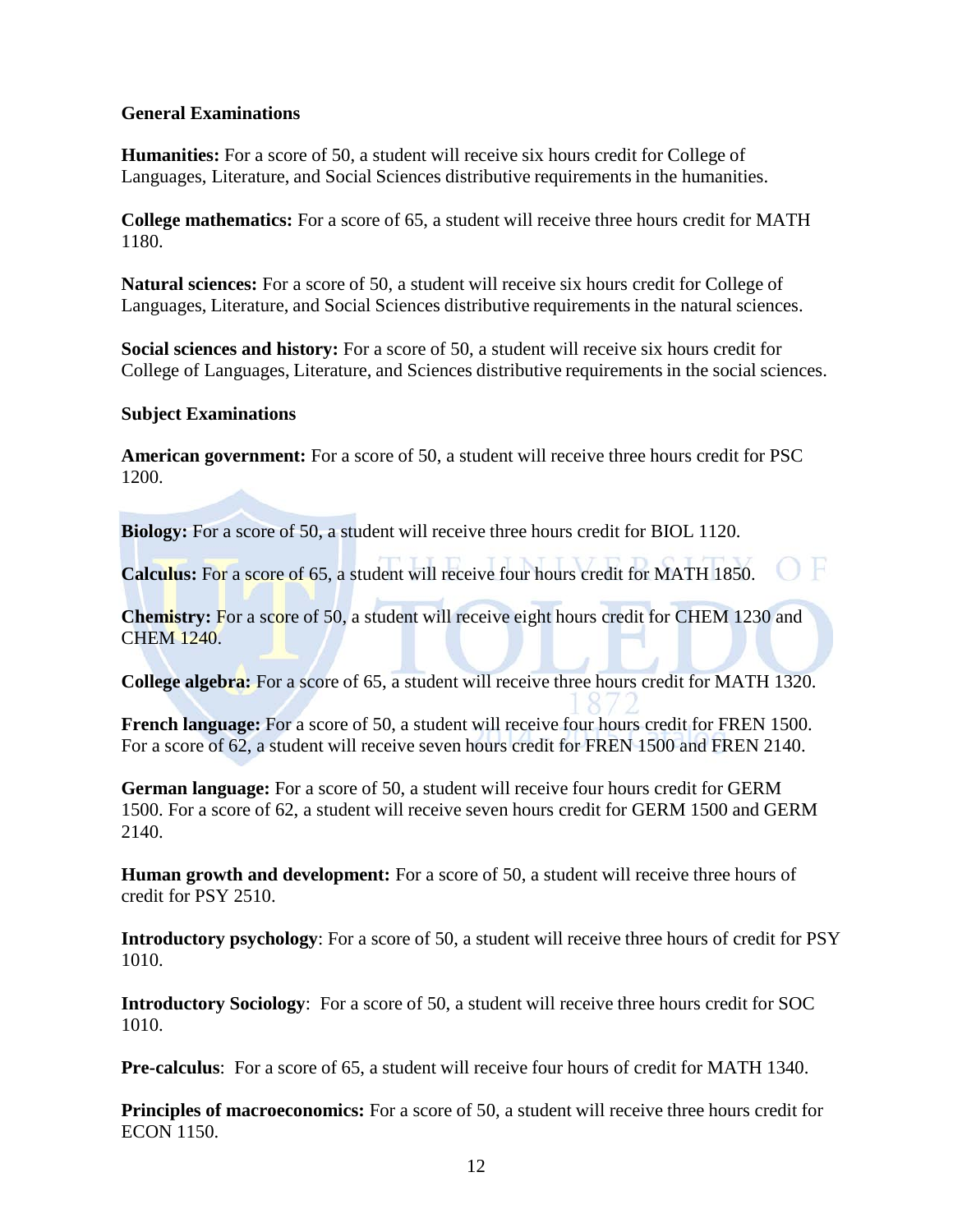**General Examinations**

**Humanities:** For a score of 50, a student will receive six hours credit for College of Languages, Literature, and Social Sciences distributive requirements in the humanities.

**College mathematics:** For a score of 65, a student will receive three hours credit for MATH 1180.

**Natural sciences:** For a score of 50, a student will receive six hours credit for College of Languages, Literature, and Social Sciences distributive requirements in the natural sciences.

**Social sciences and history:** For a score of 50, a student will receive six hours credit for College of Languages, Literature, and Sciences distributive requirements in the social sciences.

**Subject Examinations**

**American government:** For a score of 50, a student will receive three hours credit for PSC 1200.

**Biology:** For a score of 50, a student will receive three hours credit for BIOL 1120.

**Calculus:** For a score of 65, a student will receive four hours credit for MATH 1850.

**Chemistry:** For a score of 50, a student will receive eight hours credit for CHEM 1230 and CHEM 1240.

**College algebra:** For a score of 65, a student will receive three hours credit for MATH 1320.

**French language:** For a score of 50, a student will receive four hours credit for FREN 1500. For a score of 62, a student will receive seven hours credit for FREN 1500 and FREN 2140.

**German language:** For a score of 50, a student will receive four hours credit for GERM 1500. For a score of 62, a student will receive seven hours credit for GERM 1500 and GERM 2140.

**Human growth and development:** For a score of 50, a student will receive three hours of credit for PSY 2510.

**Introductory psychology**: For a score of 50, a student will receive three hours of credit for PSY 1010.

**Introductory Sociology**: For a score of 50, a student will receive three hours credit for SOC 1010.

**Pre-calculus**: For a score of 65, a student will receive four hours of credit for MATH 1340.

**Principles of macroeconomics:** For a score of 50, a student will receive three hours credit for ECON 1150.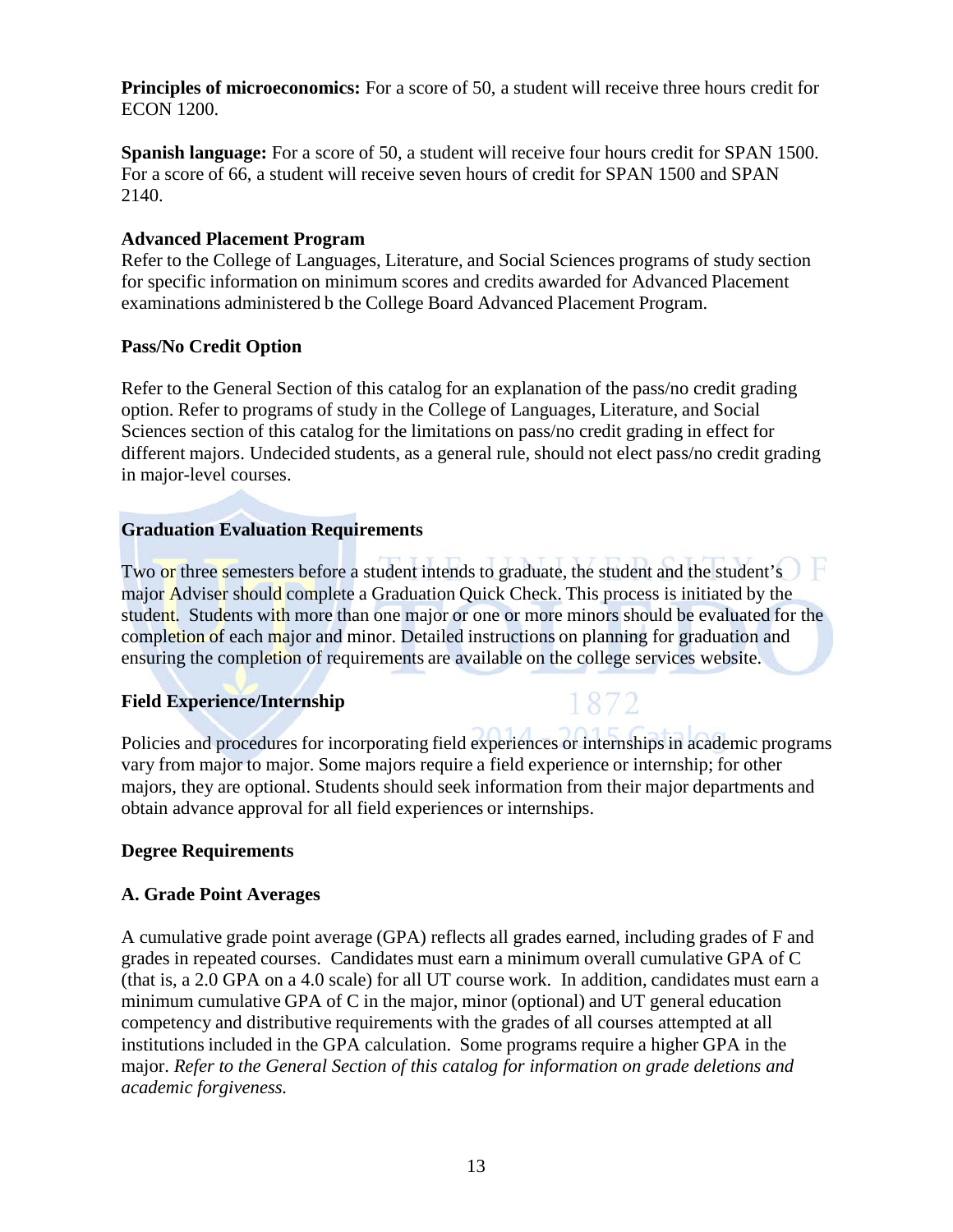**Principles of microeconomics:** For a score of 50, a student will receive three hours credit for ECON 1200.

**Spanish language:** For a score of 50, a student will receive four hours credit for SPAN 1500. For a score of 66, a student will receive seven hours of credit for SPAN 1500 and SPAN 2140.

**Advanced Placement Program**

Refer to the College of Languages, Literature, and Social Sciences programs of study section for specific information on minimum scores and credits awarded for Advanced Placement examinations administered b the College Board Advanced Placement Program.

**Pass/No Credit Option**

Refer to the General Section of this catalog for an explanation of the pass/no credit grading option. Refer to programs of study in the College of Languages, Literature, and Social Sciences section of this catalog for the limitations on pass/no credit grading in effect for different majors. Undecided students, as a general rule, should not elect pass/no credit grading in major-level courses.

**Graduation Evaluation Requirements**

Two or three semesters before a student intends to graduate, the student and the student's major Adviser should complete a Graduation Quick Check. This process is initiated by the student. Students with more than one major or one or more minors should be evaluated for the completion of each major and minor. Detailed instructions on planning for graduation and ensuring the completion of requirements are available on the college services website.

**Field Experience/Internship**

Policies and procedures for incorporating field experiences or internships in academic programs vary from major to major. Some majors require a field experience or internship; for other majors, they are optional. Students should seek information from their major departments and obtain advance approval for all field experiences or internships.

**Degree Requirements**

**A. Grade Point Averages**

A cumulative grade point average (GPA) reflects all grades earned, including grades of F and grades in repeated courses. Candidates must earn a minimum overall cumulative GPA of C (that is, a 2.0 GPA on a 4.0 scale) for all UT course work. In addition, candidates must earn a minimum cumulative GPA of C in the major, minor (optional) and UT general education competency and distributive requirements with the grades of all courses attempted at all institutions included in the GPA calculation. Some programs require a higher GPA in the major. *Refer to the General Section of this catalog for information on grade deletions and academic forgiveness.*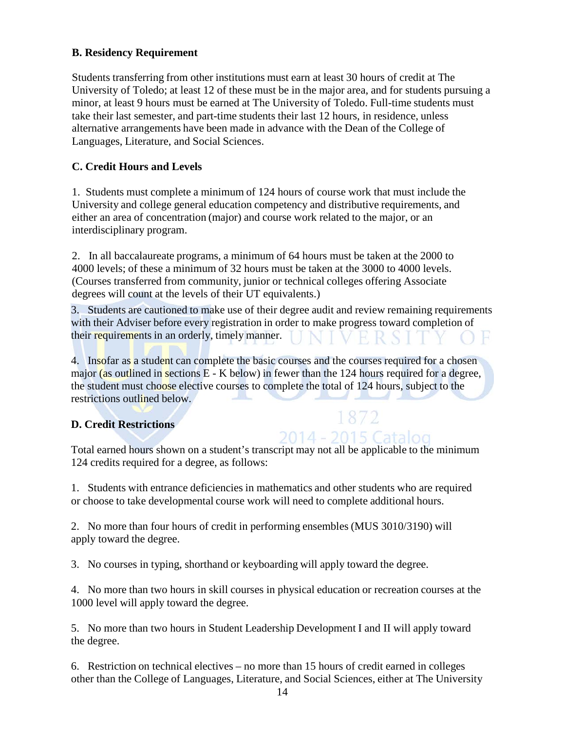### B. Residency Requirement

Students transferring from other institutions must earn at least 30 hours of credit at The University of Toledo; at least 12 of these must be in the major area, and for students pursuing a minor, at least 9 hours must be earned at The University of Toledo. Full-time students must take their last semester, and part-time students their last 12 hours, in residence, unless alternative arrangements have been made in advance with the Dean of the College of Languages, Literature, and Social Sciences.

### C. Credit Hours and Levels

1. Students must complete a minimum of 124 hours of course work that must include the University and college general education competency and distributive requirements, and either an area of concentration (major) and course work related to the major, or an interdisciplinary program.

2. In all baccalaureate programs, a minimum of 64 hours must be taken at the 2000 to 4000 levels; of these a minimum of 32 hours must be taken at the 3000 to 4000 levels. (Courses transferred from community, junior or technical colleges offering Associate degrees will count at the levels of their UT equivalents.)

3. Students are cautioned to make use of their degree audit and review remaining requirements with their Adviser before every registration in order to make progress toward completion of their requirements in an orderly, timely manner.

4. Insofar as a student can complete the basic courses and the courses required for a chosen major (as outlined in sections E - K below) in fewer than the 124 hours required for a degree, the student must choose elective courses to complete the total of 124 hours, subject to the restrictions outlined below.

### D. Credit Restrictions

Total earned hours shown on a student's transcript may not all be applicable to the minimum 124 credits required for a degree, as follows:

1. Students with entrance deficiencies in mathematics and other students who are required or choose to take developmental course work will need to complete additional hours.

2. No more than four hours of credit in performing ensembles (MUS 3010/3190) will apply toward the degree.

3. No courses in typing, shorthand or keyboarding will apply toward the degree.

4. No more than two hours in skill courses in physical education or recreation courses at the 1000 level will apply toward the degree.

5. No more than two hours in Student Leadership Development I and II will apply toward the degree.

6. Restriction on technical electives – no more than 15 hours of credit earned in colleges other than the College of Languages, Literature, and Social Sciences, either at The University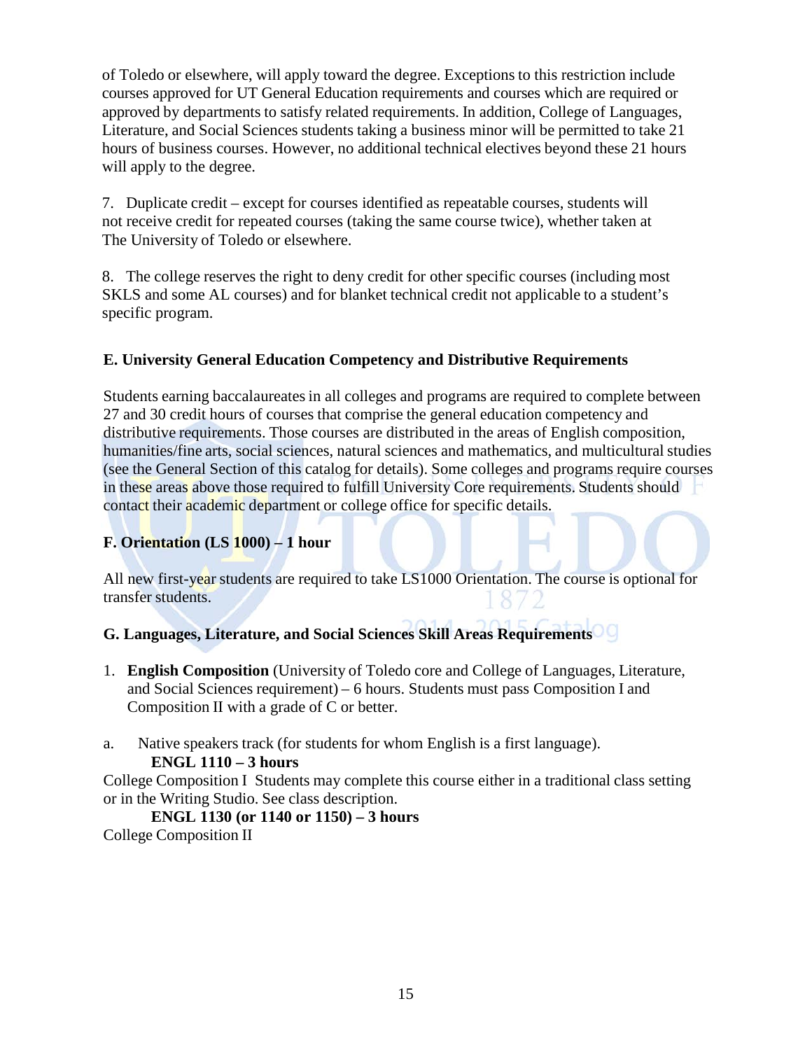of Toledo or elsewhere, will apply toward the degree. Exceptions to this restriction include courses approved for UT General Education requirements and courses which are required or approved by departments to satisfy related requirements. In addition, College of Languages, Literature, and Social Sciences students taking a business minor will be permitted to take 21 hours of business courses. However, no additional technical electives beyond these 21 hours will apply to the degree.

7. Duplicate credit – except for courses identified as repeatable courses, students will not receive credit for repeated courses (taking the same course twice), whether taken at The University of Toledo or elsewhere.

8. The college reserves the right to deny credit for other specific courses (including most SKLS and some AL courses) and for blanket technical credit not applicable to a student's specific program.

### E. University General Education Competency and Distributive Requirements

Students earning baccalaureates in all colleges and programs are required to complete between 27 and 30 credit hours of courses that comprise the general education competency and distributive requirements. Those courses are distributed in the areas of English composition, humanities/fine arts, social sciences, natural sciences and mathematics, and multicultural studies (see the General Section of this catalog for details). Some colleges and programs require courses in these areas above those required to fulfill University Core requirements. Students should contact their academic department or college office for specific details.

### F. Orientation (LS 1000) – 1 hour

All new first-year students are required to take LS1000 Orientation. The course is optional for transfer students.

### G. Languages, Literature, and Social Sciences Skill Areas Requirements

1. **English Composition** (University of Toledo core and College of Languages, Literature, and Social Sciences requirement) – 6 hours. Students must pass Composition I and Composition II with a grade of C or better.

a. Native speakers track (for students for whom English is a first language).

**ENGL 1110 – 3 hours**

College Composition I Students may complete this course either in a traditional class setting or in the Writing Studio. See class description.

**ENGL 1130 (or 1140 or 1150) – 3 hours**

College Composition II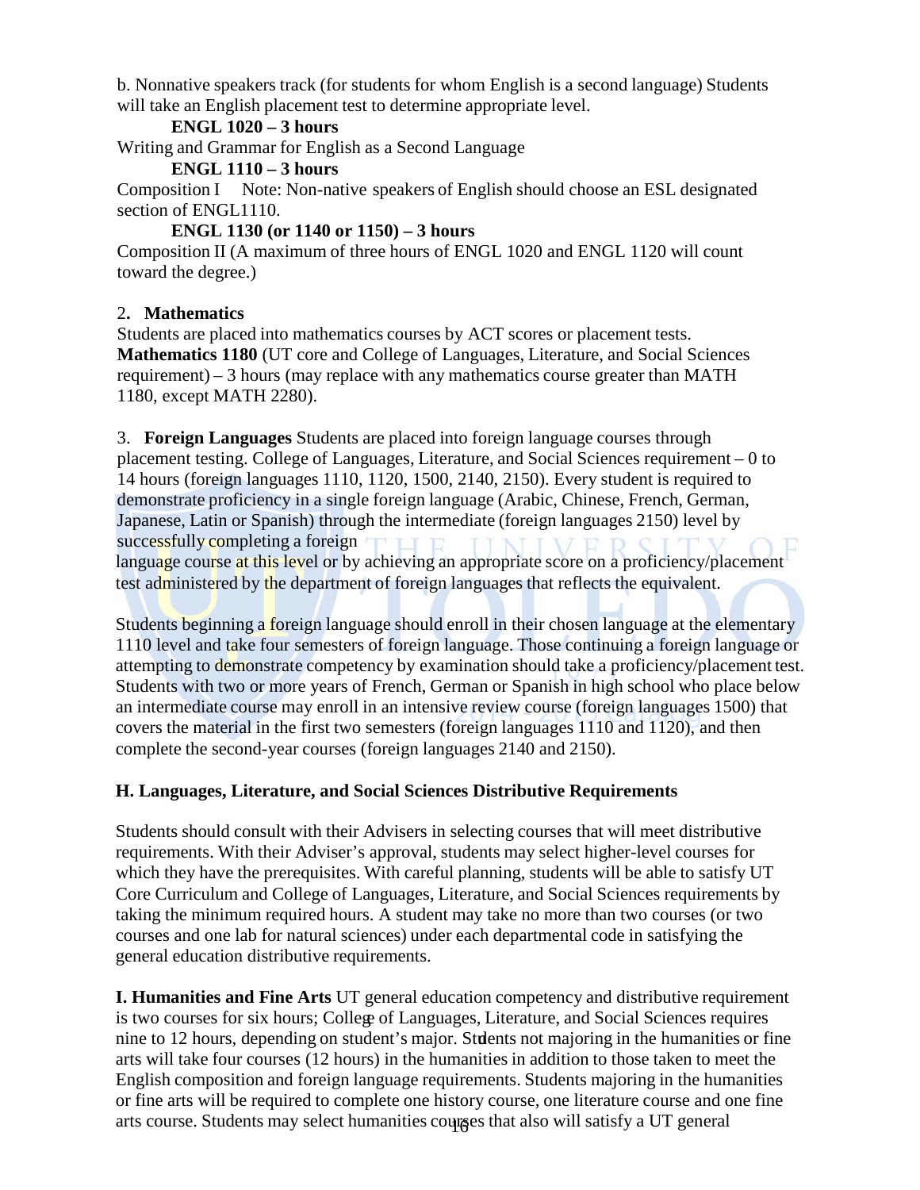b. Nonnative speakers track (for students for whom English is a second language) Students will take an English placement test to determine appropriate level.

**ENGL 1020 – 3 hours**

Writing and Grammar for English as a Second Language

**ENGL 1110 – 3 hours**

Composition I  Note: Non-native speakers of English should choose an ESL designated section of ENGL1110.

**ENGL 1130 (or 1140 or 1150) – 3 hours**

Composition II (A maximum of three hours of ENGL 1020 and ENGL 1120 will count toward the degree.)

2. **Mathematics**

Students are placed into mathematics courses by ACT scores or placement tests. **Mathematics 1180** (UT core and College of Languages, Literature, and Social Sciences requirement) – 3 hours (may replace with any mathematics course greater than MATH 1180, except MATH 2280).

3. **Foreign Languages** Students are placed into foreign language courses through placement testing. College of Languages, Literature, and Social Sciences requirement – 0 to 14 hours (foreign languages 1110, 1120, 1500, 2140, 2150). Every student is required to demonstrate proficiency in a single foreign language (Arabic, Chinese, French, German, Japanese, Latin or Spanish) through the intermediate (foreign languages 2150) level by successfully completing a foreign language course at this level or by achieving an appropriate score on a proficiency/placement test administered by the department of foreign languages that reflects the equivalent.

Students beginning a foreign language should enroll in their chosen language at the elementary 1110 level and take four semesters of foreign language. Those continuing a foreign language or attempting to demonstrate competency by examination should take a proficiency/placement test. Students with two or more years of French, German or Spanish in high school who place below an intermediate course may enroll in an intensive review course (foreign languages 1500) that covers the material in the first two semesters (foreign languages 1110 and 1120), and then complete the second-year courses (foreign languages 2140 and 2150).

**H. Languages, Literature, and Social Sciences Distributive Requirements**

Students should consult with their Advisers in selecting courses that will meet distributive requirements. With their Adviser's approval, students may select higher-level courses for which they have the prerequisites. With careful planning, students will be able to satisfy UT Core Curriculum and College of Languages, Literature, and Social Sciences requirements by taking the minimum required hours. A student may take no more than two courses (or two courses and one lab for natural sciences) under each departmental code in satisfying the general education distributive requirements.

**I. Humanities and Fine Arts** UT general education competency and distributive requirement is two courses for six hours; College of Languages, Literature, and Social Sciences requires nine to 12 hours, depending on student's major. Students not majoring in the humanities or fine arts will take four courses (12 hours) in the humanities in addition to those taken to meet the English composition and foreign language requirements. Students majoring in the humanities or fine arts will be required to complete one history course, one literature course and one fine arts course. Students may select humanities courses that also will satisfy a UT general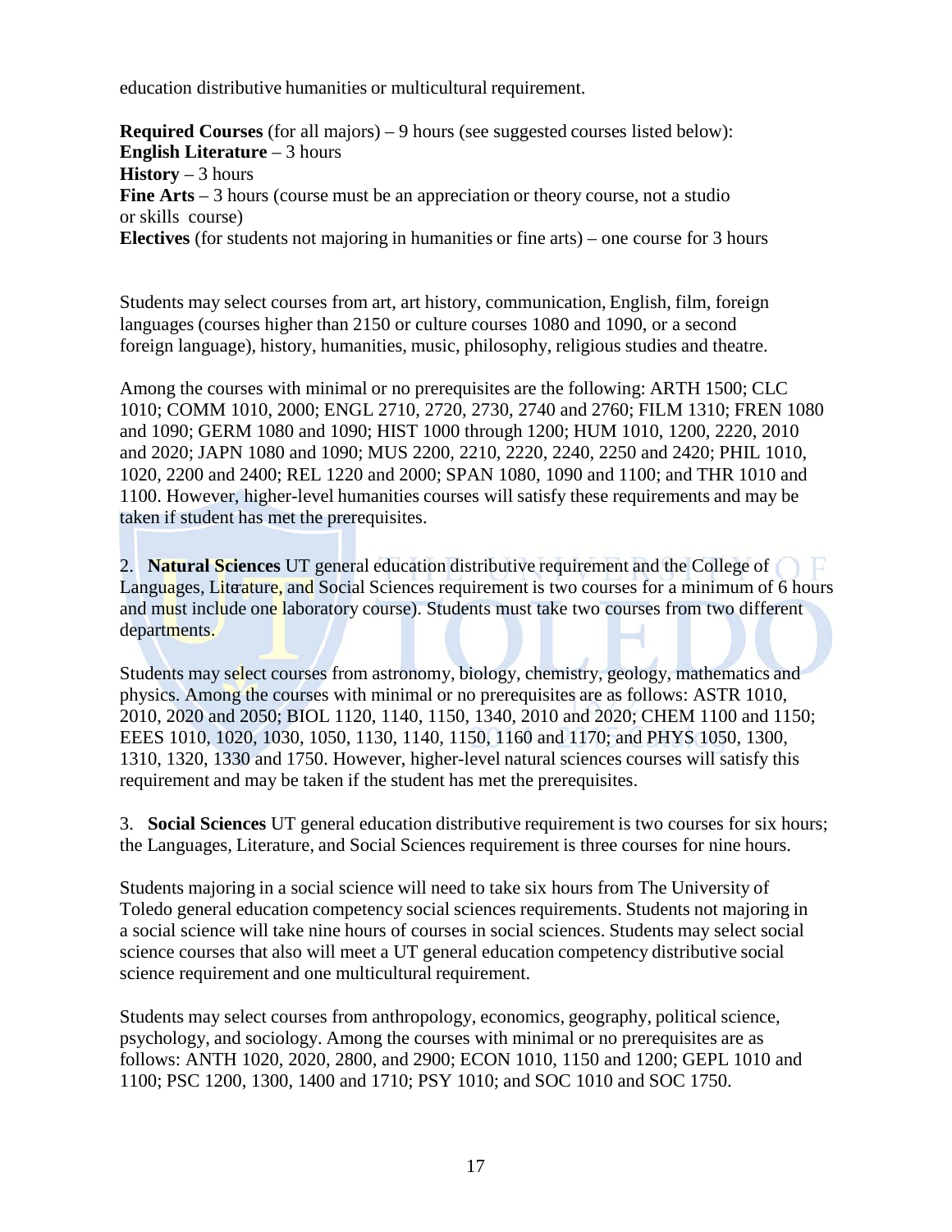education distributive humanities or multicultural requirement.

**Required Courses** (for all majors) – 9 hours (see suggested courses listed below):
**English Literature** – 3 hours
**History** – 3 hours
**Fine Arts** – 3 hours (course must be an appreciation or theory course, not a studio or skills course)
**Electives** (for students not majoring in humanities or fine arts) – one course for 3 hours

Students may select courses from art, art history, communication, English, film, foreign languages (courses higher than 2150 or culture courses 1080 and 1090, or a second foreign language), history, humanities, music, philosophy, religious studies and theatre.

Among the courses with minimal or no prerequisites are the following: ARTH 1500; CLC 1010; COMM 1010, 2000; ENGL 2710, 2720, 2730, 2740 and 2760; FILM 1310; FREN 1080 and 1090; GERM 1080 and 1090; HIST 1000 through 1200; HUM 1010, 1200, 2220, 2010 and 2020; JAPN 1080 and 1090; MUS 2200, 2210, 2220, 2240, 2250 and 2420; PHIL 1010, 1020, 2200 and 2400; REL 1220 and 2000; SPAN 1080, 1090 and 1100; and THR 1010 and 1100. However, higher-level humanities courses will satisfy these requirements and may be taken if student has met the prerequisites.

2. **Natural Sciences** UT general education distributive requirement and the College of Languages, Literature, and Social Sciences requirement is two courses for a minimum of 6 hours and must include one laboratory course). Students must take two courses from two different departments.

Students may select courses from astronomy, biology, chemistry, geology, mathematics and physics. Among the courses with minimal or no prerequisites are as follows: ASTR 1010, 2010, 2020 and 2050; BIOL 1120, 1140, 1150, 1340, 2010 and 2020; CHEM 1100 and 1150; EEES 1010, 1020, 1030, 1050, 1130, 1140, 1150, 1160 and 1170; and PHYS 1050, 1300, 1310, 1320, 1330 and 1750. However, higher-level natural sciences courses will satisfy this requirement and may be taken if the student has met the prerequisites.

3. **Social Sciences** UT general education distributive requirement is two courses for six hours; the Languages, Literature, and Social Sciences requirement is three courses for nine hours.

Students majoring in a social science will need to take six hours from The University of Toledo general education competency social sciences requirements. Students not majoring in a social science will take nine hours of courses in social sciences. Students may select social science courses that also will meet a UT general education competency distributive social science requirement and one multicultural requirement.

Students may select courses from anthropology, economics, geography, political science, psychology, and sociology. Among the courses with minimal or no prerequisites are as follows: ANTH 1020, 2020, 2800, and 2900; ECON 1010, 1150 and 1200; GEPL 1010 and 1100; PSC 1200, 1300, 1400 and 1710; PSY 1010; and SOC 1010 and SOC 1750.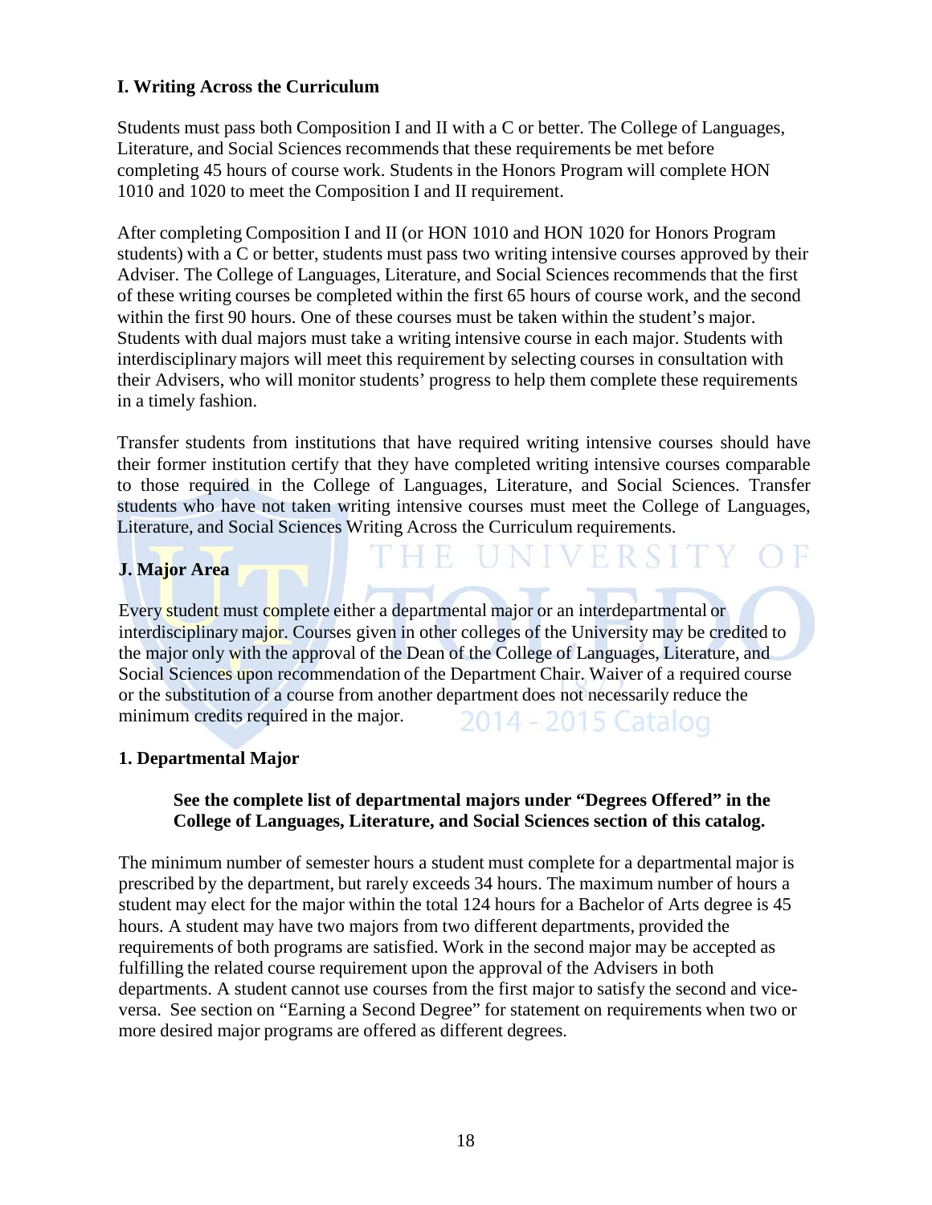### I. Writing Across the Curriculum

Students must pass both Composition I and II with a C or better. The College of Languages, Literature, and Social Sciences recommends that these requirements be met before completing 45 hours of course work. Students in the Honors Program will complete HON 1010 and 1020 to meet the Composition I and II requirement.

After completing Composition I and II (or HON 1010 and HON 1020 for Honors Program students) with a C or better, students must pass two writing intensive courses approved by their Adviser. The College of Languages, Literature, and Social Sciences recommends that the first of these writing courses be completed within the first 65 hours of course work, and the second within the first 90 hours. One of these courses must be taken within the student's major. Students with dual majors must take a writing intensive course in each major. Students with interdisciplinary majors will meet this requirement by selecting courses in consultation with their Advisers, who will monitor students' progress to help them complete these requirements in a timely fashion.

Transfer students from institutions that have required writing intensive courses should have their former institution certify that they have completed writing intensive courses comparable to those required in the College of Languages, Literature, and Social Sciences. Transfer students who have not taken writing intensive courses must meet the College of Languages, Literature, and Social Sciences Writing Across the Curriculum requirements.

### J. Major Area

Every student must complete either a departmental major or an interdepartmental or interdisciplinary major. Courses given in other colleges of the University may be credited to the major only with the approval of the Dean of the College of Languages, Literature, and Social Sciences upon recommendation of the Department Chair. Waiver of a required course or the substitution of a course from another department does not necessarily reduce the minimum credits required in the major.

#### 1. Departmental Major

**See the complete list of departmental majors under "Degrees Offered" in the College of Languages, Literature, and Social Sciences section of this catalog.**

The minimum number of semester hours a student must complete for a departmental major is prescribed by the department, but rarely exceeds 34 hours. The maximum number of hours a student may elect for the major within the total 124 hours for a Bachelor of Arts degree is 45 hours. A student may have two majors from two different departments, provided the requirements of both programs are satisfied. Work in the second major may be accepted as fulfilling the related course requirement upon the approval of the Advisers in both departments. A student cannot use courses from the first major to satisfy the second and vice-versa. See section on "Earning a Second Degree" for statement on requirements when two or more desired major programs are offered as different degrees.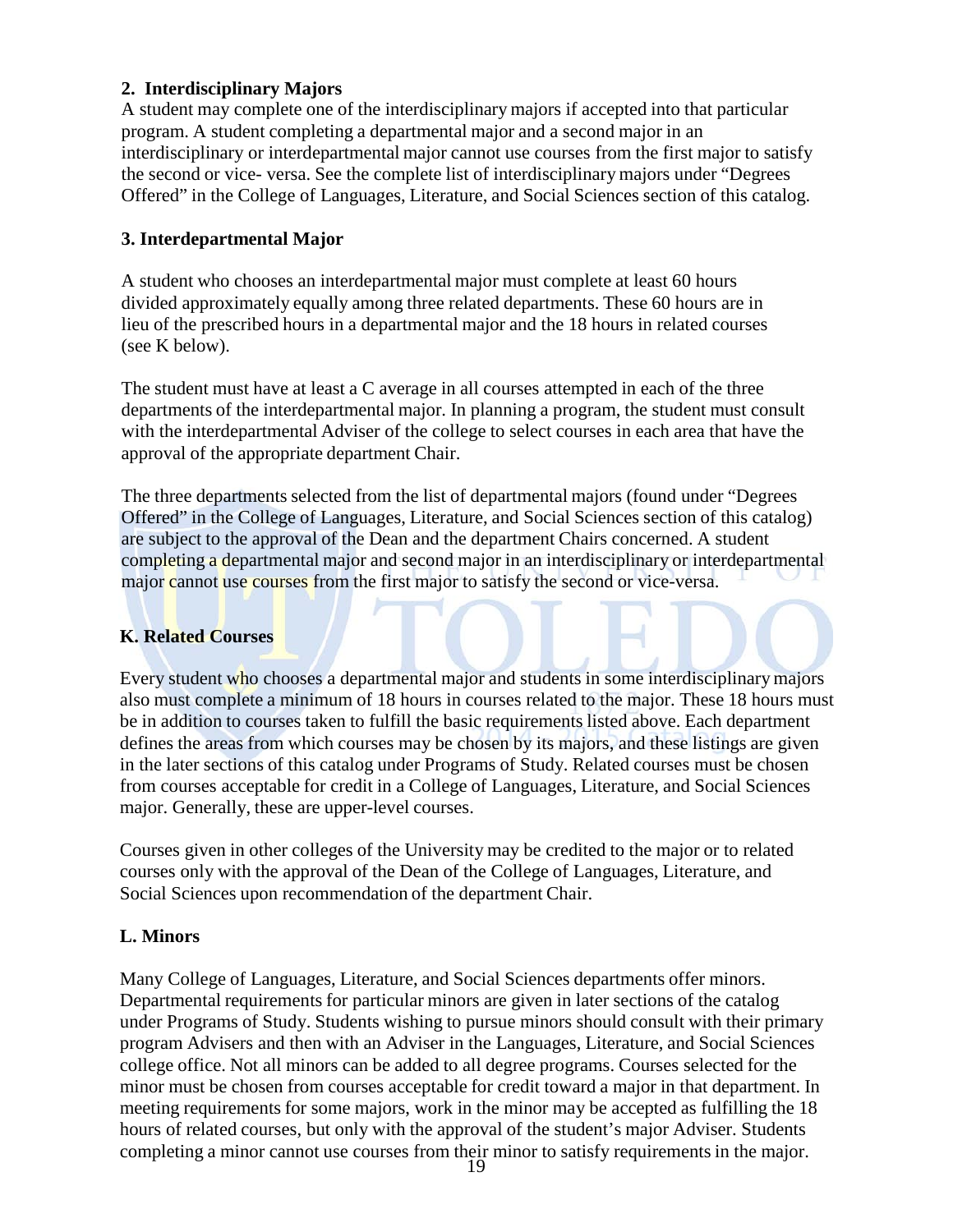### 2. Interdisciplinary Majors

A student may complete one of the interdisciplinary majors if accepted into that particular program. A student completing a departmental major and a second major in an interdisciplinary or interdepartmental major cannot use courses from the first major to satisfy the second or vice- versa. See the complete list of interdisciplinary majors under "Degrees Offered" in the College of Languages, Literature, and Social Sciences section of this catalog.

### 3. Interdepartmental Major

A student who chooses an interdepartmental major must complete at least 60 hours divided approximately equally among three related departments. These 60 hours are in lieu of the prescribed hours in a departmental major and the 18 hours in related courses (see K below).

The student must have at least a C average in all courses attempted in each of the three departments of the interdepartmental major. In planning a program, the student must consult with the interdepartmental Adviser of the college to select courses in each area that have the approval of the appropriate department Chair.

The three departments selected from the list of departmental majors (found under "Degrees Offered" in the College of Languages, Literature, and Social Sciences section of this catalog) are subject to the approval of the Dean and the department Chairs concerned. A student completing a departmental major and second major in an interdisciplinary or interdepartmental major cannot use courses from the first major to satisfy the second or vice-versa.

## K. Related Courses

Every student who chooses a departmental major and students in some interdisciplinary majors also must complete a minimum of 18 hours in courses related to the major. These 18 hours must be in addition to courses taken to fulfill the basic requirements listed above. Each department defines the areas from which courses may be chosen by its majors, and these listings are given in the later sections of this catalog under Programs of Study. Related courses must be chosen from courses acceptable for credit in a College of Languages, Literature, and Social Sciences major. Generally, these are upper-level courses.

Courses given in other colleges of the University may be credited to the major or to related courses only with the approval of the Dean of the College of Languages, Literature, and Social Sciences upon recommendation of the department Chair.

## L. Minors

Many College of Languages, Literature, and Social Sciences departments offer minors. Departmental requirements for particular minors are given in later sections of the catalog under Programs of Study. Students wishing to pursue minors should consult with their primary program Advisers and then with an Adviser in the Languages, Literature, and Social Sciences college office. Not all minors can be added to all degree programs. Courses selected for the minor must be chosen from courses acceptable for credit toward a major in that department. In meeting requirements for some majors, work in the minor may be accepted as fulfilling the 18 hours of related courses, but only with the approval of the student's major Adviser. Students completing a minor cannot use courses from their minor to satisfy requirements in the major.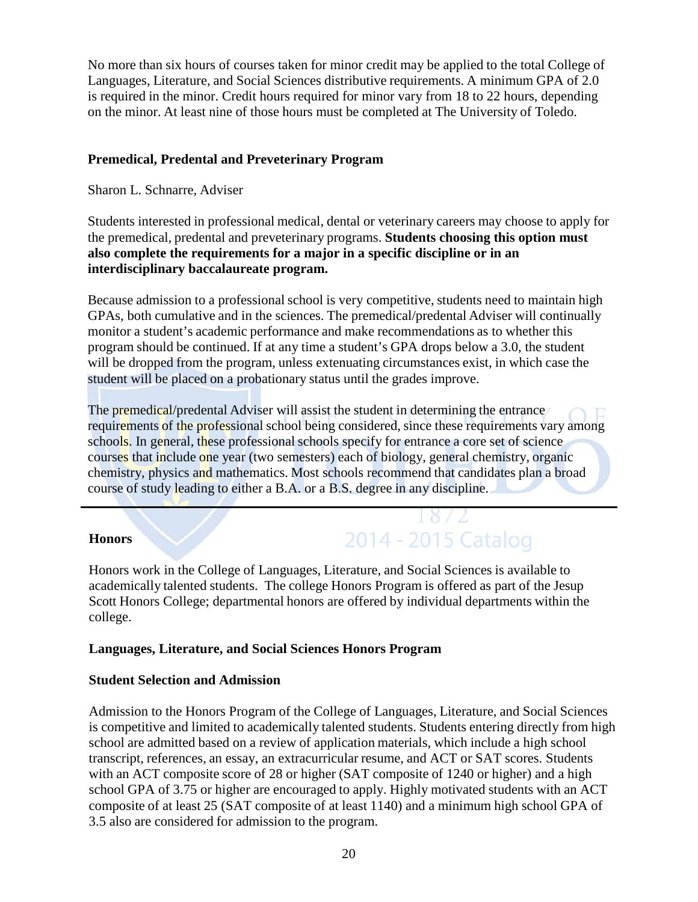No more than six hours of courses taken for minor credit may be applied to the total College of Languages, Literature, and Social Sciences distributive requirements. A minimum GPA of 2.0 is required in the minor. Credit hours required for minor vary from 18 to 22 hours, depending on the minor. At least nine of those hours must be completed at The University of Toledo.

### Premedical, Predental and Preveterinary Program

Sharon L. Schnarre, Adviser

Students interested in professional medical, dental or veterinary careers may choose to apply for the premedical, predental and preveterinary programs. **Students choosing this option must also complete the requirements for a major in a specific discipline or in an interdisciplinary baccalaureate program.**

Because admission to a professional school is very competitive, students need to maintain high GPAs, both cumulative and in the sciences. The premedical/predental Adviser will continually monitor a student's academic performance and make recommendations as to whether this program should be continued. If at any time a student's GPA drops below a 3.0, the student will be dropped from the program, unless extenuating circumstances exist, in which case the student will be placed on a probationary status until the grades improve.

The premedical/predental Adviser will assist the student in determining the entrance requirements of the professional school being considered, since these requirements vary among schools. In general, these professional schools specify for entrance a core set of science courses that include one year (two semesters) each of biology, general chemistry, organic chemistry, physics and mathematics. Most schools recommend that candidates plan a broad course of study leading to either a B.A. or a B.S. degree in any discipline.

---

## Honors

Honors work in the College of Languages, Literature, and Social Sciences is available to academically talented students. The college Honors Program is offered as part of the Jesup Scott Honors College; departmental honors are offered by individual departments within the college.

### Languages, Literature, and Social Sciences Honors Program

#### Student Selection and Admission

Admission to the Honors Program of the College of Languages, Literature, and Social Sciences is competitive and limited to academically talented students. Students entering directly from high school are admitted based on a review of application materials, which include a high school transcript, references, an essay, an extracurricular resume, and ACT or SAT scores. Students with an ACT composite score of 28 or higher (SAT composite of 1240 or higher) and a high school GPA of 3.75 or higher are encouraged to apply. Highly motivated students with an ACT composite of at least 25 (SAT composite of at least 1140) and a minimum high school GPA of 3.5 also are considered for admission to the program.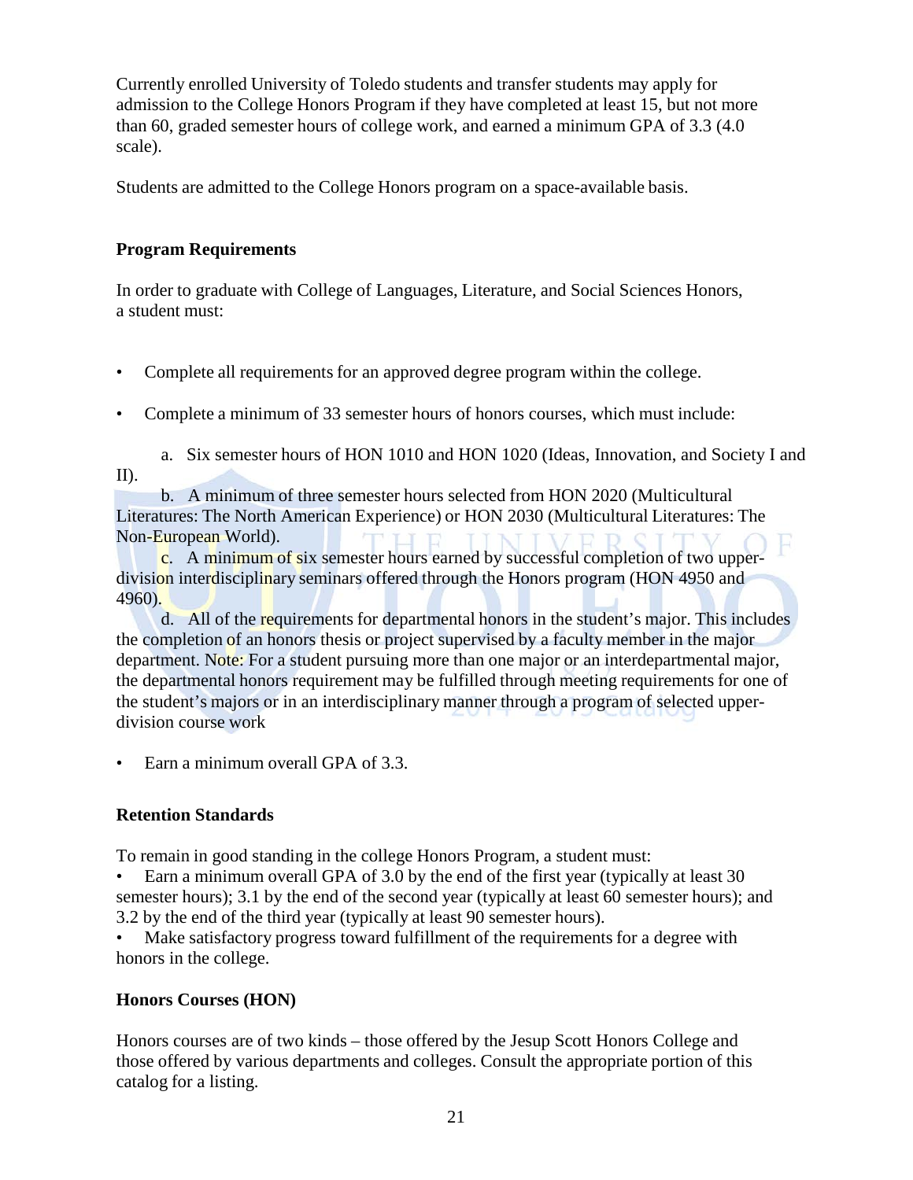Currently enrolled University of Toledo students and transfer students may apply for admission to the College Honors Program if they have completed at least 15, but not more than 60, graded semester hours of college work, and earned a minimum GPA of 3.3 (4.0 scale).

Students are admitted to the College Honors program on a space-available basis.

**Program Requirements**

In order to graduate with College of Languages, Literature, and Social Sciences Honors, a student must:

- Complete all requirements for an approved degree program within the college.
- Complete a minimum of 33 semester hours of honors courses, which must include:

    a. Six semester hours of HON 1010 and HON 1020 (Ideas, Innovation, and Society I and II).

    b. A minimum of three semester hours selected from HON 2020 (Multicultural Literatures: The North American Experience) or HON 2030 (Multicultural Literatures: The Non-European World).

    c. A minimum of six semester hours earned by successful completion of two upper-division interdisciplinary seminars offered through the Honors program (HON 4950 and 4960).

    d. All of the requirements for departmental honors in the student's major. This includes the completion of an honors thesis or project supervised by a faculty member in the major department. Note: For a student pursuing more than one major or an interdepartmental major, the departmental honors requirement may be fulfilled through meeting requirements for one of the student's majors or in an interdisciplinary manner through a program of selected upper-division course work

- Earn a minimum overall GPA of 3.3.

**Retention Standards**

To remain in good standing in the college Honors Program, a student must:

- Earn a minimum overall GPA of 3.0 by the end of the first year (typically at least 30 semester hours); 3.1 by the end of the second year (typically at least 60 semester hours); and 3.2 by the end of the third year (typically at least 90 semester hours).
- Make satisfactory progress toward fulfillment of the requirements for a degree with honors in the college.

**Honors Courses (HON)**

Honors courses are of two kinds – those offered by the Jesup Scott Honors College and those offered by various departments and colleges. Consult the appropriate portion of this catalog for a listing.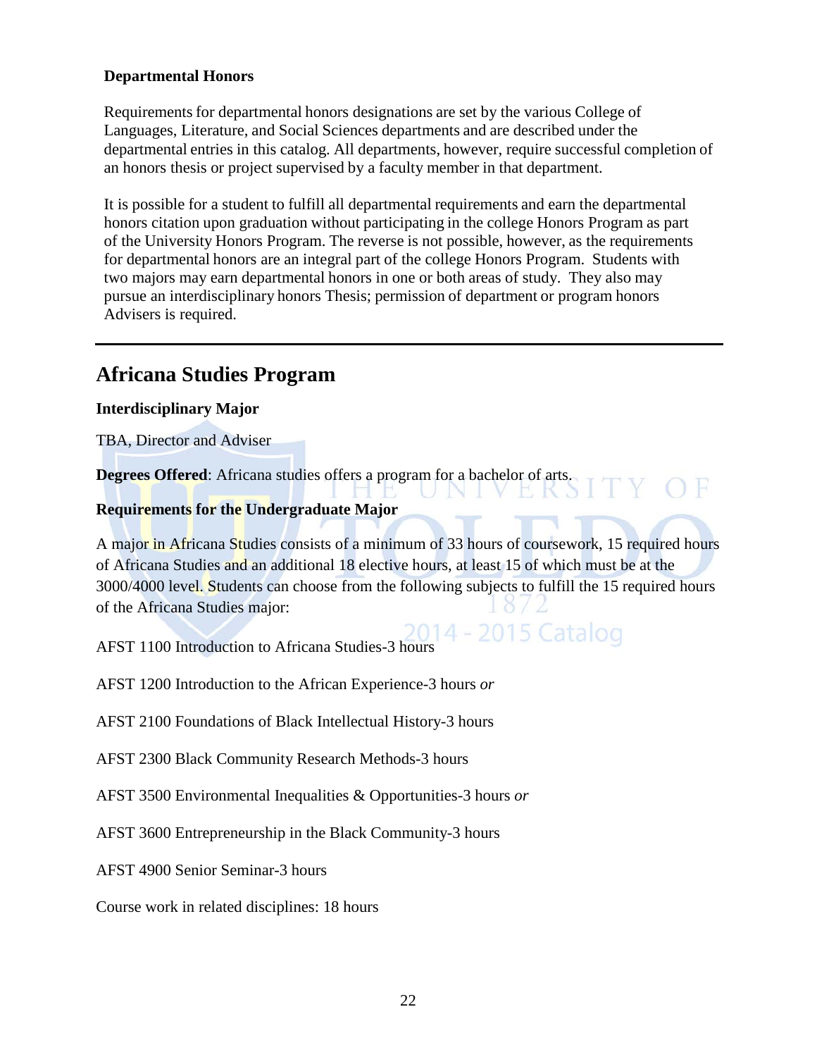**Departmental Honors**

Requirements for departmental honors designations are set by the various College of Languages, Literature, and Social Sciences departments and are described under the departmental entries in this catalog. All departments, however, require successful completion of an honors thesis or project supervised by a faculty member in that department.

It is possible for a student to fulfill all departmental requirements and earn the departmental honors citation upon graduation without participating in the college Honors Program as part of the University Honors Program. The reverse is not possible, however, as the requirements for departmental honors are an integral part of the college Honors Program. Students with two majors may earn departmental honors in one or both areas of study. They also may pursue an interdisciplinary honors Thesis; permission of department or program honors Advisers is required.

---

## Africana Studies Program

**Interdisciplinary Major**

TBA, Director and Adviser

**Degrees Offered**: Africana studies offers a program for a bachelor of arts.

**Requirements for the Undergraduate Major**

A major in Africana Studies consists of a minimum of 33 hours of coursework, 15 required hours of Africana Studies and an additional 18 elective hours, at least 15 of which must be at the 3000/4000 level. Students can choose from the following subjects to fulfill the 15 required hours of the Africana Studies major:

AFST 1100 Introduction to Africana Studies-3 hours

AFST 1200 Introduction to the African Experience-3 hours *or*

AFST 2100 Foundations of Black Intellectual History-3 hours

AFST 2300 Black Community Research Methods-3 hours

AFST 3500 Environmental Inequalities & Opportunities-3 hours *or*

AFST 3600 Entrepreneurship in the Black Community-3 hours

AFST 4900 Senior Seminar-3 hours

Course work in related disciplines: 18 hours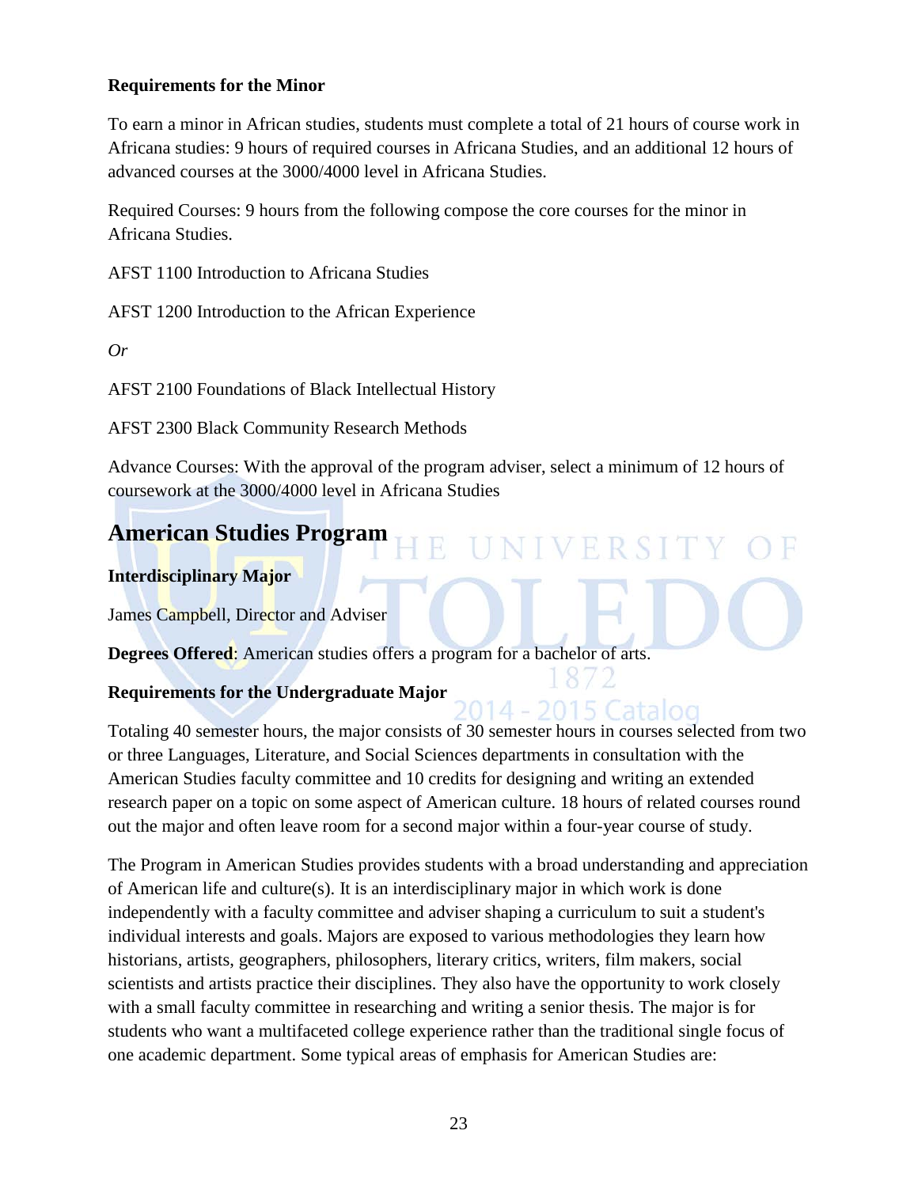**Requirements for the Minor**

To earn a minor in African studies, students must complete a total of 21 hours of course work in Africana studies: 9 hours of required courses in Africana Studies, and an additional 12 hours of advanced courses at the 3000/4000 level in Africana Studies.

Required Courses: 9 hours from the following compose the core courses for the minor in Africana Studies.

AFST 1100 Introduction to Africana Studies

AFST 1200 Introduction to the African Experience

*Or*

AFST 2100 Foundations of Black Intellectual History

AFST 2300 Black Community Research Methods

Advance Courses: With the approval of the program adviser, select a minimum of 12 hours of coursework at the 3000/4000 level in Africana Studies

## American Studies Program

**Interdisciplinary Major**

James Campbell, Director and Adviser

**Degrees Offered**: American studies offers a program for a bachelor of arts.

**Requirements for the Undergraduate Major**

Totaling 40 semester hours, the major consists of 30 semester hours in courses selected from two or three Languages, Literature, and Social Sciences departments in consultation with the American Studies faculty committee and 10 credits for designing and writing an extended research paper on a topic on some aspect of American culture. 18 hours of related courses round out the major and often leave room for a second major within a four-year course of study.

The Program in American Studies provides students with a broad understanding and appreciation of American life and culture(s). It is an interdisciplinary major in which work is done independently with a faculty committee and adviser shaping a curriculum to suit a student's individual interests and goals. Majors are exposed to various methodologies they learn how historians, artists, geographers, philosophers, literary critics, writers, film makers, social scientists and artists practice their disciplines. They also have the opportunity to work closely with a small faculty committee in researching and writing a senior thesis. The major is for students who want a multifaceted college experience rather than the traditional single focus of one academic department. Some typical areas of emphasis for American Studies are: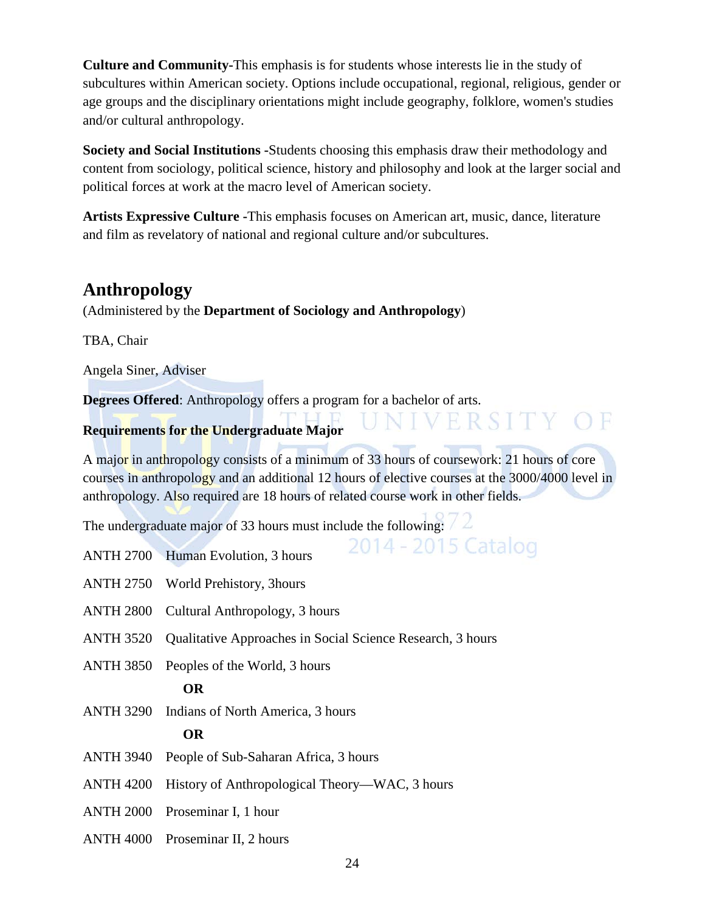**Culture and Community-**This emphasis is for students whose interests lie in the study of subcultures within American society. Options include occupational, regional, religious, gender or age groups and the disciplinary orientations might include geography, folklore, women's studies and/or cultural anthropology.

**Society and Social Institutions -**Students choosing this emphasis draw their methodology and content from sociology, political science, history and philosophy and look at the larger social and political forces at work at the macro level of American society.

**Artists Expressive Culture -**This emphasis focuses on American art, music, dance, literature and film as revelatory of national and regional culture and/or subcultures.

## Anthropology

(Administered by the **Department of Sociology and Anthropology**)

TBA, Chair

Angela Siner, Adviser

**Degrees Offered**: Anthropology offers a program for a bachelor of arts.

**Requirements for the Undergraduate Major**

A major in anthropology consists of a minimum of 33 hours of coursework: 21 hours of core courses in anthropology and an additional 12 hours of elective courses at the 3000/4000 level in anthropology. Also required are 18 hours of related course work in other fields.

The undergraduate major of 33 hours must include the following:

ANTH 2700 Human Evolution, 3 hours

ANTH 2750 World Prehistory, 3hours

ANTH 2800 Cultural Anthropology, 3 hours

ANTH 3520 Qualitative Approaches in Social Science Research, 3 hours

ANTH 3850 Peoples of the World, 3 hours

**OR**

ANTH 3290 Indians of North America, 3 hours

**OR**

ANTH 3940 People of Sub-Saharan Africa, 3 hours

ANTH 4200 History of Anthropological Theory—WAC, 3 hours

ANTH 2000 Proseminar I, 1 hour

ANTH 4000 Proseminar II, 2 hours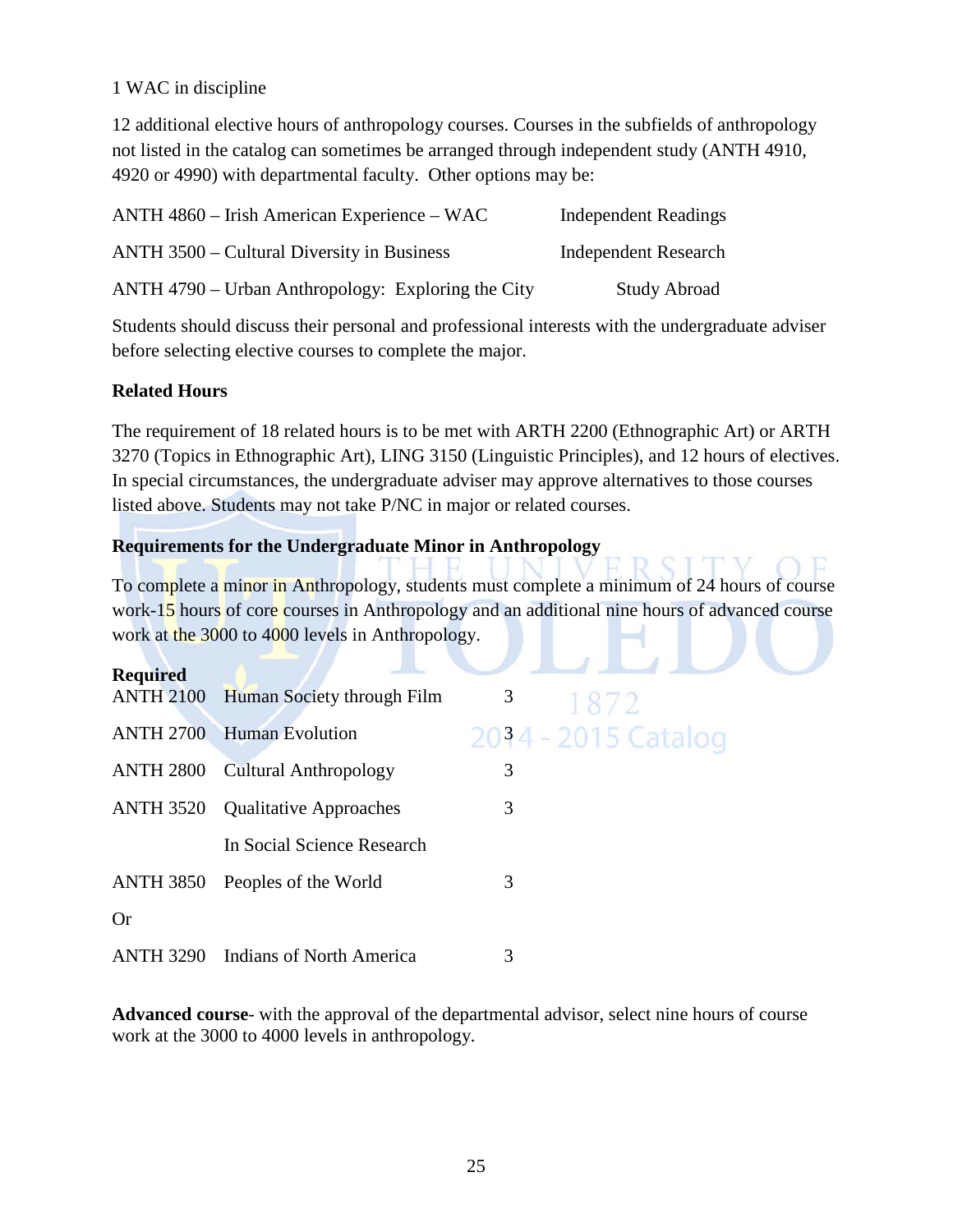1 WAC in discipline

12 additional elective hours of anthropology courses. Courses in the subfields of anthropology not listed in the catalog can sometimes be arranged through independent study (ANTH 4910, 4920 or 4990) with departmental faculty. Other options may be:

| | |
|---|---|
| ANTH 4860 – Irish American Experience – WAC | Independent Readings |
| ANTH 3500 – Cultural Diversity in Business | Independent Research |
| ANTH 4790 – Urban Anthropology: Exploring the City | Study Abroad |

Students should discuss their personal and professional interests with the undergraduate adviser before selecting elective courses to complete the major.

**Related Hours**

The requirement of 18 related hours is to be met with ARTH 2200 (Ethnographic Art) or ARTH 3270 (Topics in Ethnographic Art), LING 3150 (Linguistic Principles), and 12 hours of electives. In special circumstances, the undergraduate adviser may approve alternatives to those courses listed above. Students may not take P/NC in major or related courses.

**Requirements for the Undergraduate Minor in Anthropology**

To complete a minor in Anthropology, students must complete a minimum of 24 hours of course work-15 hours of core courses in Anthropology and an additional nine hours of advanced course work at the 3000 to 4000 levels in Anthropology.

**Required**

| | | |
|---|---|---|
| ANTH 2100 | Human Society through Film | 3 |
| ANTH 2700 | Human Evolution | 3 |
| ANTH 2800 | Cultural Anthropology | 3 |
| ANTH 3520 | Qualitative Approaches In Social Science Research | 3 |
| ANTH 3850 | Peoples of the World | 3 |
| Or | | |
| ANTH 3290 | Indians of North America | 3 |

**Advanced course**- with the approval of the departmental advisor, select nine hours of course work at the 3000 to 4000 levels in anthropology.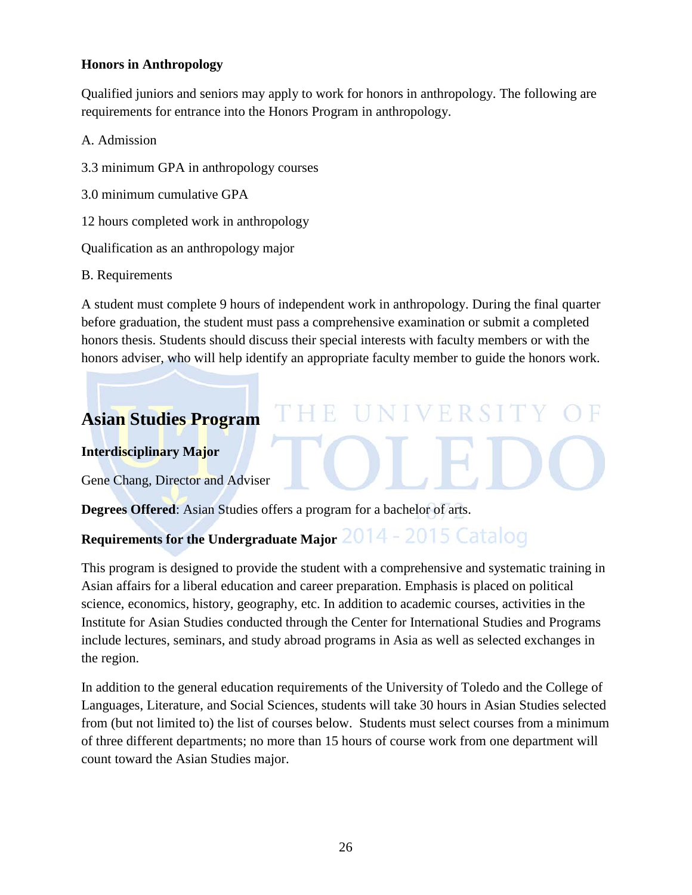### Honors in Anthropology

Qualified juniors and seniors may apply to work for honors in anthropology. The following are requirements for entrance into the Honors Program in anthropology.

A. Admission

3.3 minimum GPA in anthropology courses

3.0 minimum cumulative GPA

12 hours completed work in anthropology

Qualification as an anthropology major

B. Requirements

A student must complete 9 hours of independent work in anthropology. During the final quarter before graduation, the student must pass a comprehensive examination or submit a completed honors thesis. Students should discuss their special interests with faculty members or with the honors adviser, who will help identify an appropriate faculty member to guide the honors work.

## Asian Studies Program

**Interdisciplinary Major**

Gene Chang, Director and Adviser

**Degrees Offered**: Asian Studies offers a program for a bachelor of arts.

### Requirements for the Undergraduate Major

This program is designed to provide the student with a comprehensive and systematic training in Asian affairs for a liberal education and career preparation. Emphasis is placed on political science, economics, history, geography, etc. In addition to academic courses, activities in the Institute for Asian Studies conducted through the Center for International Studies and Programs include lectures, seminars, and study abroad programs in Asia as well as selected exchanges in the region.

In addition to the general education requirements of the University of Toledo and the College of Languages, Literature, and Social Sciences, students will take 30 hours in Asian Studies selected from (but not limited to) the list of courses below. Students must select courses from a minimum of three different departments; no more than 15 hours of course work from one department will count toward the Asian Studies major.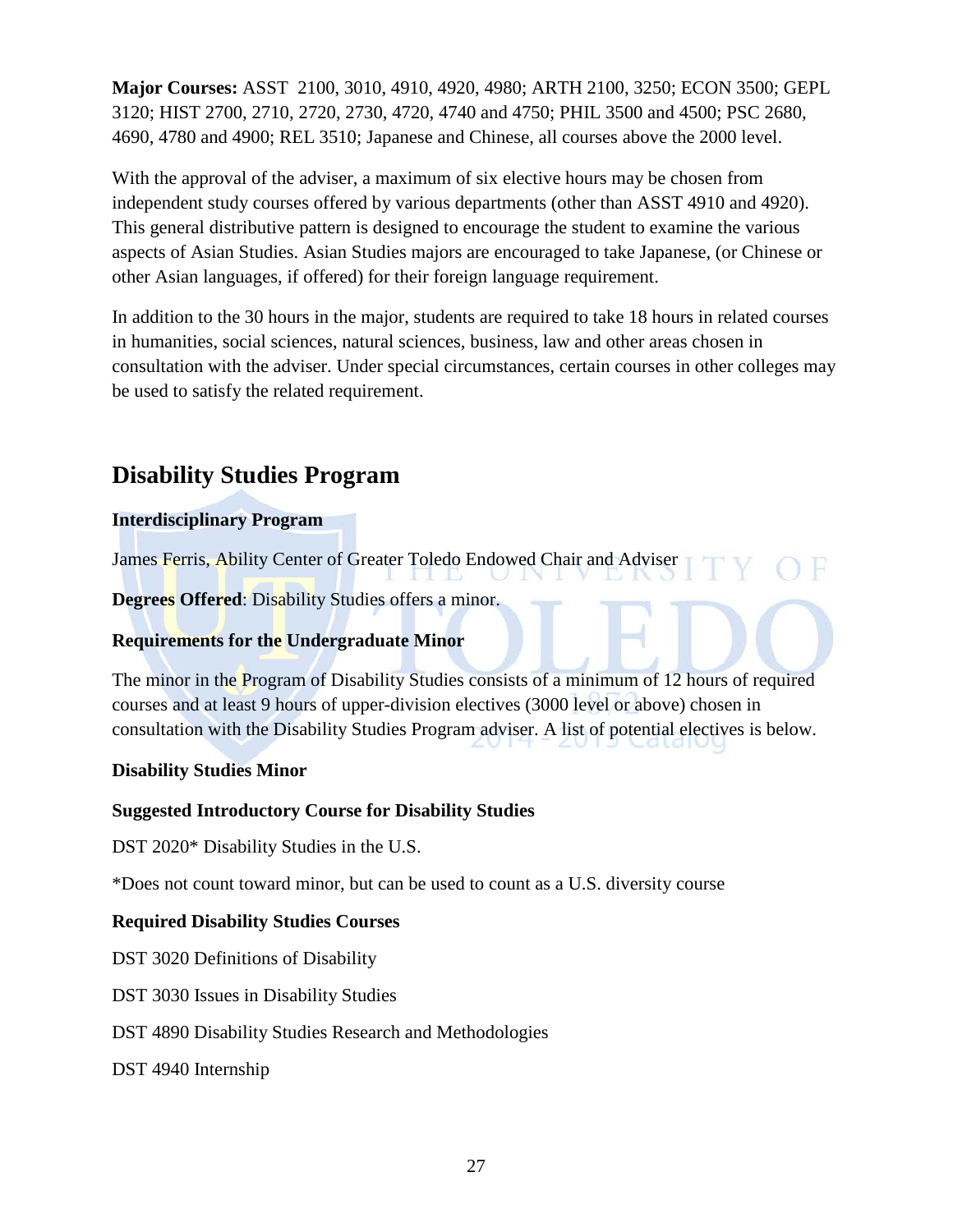**Major Courses:** ASST 2100, 3010, 4910, 4920, 4980; ARTH 2100, 3250; ECON 3500; GEPL 3120; HIST 2700, 2710, 2720, 2730, 4720, 4740 and 4750; PHIL 3500 and 4500; PSC 2680, 4690, 4780 and 4900; REL 3510; Japanese and Chinese, all courses above the 2000 level.

With the approval of the adviser, a maximum of six elective hours may be chosen from independent study courses offered by various departments (other than ASST 4910 and 4920). This general distributive pattern is designed to encourage the student to examine the various aspects of Asian Studies. Asian Studies majors are encouraged to take Japanese, (or Chinese or other Asian languages, if offered) for their foreign language requirement.

In addition to the 30 hours in the major, students are required to take 18 hours in related courses in humanities, social sciences, natural sciences, business, law and other areas chosen in consultation with the adviser. Under special circumstances, certain courses in other colleges may be used to satisfy the related requirement.

## Disability Studies Program

**Interdisciplinary Program**

James Ferris, Ability Center of Greater Toledo Endowed Chair and Adviser

**Degrees Offered**: Disability Studies offers a minor.

**Requirements for the Undergraduate Minor**

The minor in the Program of Disability Studies consists of a minimum of 12 hours of required courses and at least 9 hours of upper-division electives (3000 level or above) chosen in consultation with the Disability Studies Program adviser. A list of potential electives is below.

**Disability Studies Minor**

**Suggested Introductory Course for Disability Studies**

DST 2020* Disability Studies in the U.S.

*Does not count toward minor, but can be used to count as a U.S. diversity course

**Required Disability Studies Courses**

DST 3020 Definitions of Disability

DST 3030 Issues in Disability Studies

DST 4890 Disability Studies Research and Methodologies

DST 4940 Internship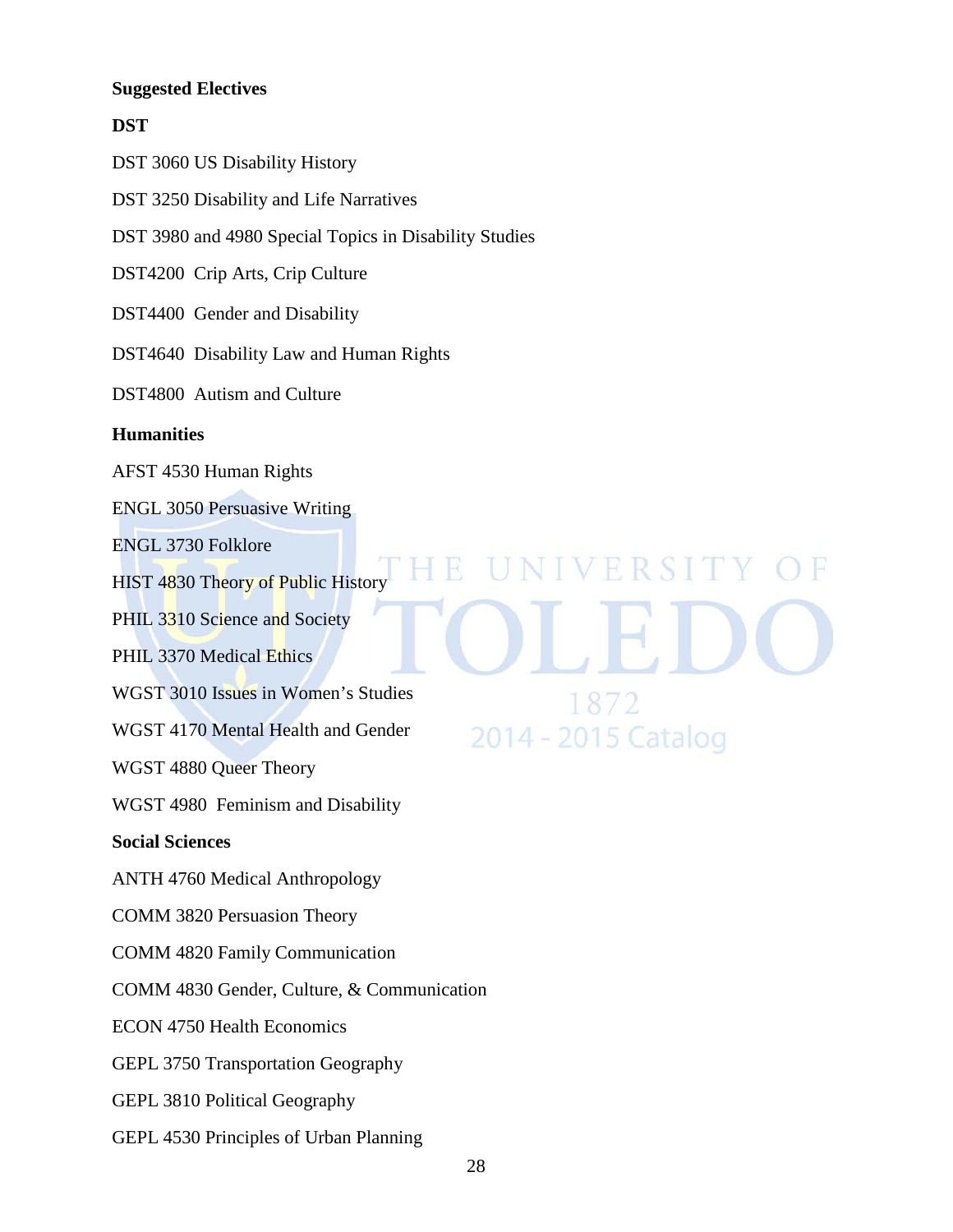**Suggested Electives**

**DST**

DST 3060 US Disability History

DST 3250 Disability and Life Narratives

DST 3980 and 4980 Special Topics in Disability Studies

DST4200 Crip Arts, Crip Culture

DST4400 Gender and Disability

DST4640 Disability Law and Human Rights

DST4800 Autism and Culture

**Humanities**

AFST 4530 Human Rights

ENGL 3050 Persuasive Writing

ENGL 3730 Folklore

HIST 4830 Theory of Public History

PHIL 3310 Science and Society

PHIL 3370 Medical Ethics

WGST 3010 Issues in Women's Studies

WGST 4170 Mental Health and Gender

WGST 4880 Queer Theory

WGST 4980 Feminism and Disability

**Social Sciences**

ANTH 4760 Medical Anthropology

COMM 3820 Persuasion Theory

COMM 4820 Family Communication

COMM 4830 Gender, Culture, & Communication

ECON 4750 Health Economics

GEPL 3750 Transportation Geography

GEPL 3810 Political Geography

GEPL 4530 Principles of Urban Planning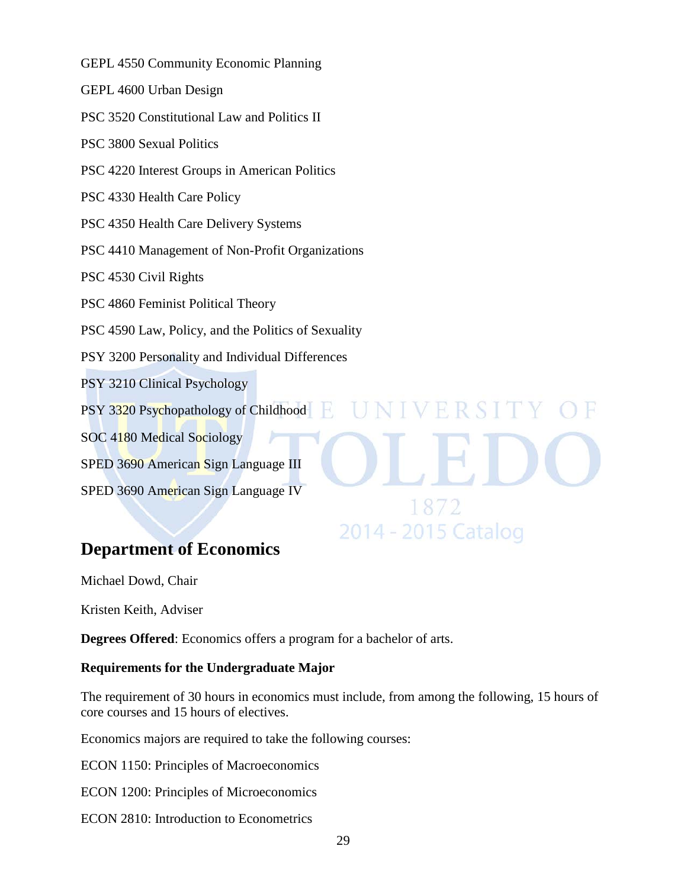GEPL 4550 Community Economic Planning

GEPL 4600 Urban Design

PSC 3520 Constitutional Law and Politics II

PSC 3800 Sexual Politics

PSC 4220 Interest Groups in American Politics

PSC 4330 Health Care Policy

PSC 4350 Health Care Delivery Systems

PSC 4410 Management of Non-Profit Organizations

PSC 4530 Civil Rights

PSC 4860 Feminist Political Theory

PSC 4590 Law, Policy, and the Politics of Sexuality

PSY 3200 Personality and Individual Differences

PSY 3210 Clinical Psychology

PSY 3320 Psychopathology of Childhood

SOC 4180 Medical Sociology

SPED 3690 American Sign Language III

SPED 3690 American Sign Language IV

## Department of Economics

Michael Dowd, Chair

Kristen Keith, Adviser

**Degrees Offered**: Economics offers a program for a bachelor of arts.

**Requirements for the Undergraduate Major**

The requirement of 30 hours in economics must include, from among the following, 15 hours of core courses and 15 hours of electives.

Economics majors are required to take the following courses:

ECON 1150: Principles of Macroeconomics

ECON 1200: Principles of Microeconomics

ECON 2810: Introduction to Econometrics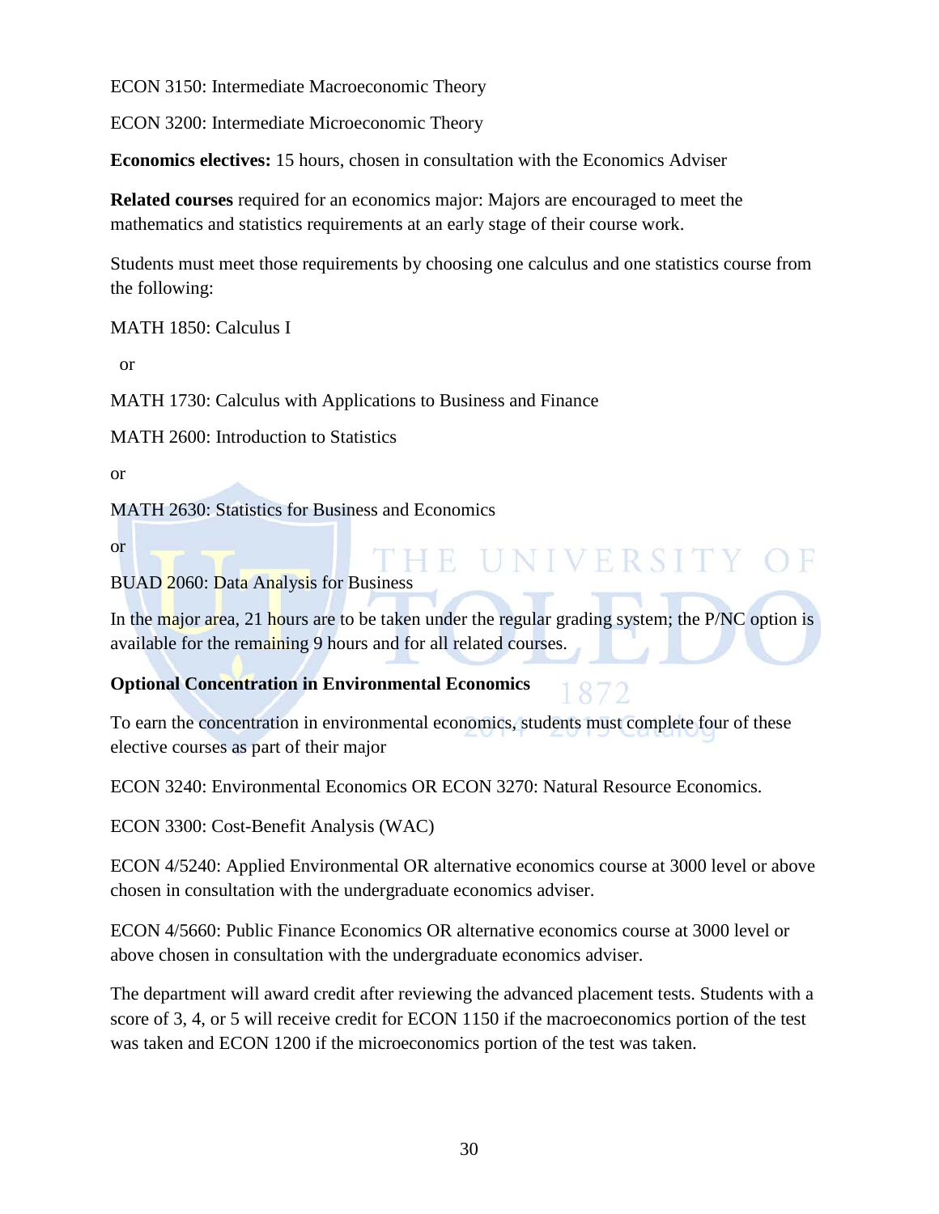ECON 3150: Intermediate Macroeconomic Theory

ECON 3200: Intermediate Microeconomic Theory

**Economics electives:** 15 hours, chosen in consultation with the Economics Adviser

**Related courses** required for an economics major: Majors are encouraged to meet the mathematics and statistics requirements at an early stage of their course work.

Students must meet those requirements by choosing one calculus and one statistics course from the following:

MATH 1850: Calculus I

or

MATH 1730: Calculus with Applications to Business and Finance

MATH 2600: Introduction to Statistics

or

MATH 2630: Statistics for Business and Economics

or

BUAD 2060: Data Analysis for Business

In the major area, 21 hours are to be taken under the regular grading system; the P/NC option is available for the remaining 9 hours and for all related courses.

**Optional Concentration in Environmental Economics**

To earn the concentration in environmental economics, students must complete four of these elective courses as part of their major

ECON 3240: Environmental Economics OR ECON 3270: Natural Resource Economics.

ECON 3300: Cost-Benefit Analysis (WAC)

ECON 4/5240: Applied Environmental OR alternative economics course at 3000 level or above chosen in consultation with the undergraduate economics adviser.

ECON 4/5660: Public Finance Economics OR alternative economics course at 3000 level or above chosen in consultation with the undergraduate economics adviser.

The department will award credit after reviewing the advanced placement tests. Students with a score of 3, 4, or 5 will receive credit for ECON 1150 if the macroeconomics portion of the test was taken and ECON 1200 if the microeconomics portion of the test was taken.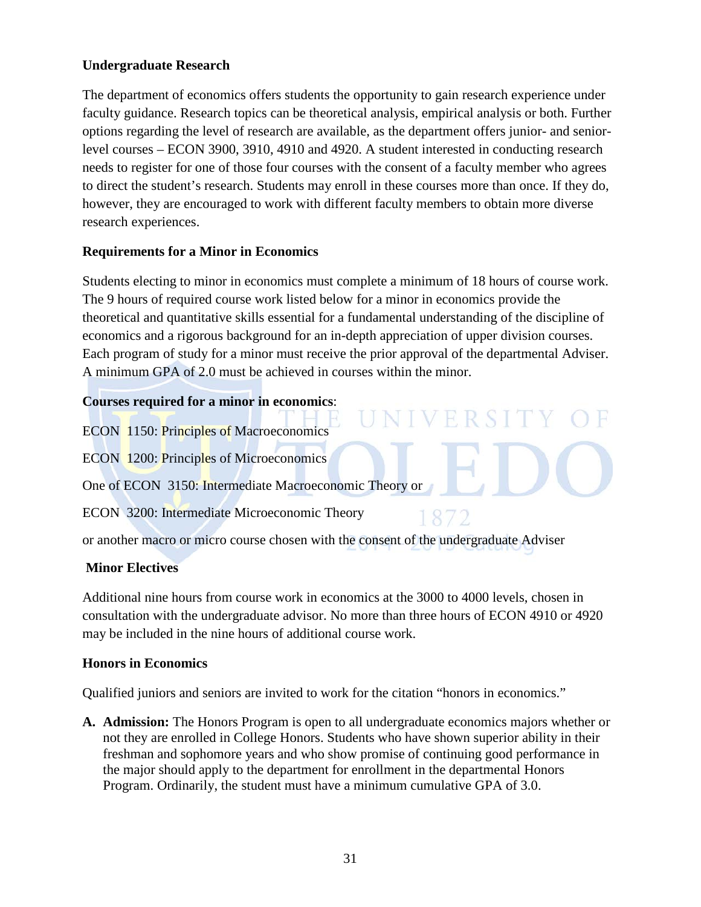### Undergraduate Research

The department of economics offers students the opportunity to gain research experience under faculty guidance. Research topics can be theoretical analysis, empirical analysis or both. Further options regarding the level of research are available, as the department offers junior- and senior-level courses – ECON 3900, 3910, 4910 and 4920. A student interested in conducting research needs to register for one of those four courses with the consent of a faculty member who agrees to direct the student's research. Students may enroll in these courses more than once. If they do, however, they are encouraged to work with different faculty members to obtain more diverse research experiences.

### Requirements for a Minor in Economics

Students electing to minor in economics must complete a minimum of 18 hours of course work. The 9 hours of required course work listed below for a minor in economics provide the theoretical and quantitative skills essential for a fundamental understanding of the discipline of economics and a rigorous background for an in-depth appreciation of upper division courses. Each program of study for a minor must receive the prior approval of the departmental Adviser. A minimum GPA of 2.0 must be achieved in courses within the minor.

**Courses required for a minor in economics**:

ECON 1150: Principles of Macroeconomics

ECON 1200: Principles of Microeconomics

One of ECON 3150: Intermediate Macroeconomic Theory or

ECON 3200: Intermediate Microeconomic Theory

or another macro or micro course chosen with the consent of the undergraduate Adviser

### Minor Electives

Additional nine hours from course work in economics at the 3000 to 4000 levels, chosen in consultation with the undergraduate advisor. No more than three hours of ECON 4910 or 4920 may be included in the nine hours of additional course work.

### Honors in Economics

Qualified juniors and seniors are invited to work for the citation "honors in economics."

**A. Admission:** The Honors Program is open to all undergraduate economics majors whether or not they are enrolled in College Honors. Students who have shown superior ability in their freshman and sophomore years and who show promise of continuing good performance in the major should apply to the department for enrollment in the departmental Honors Program. Ordinarily, the student must have a minimum cumulative GPA of 3.0.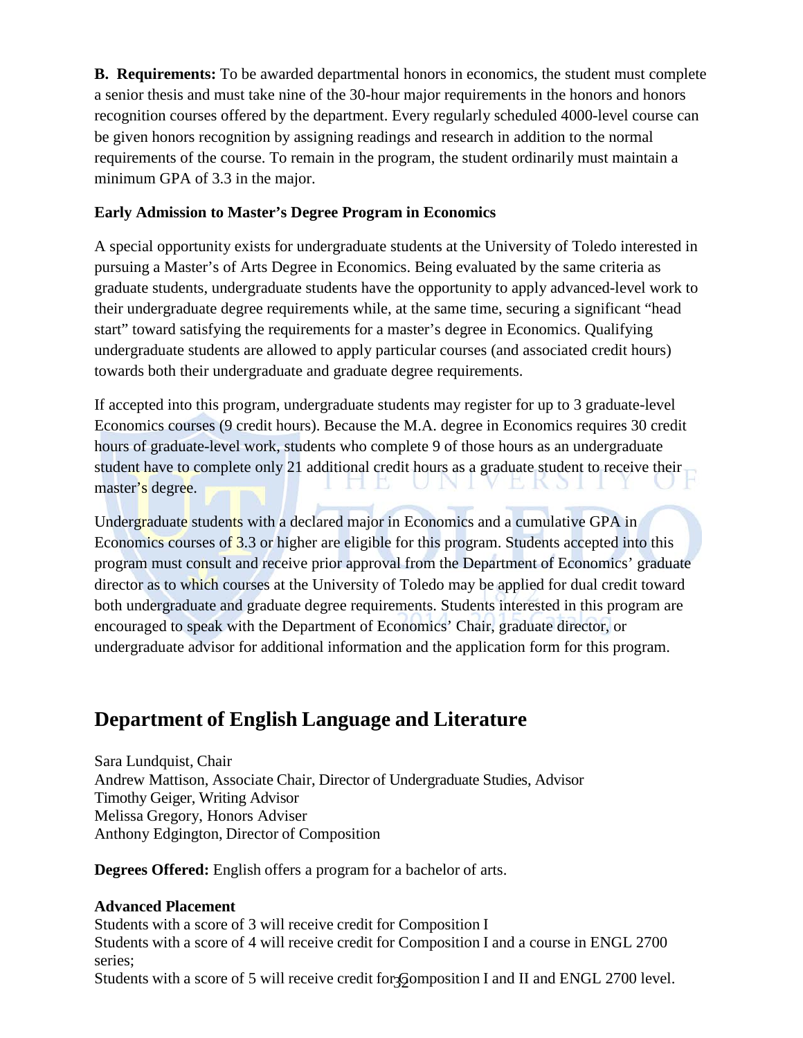**B. Requirements:** To be awarded departmental honors in economics, the student must complete a senior thesis and must take nine of the 30-hour major requirements in the honors and honors recognition courses offered by the department. Every regularly scheduled 4000-level course can be given honors recognition by assigning readings and research in addition to the normal requirements of the course. To remain in the program, the student ordinarily must maintain a minimum GPA of 3.3 in the major.

**Early Admission to Master's Degree Program in Economics**

A special opportunity exists for undergraduate students at the University of Toledo interested in pursuing a Master's of Arts Degree in Economics. Being evaluated by the same criteria as graduate students, undergraduate students have the opportunity to apply advanced-level work to their undergraduate degree requirements while, at the same time, securing a significant "head start" toward satisfying the requirements for a master's degree in Economics. Qualifying undergraduate students are allowed to apply particular courses (and associated credit hours) towards both their undergraduate and graduate degree requirements.

If accepted into this program, undergraduate students may register for up to 3 graduate-level Economics courses (9 credit hours). Because the M.A. degree in Economics requires 30 credit hours of graduate-level work, students who complete 9 of those hours as an undergraduate student have to complete only 21 additional credit hours as a graduate student to receive their master's degree.

Undergraduate students with a declared major in Economics and a cumulative GPA in Economics courses of 3.3 or higher are eligible for this program. Students accepted into this program must consult and receive prior approval from the Department of Economics' graduate director as to which courses at the University of Toledo may be applied for dual credit toward both undergraduate and graduate degree requirements. Students interested in this program are encouraged to speak with the Department of Economics' Chair, graduate director, or undergraduate advisor for additional information and the application form for this program.

## Department of English Language and Literature

Sara Lundquist, Chair
Andrew Mattison, Associate Chair, Director of Undergraduate Studies, Advisor
Timothy Geiger, Writing Advisor
Melissa Gregory, Honors Adviser
Anthony Edgington, Director of Composition

**Degrees Offered:** English offers a program for a bachelor of arts.

**Advanced Placement**
Students with a score of 3 will receive credit for Composition I
Students with a score of 4 will receive credit for Composition I and a course in ENGL 2700 series;
Students with a score of 5 will receive credit for Composition I and II and ENGL 2700 level.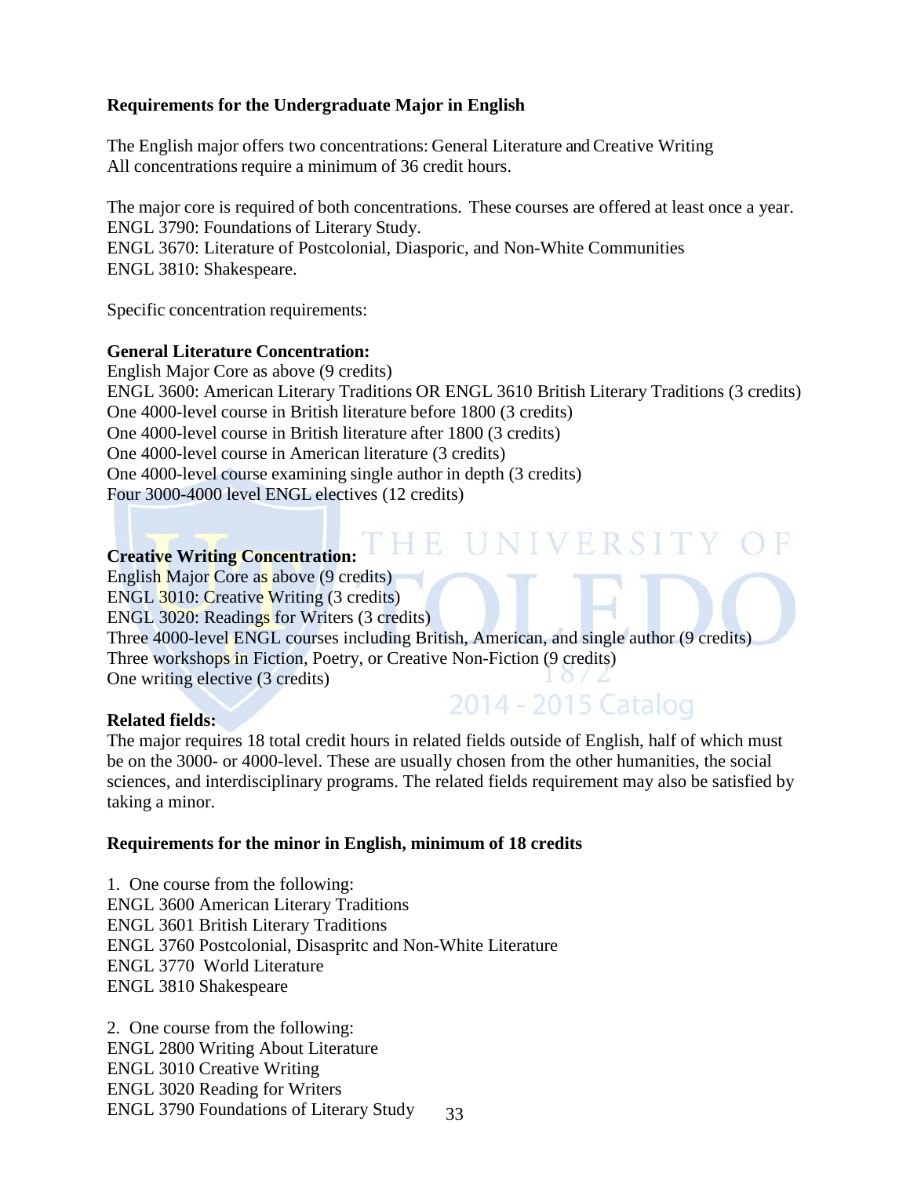**Requirements for the Undergraduate Major in English**

The English major offers two concentrations: General Literature and Creative Writing
All concentrations require a minimum of 36 credit hours.

The major core is required of both concentrations. These courses are offered at least once a year.
ENGL 3790: Foundations of Literary Study.
ENGL 3670: Literature of Postcolonial, Diasporic, and Non-White Communities
ENGL 3810: Shakespeare.

Specific concentration requirements:

**General Literature Concentration:**
English Major Core as above (9 credits)
ENGL 3600: American Literary Traditions OR ENGL 3610 British Literary Traditions (3 credits)
One 4000-level course in British literature before 1800 (3 credits)
One 4000-level course in British literature after 1800 (3 credits)
One 4000-level course in American literature (3 credits)
One 4000-level course examining single author in depth (3 credits)
Four 3000-4000 level ENGL electives (12 credits)

**Creative Writing Concentration:**
English Major Core as above (9 credits)
ENGL 3010: Creative Writing (3 credits)
ENGL 3020: Readings for Writers (3 credits)
Three 4000-level ENGL courses including British, American, and single author (9 credits)
Three workshops in Fiction, Poetry, or Creative Non-Fiction (9 credits)
One writing elective (3 credits)

**Related fields:**
The major requires 18 total credit hours in related fields outside of English, half of which must be on the 3000- or 4000-level. These are usually chosen from the other humanities, the social sciences, and interdisciplinary programs. The related fields requirement may also be satisfied by taking a minor.

**Requirements for the minor in English, minimum of 18 credits**

1. One course from the following:
ENGL 3600 American Literary Traditions
ENGL 3601 British Literary Traditions
ENGL 3760 Postcolonial, Disaspritc and Non-White Literature
ENGL 3770 World Literature
ENGL 3810 Shakespeare

2. One course from the following:
ENGL 2800 Writing About Literature
ENGL 3010 Creative Writing
ENGL 3020 Reading for Writers
ENGL 3790 Foundations of Literary Study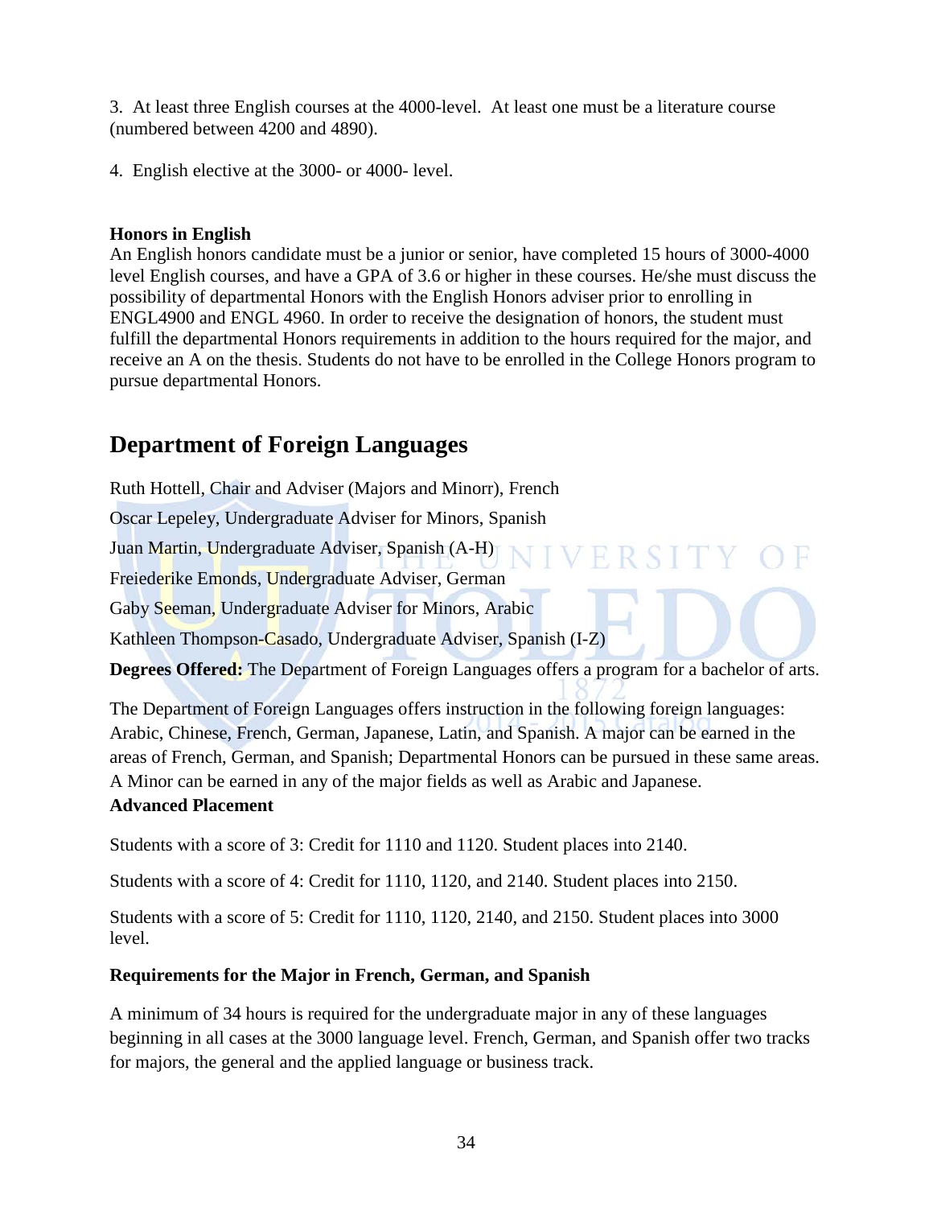3. At least three English courses at the 4000-level. At least one must be a literature course (numbered between 4200 and 4890).

4. English elective at the 3000- or 4000- level.

**Honors in English**

An English honors candidate must be a junior or senior, have completed 15 hours of 3000-4000 level English courses, and have a GPA of 3.6 or higher in these courses. He/she must discuss the possibility of departmental Honors with the English Honors adviser prior to enrolling in ENGL4900 and ENGL 4960. In order to receive the designation of honors, the student must fulfill the departmental Honors requirements in addition to the hours required for the major, and receive an A on the thesis. Students do not have to be enrolled in the College Honors program to pursue departmental Honors.

## Department of Foreign Languages

Ruth Hottell, Chair and Adviser (Majors and Minorr), French

Oscar Lepeley, Undergraduate Adviser for Minors, Spanish

Juan Martin, Undergraduate Adviser, Spanish (A-H)

Freiederike Emonds, Undergraduate Adviser, German

Gaby Seeman, Undergraduate Adviser for Minors, Arabic

Kathleen Thompson-Casado, Undergraduate Adviser, Spanish (I-Z)

**Degrees Offered:** The Department of Foreign Languages offers a program for a bachelor of arts.

The Department of Foreign Languages offers instruction in the following foreign languages: Arabic, Chinese, French, German, Japanese, Latin, and Spanish. A major can be earned in the areas of French, German, and Spanish; Departmental Honors can be pursued in these same areas. A Minor can be earned in any of the major fields as well as Arabic and Japanese.

**Advanced Placement**

Students with a score of 3: Credit for 1110 and 1120. Student places into 2140.

Students with a score of 4: Credit for 1110, 1120, and 2140. Student places into 2150.

Students with a score of 5: Credit for 1110, 1120, 2140, and 2150. Student places into 3000 level.

**Requirements for the Major in French, German, and Spanish**

A minimum of 34 hours is required for the undergraduate major in any of these languages beginning in all cases at the 3000 language level. French, German, and Spanish offer two tracks for majors, the general and the applied language or business track.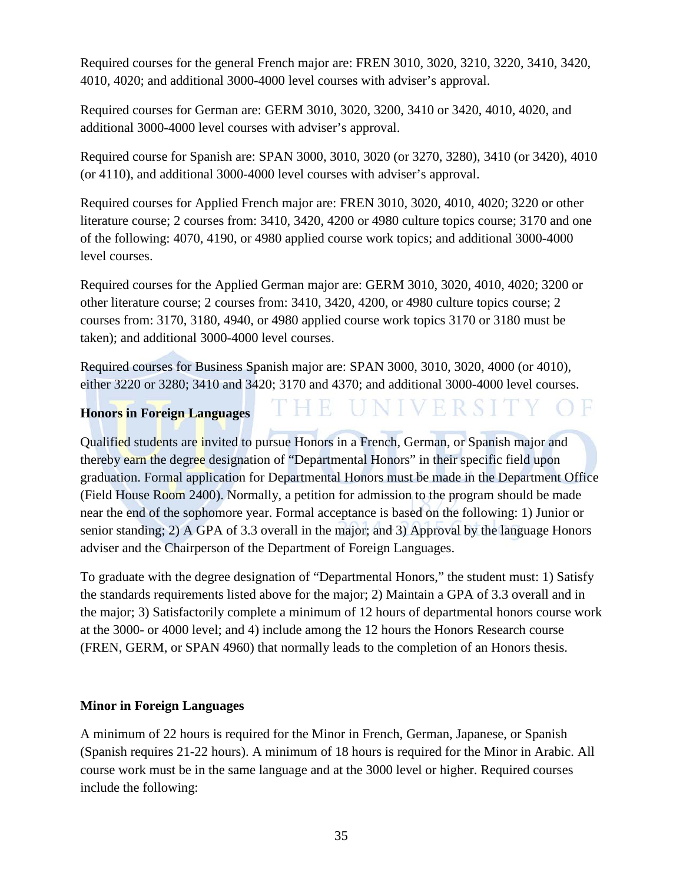Required courses for the general French major are: FREN 3010, 3020, 3210, 3220, 3410, 3420, 4010, 4020; and additional 3000-4000 level courses with adviser's approval.

Required courses for German are: GERM 3010, 3020, 3200, 3410 or 3420, 4010, 4020, and additional 3000-4000 level courses with adviser's approval.

Required course for Spanish are: SPAN 3000, 3010, 3020 (or 3270, 3280), 3410 (or 3420), 4010 (or 4110), and additional 3000-4000 level courses with adviser's approval.

Required courses for Applied French major are: FREN 3010, 3020, 4010, 4020; 3220 or other literature course; 2 courses from: 3410, 3420, 4200 or 4980 culture topics course; 3170 and one of the following: 4070, 4190, or 4980 applied course work topics; and additional 3000-4000 level courses.

Required courses for the Applied German major are: GERM 3010, 3020, 4010, 4020; 3200 or other literature course; 2 courses from: 3410, 3420, 4200, or 4980 culture topics course; 2 courses from: 3170, 3180, 4940, or 4980 applied course work topics 3170 or 3180 must be taken); and additional 3000-4000 level courses.

Required courses for Business Spanish major are: SPAN 3000, 3010, 3020, 4000 (or 4010), either 3220 or 3280; 3410 and 3420; 3170 and 4370; and additional 3000-4000 level courses.

**Honors in Foreign Languages**

Qualified students are invited to pursue Honors in a French, German, or Spanish major and thereby earn the degree designation of "Departmental Honors" in their specific field upon graduation. Formal application for Departmental Honors must be made in the Department Office (Field House Room 2400). Normally, a petition for admission to the program should be made near the end of the sophomore year. Formal acceptance is based on the following: 1) Junior or senior standing; 2) A GPA of 3.3 overall in the major; and 3) Approval by the language Honors adviser and the Chairperson of the Department of Foreign Languages.

To graduate with the degree designation of "Departmental Honors," the student must: 1) Satisfy the standards requirements listed above for the major; 2) Maintain a GPA of 3.3 overall and in the major; 3) Satisfactorily complete a minimum of 12 hours of departmental honors course work at the 3000- or 4000 level; and 4) include among the 12 hours the Honors Research course (FREN, GERM, or SPAN 4960) that normally leads to the completion of an Honors thesis.

**Minor in Foreign Languages**

A minimum of 22 hours is required for the Minor in French, German, Japanese, or Spanish (Spanish requires 21-22 hours). A minimum of 18 hours is required for the Minor in Arabic. All course work must be in the same language and at the 3000 level or higher. Required courses include the following: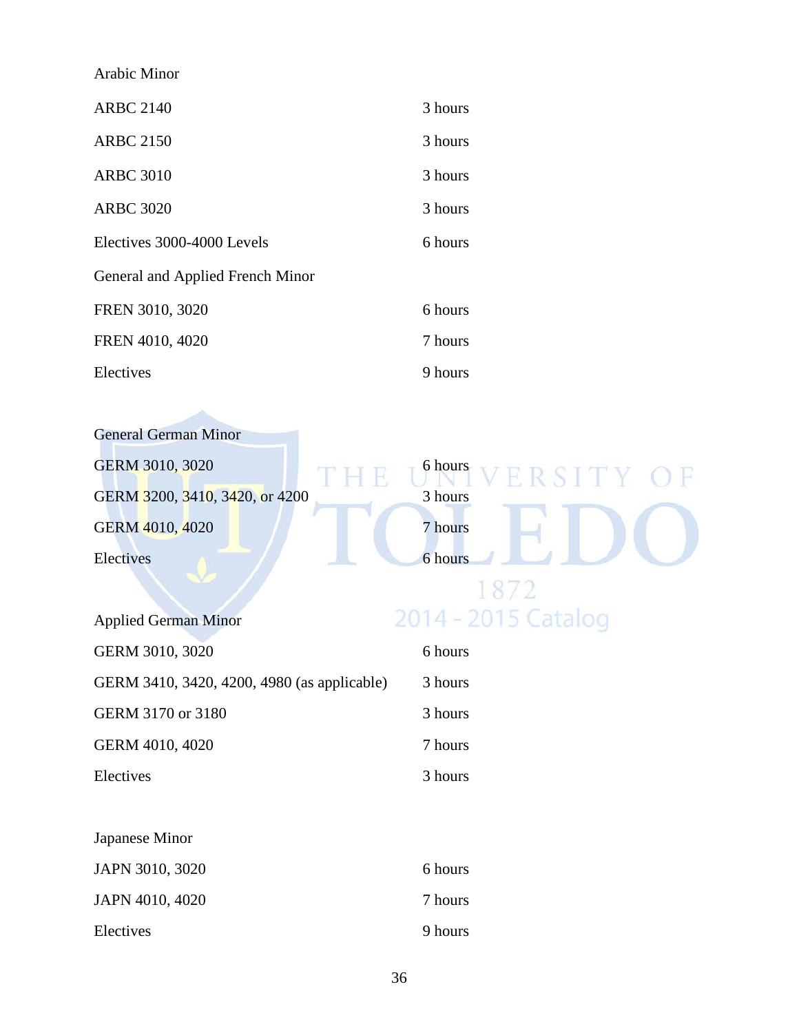Arabic Minor

| | |
|---|---|
| ARBC 2140 | 3 hours |
| ARBC 2150 | 3 hours |
| ARBC 3010 | 3 hours |
| ARBC 3020 | 3 hours |
| Electives 3000-4000 Levels | 6 hours |

General and Applied French Minor

| | |
|---|---|
| FREN 3010, 3020 | 6 hours |
| FREN 4010, 4020 | 7 hours |
| Electives | 9 hours |

General German Minor

| | |
|---|---|
| GERM 3010, 3020 | 6 hours |
| GERM 3200, 3410, 3420, or 4200 | 3 hours |
| GERM 4010, 4020 | 7 hours |
| Electives | 6 hours |

Applied German Minor

| | |
|---|---|
| GERM 3010, 3020 | 6 hours |
| GERM 3410, 3420, 4200, 4980 (as applicable) | 3 hours |
| GERM 3170 or 3180 | 3 hours |
| GERM 4010, 4020 | 7 hours |
| Electives | 3 hours |

Japanese Minor

| | |
|---|---|
| JAPN 3010, 3020 | 6 hours |
| JAPN 4010, 4020 | 7 hours |
| Electives | 9 hours |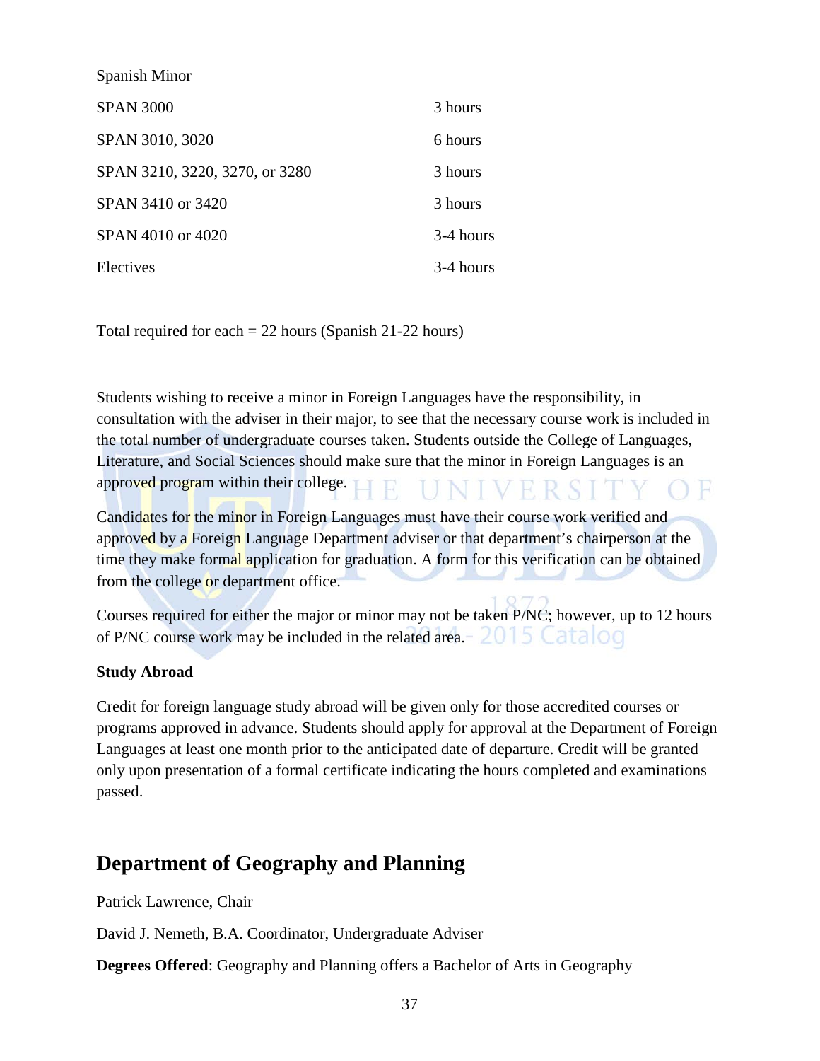Spanish Minor

| | |
|---|---|
| SPAN 3000 | 3 hours |
| SPAN 3010, 3020 | 6 hours |
| SPAN 3210, 3220, 3270, or 3280 | 3 hours |
| SPAN 3410 or 3420 | 3 hours |
| SPAN 4010 or 4020 | 3-4 hours |
| Electives | 3-4 hours |

Total required for each = 22 hours (Spanish 21-22 hours)

Students wishing to receive a minor in Foreign Languages have the responsibility, in consultation with the adviser in their major, to see that the necessary course work is included in the total number of undergraduate courses taken. Students outside the College of Languages, Literature, and Social Sciences should make sure that the minor in Foreign Languages is an approved program within their college.

Candidates for the minor in Foreign Languages must have their course work verified and approved by a Foreign Language Department adviser or that department's chairperson at the time they make formal application for graduation. A form for this verification can be obtained from the college or department office.

Courses required for either the major or minor may not be taken P/NC; however, up to 12 hours of P/NC course work may be included in the related area.

**Study Abroad**

Credit for foreign language study abroad will be given only for those accredited courses or programs approved in advance. Students should apply for approval at the Department of Foreign Languages at least one month prior to the anticipated date of departure. Credit will be granted only upon presentation of a formal certificate indicating the hours completed and examinations passed.

## Department of Geography and Planning

Patrick Lawrence, Chair

David J. Nemeth, B.A. Coordinator, Undergraduate Adviser

**Degrees Offered**: Geography and Planning offers a Bachelor of Arts in Geography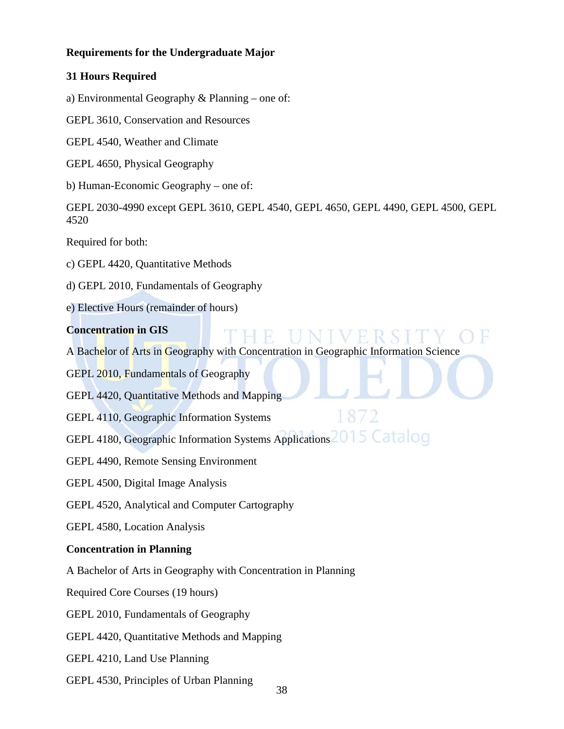**Requirements for the Undergraduate Major**

**31 Hours Required**

a) Environmental Geography & Planning – one of:

GEPL 3610, Conservation and Resources

GEPL 4540, Weather and Climate

GEPL 4650, Physical Geography

b) Human-Economic Geography – one of:

GEPL 2030-4990 except GEPL 3610, GEPL 4540, GEPL 4650, GEPL 4490, GEPL 4500, GEPL 4520

Required for both:

c) GEPL 4420, Quantitative Methods

d) GEPL 2010, Fundamentals of Geography

e) Elective Hours (remainder of hours)

**Concentration in GIS**

A Bachelor of Arts in Geography with Concentration in Geographic Information Science

GEPL 2010, Fundamentals of Geography

GEPL 4420, Quantitative Methods and Mapping

GEPL 4110, Geographic Information Systems

GEPL 4180, Geographic Information Systems Applications

GEPL 4490, Remote Sensing Environment

GEPL 4500, Digital Image Analysis

GEPL 4520, Analytical and Computer Cartography

GEPL 4580, Location Analysis

**Concentration in Planning**

A Bachelor of Arts in Geography with Concentration in Planning

Required Core Courses (19 hours)

GEPL 2010, Fundamentals of Geography

GEPL 4420, Quantitative Methods and Mapping

GEPL 4210, Land Use Planning

GEPL 4530, Principles of Urban Planning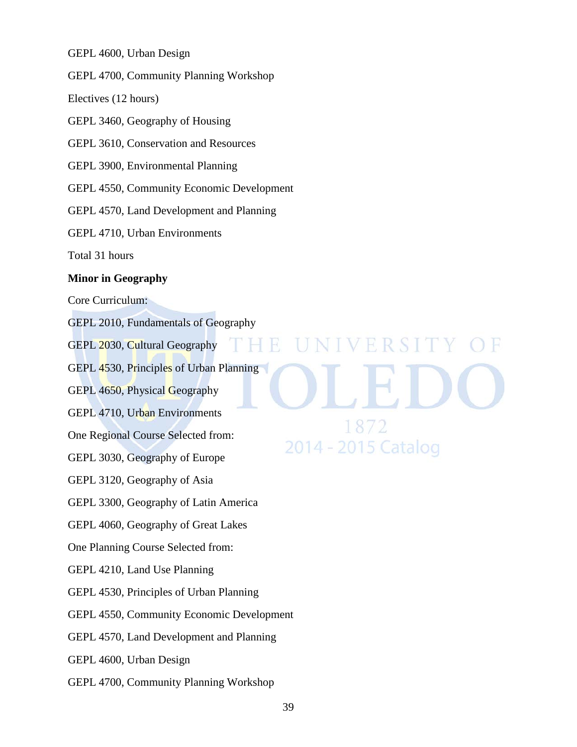GEPL 4600, Urban Design

GEPL 4700, Community Planning Workshop

Electives (12 hours)

GEPL 3460, Geography of Housing

GEPL 3610, Conservation and Resources

GEPL 3900, Environmental Planning

GEPL 4550, Community Economic Development

GEPL 4570, Land Development and Planning

GEPL 4710, Urban Environments

Total 31 hours

**Minor in Geography**

Core Curriculum:

GEPL 2010, Fundamentals of Geography

GEPL 2030, Cultural Geography

GEPL 4530, Principles of Urban Planning

GEPL 4650, Physical Geography

GEPL 4710, Urban Environments

One Regional Course Selected from:

GEPL 3030, Geography of Europe

GEPL 3120, Geography of Asia

GEPL 3300, Geography of Latin America

GEPL 4060, Geography of Great Lakes

One Planning Course Selected from:

GEPL 4210, Land Use Planning

GEPL 4530, Principles of Urban Planning

GEPL 4550, Community Economic Development

GEPL 4570, Land Development and Planning

GEPL 4600, Urban Design

GEPL 4700, Community Planning Workshop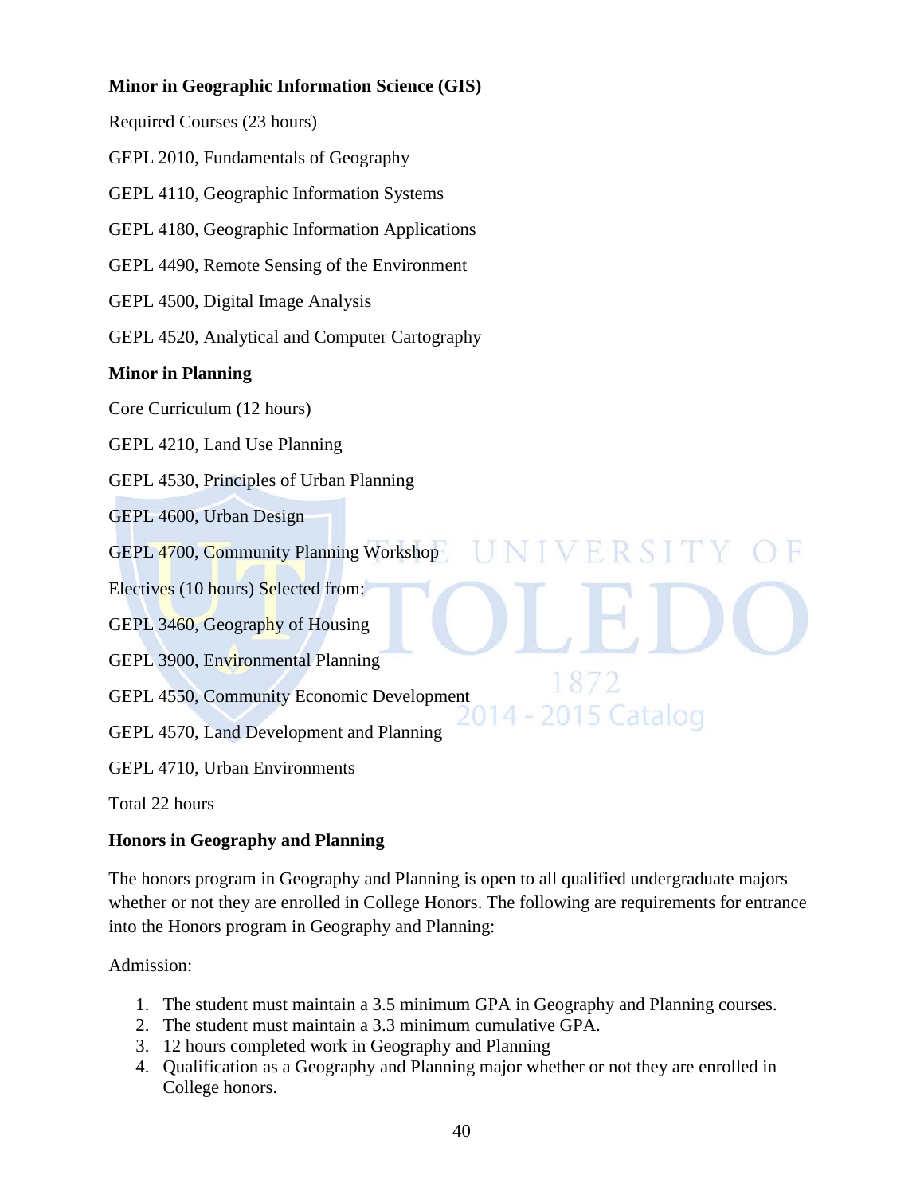**Minor in Geographic Information Science (GIS)**

Required Courses (23 hours)

GEPL 2010, Fundamentals of Geography

GEPL 4110, Geographic Information Systems

GEPL 4180, Geographic Information Applications

GEPL 4490, Remote Sensing of the Environment

GEPL 4500, Digital Image Analysis

GEPL 4520, Analytical and Computer Cartography

**Minor in Planning**

Core Curriculum (12 hours)

GEPL 4210, Land Use Planning

GEPL 4530, Principles of Urban Planning

GEPL 4600, Urban Design

GEPL 4700, Community Planning Workshop

Electives (10 hours) Selected from:

GEPL 3460, Geography of Housing

GEPL 3900, Environmental Planning

GEPL 4550, Community Economic Development

GEPL 4570, Land Development and Planning

GEPL 4710, Urban Environments

Total 22 hours

**Honors in Geography and Planning**

The honors program in Geography and Planning is open to all qualified undergraduate majors whether or not they are enrolled in College Honors. The following are requirements for entrance into the Honors program in Geography and Planning:

Admission:

1. The student must maintain a 3.5 minimum GPA in Geography and Planning courses.
2. The student must maintain a 3.3 minimum cumulative GPA.
3. 12 hours completed work in Geography and Planning
4. Qualification as a Geography and Planning major whether or not they are enrolled in College honors.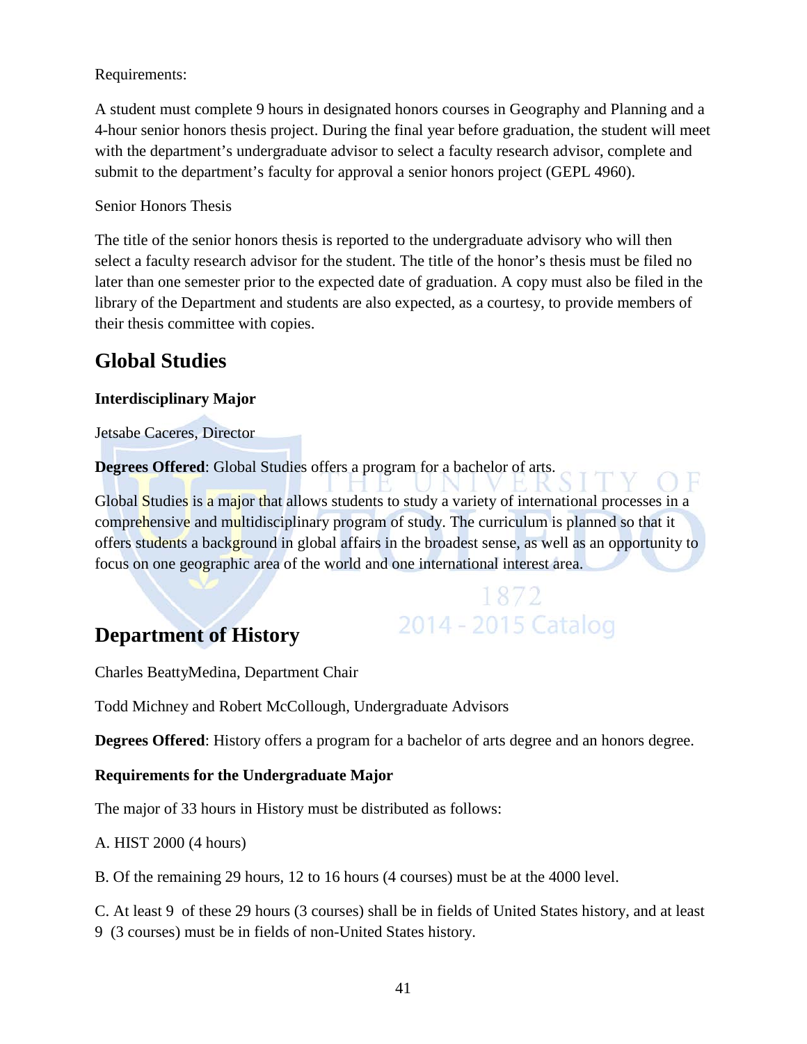Requirements:

A student must complete 9 hours in designated honors courses in Geography and Planning and a 4-hour senior honors thesis project. During the final year before graduation, the student will meet with the department's undergraduate advisor to select a faculty research advisor, complete and submit to the department's faculty for approval a senior honors project (GEPL 4960).

Senior Honors Thesis

The title of the senior honors thesis is reported to the undergraduate advisory who will then select a faculty research advisor for the student. The title of the honor's thesis must be filed no later than one semester prior to the expected date of graduation. A copy must also be filed in the library of the Department and students are also expected, as a courtesy, to provide members of their thesis committee with copies.

## Global Studies

**Interdisciplinary Major**

Jetsabe Caceres, Director

**Degrees Offered**: Global Studies offers a program for a bachelor of arts.

Global Studies is a major that allows students to study a variety of international processes in a comprehensive and multidisciplinary program of study. The curriculum is planned so that it offers students a background in global affairs in the broadest sense, as well as an opportunity to focus on one geographic area of the world and one international interest area.

## Department of History

Charles BeattyMedina, Department Chair

Todd Michney and Robert McCollough, Undergraduate Advisors

**Degrees Offered**: History offers a program for a bachelor of arts degree and an honors degree.

**Requirements for the Undergraduate Major**

The major of 33 hours in History must be distributed as follows:

A. HIST 2000 (4 hours)

B. Of the remaining 29 hours, 12 to 16 hours (4 courses) must be at the 4000 level.

C. At least 9 of these 29 hours (3 courses) shall be in fields of United States history, and at least 9 (3 courses) must be in fields of non-United States history.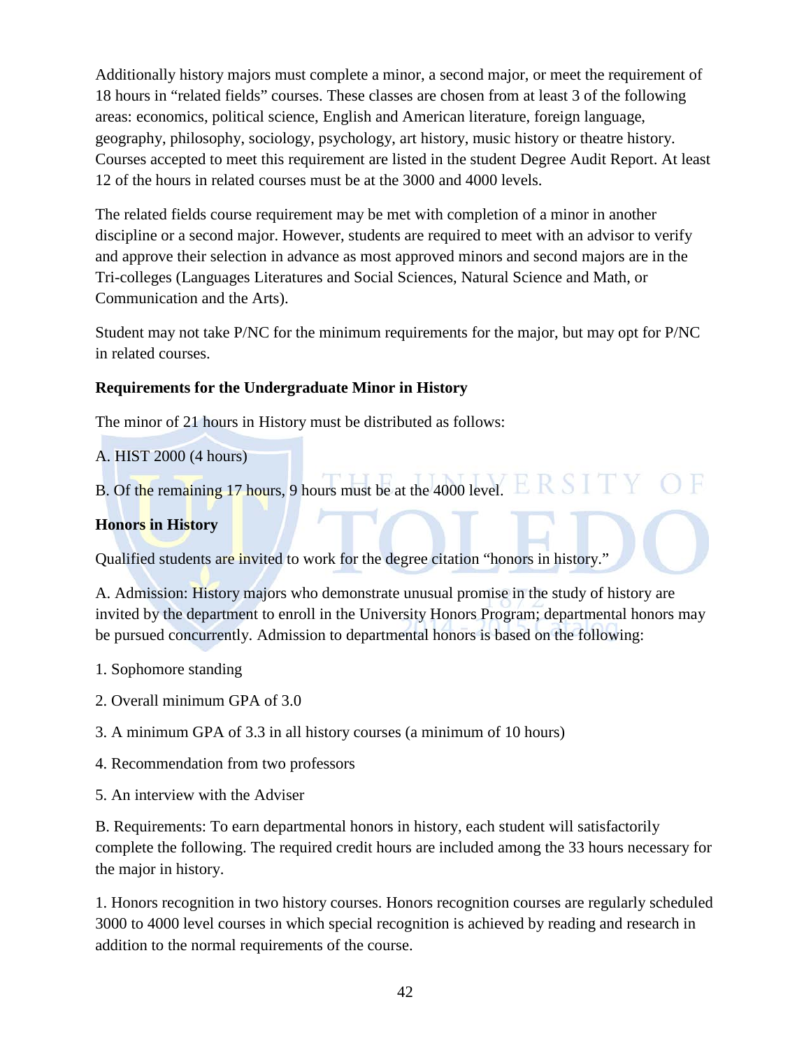Additionally history majors must complete a minor, a second major, or meet the requirement of 18 hours in "related fields" courses. These classes are chosen from at least 3 of the following areas: economics, political science, English and American literature, foreign language, geography, philosophy, sociology, psychology, art history, music history or theatre history. Courses accepted to meet this requirement are listed in the student Degree Audit Report. At least 12 of the hours in related courses must be at the 3000 and 4000 levels.

The related fields course requirement may be met with completion of a minor in another discipline or a second major. However, students are required to meet with an advisor to verify and approve their selection in advance as most approved minors and second majors are in the Tri-colleges (Languages Literatures and Social Sciences, Natural Science and Math, or Communication and the Arts).

Student may not take P/NC for the minimum requirements for the major, but may opt for P/NC in related courses.

**Requirements for the Undergraduate Minor in History**

The minor of 21 hours in History must be distributed as follows:

A. HIST 2000 (4 hours)

B. Of the remaining 17 hours, 9 hours must be at the 4000 level.

**Honors in History**

Qualified students are invited to work for the degree citation "honors in history."

A. Admission: History majors who demonstrate unusual promise in the study of history are invited by the department to enroll in the University Honors Program; departmental honors may be pursued concurrently. Admission to departmental honors is based on the following:

1. Sophomore standing

2. Overall minimum GPA of 3.0

3. A minimum GPA of 3.3 in all history courses (a minimum of 10 hours)

4. Recommendation from two professors

5. An interview with the Adviser

B. Requirements: To earn departmental honors in history, each student will satisfactorily complete the following. The required credit hours are included among the 33 hours necessary for the major in history.

1. Honors recognition in two history courses. Honors recognition courses are regularly scheduled 3000 to 4000 level courses in which special recognition is achieved by reading and research in addition to the normal requirements of the course.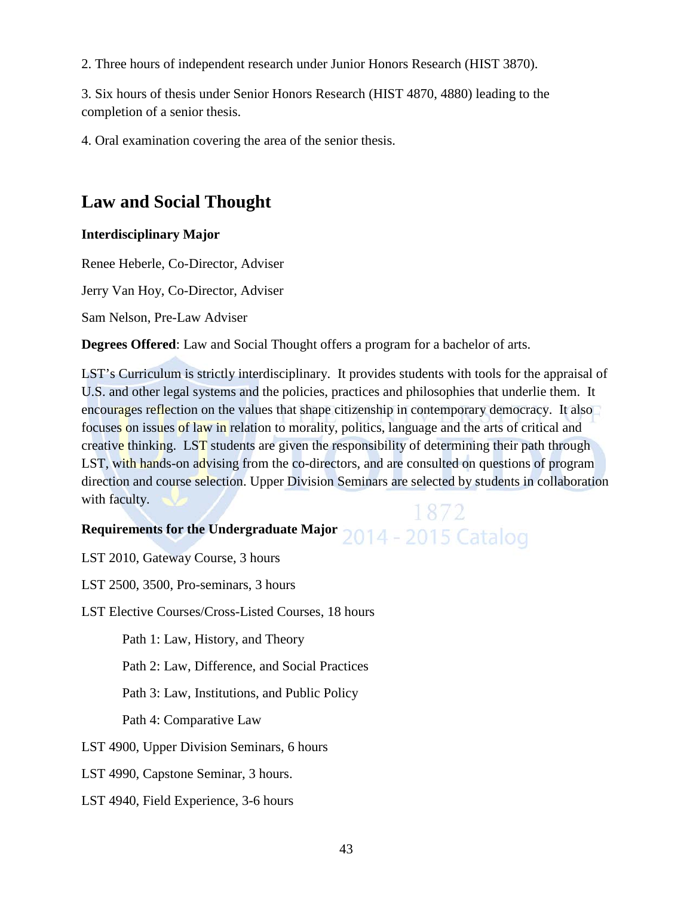2. Three hours of independent research under Junior Honors Research (HIST 3870).

3. Six hours of thesis under Senior Honors Research (HIST 4870, 4880) leading to the completion of a senior thesis.

4. Oral examination covering the area of the senior thesis.

## Law and Social Thought

**Interdisciplinary Major**

Renee Heberle, Co-Director, Adviser

Jerry Van Hoy, Co-Director, Adviser

Sam Nelson, Pre-Law Adviser

**Degrees Offered**: Law and Social Thought offers a program for a bachelor of arts.

LST's Curriculum is strictly interdisciplinary. It provides students with tools for the appraisal of U.S. and other legal systems and the policies, practices and philosophies that underlie them. It encourages reflection on the values that shape citizenship in contemporary democracy. It also focuses on issues of law in relation to morality, politics, language and the arts of critical and creative thinking. LST students are given the responsibility of determining their path through LST, with hands-on advising from the co-directors, and are consulted on questions of program direction and course selection. Upper Division Seminars are selected by students in collaboration with faculty.

**Requirements for the Undergraduate Major**

LST 2010, Gateway Course, 3 hours

LST 2500, 3500, Pro-seminars, 3 hours

LST Elective Courses/Cross-Listed Courses, 18 hours

- Path 1: Law, History, and Theory
- Path 2: Law, Difference, and Social Practices
- Path 3: Law, Institutions, and Public Policy
- Path 4: Comparative Law

LST 4900, Upper Division Seminars, 6 hours

LST 4990, Capstone Seminar, 3 hours.

LST 4940, Field Experience, 3-6 hours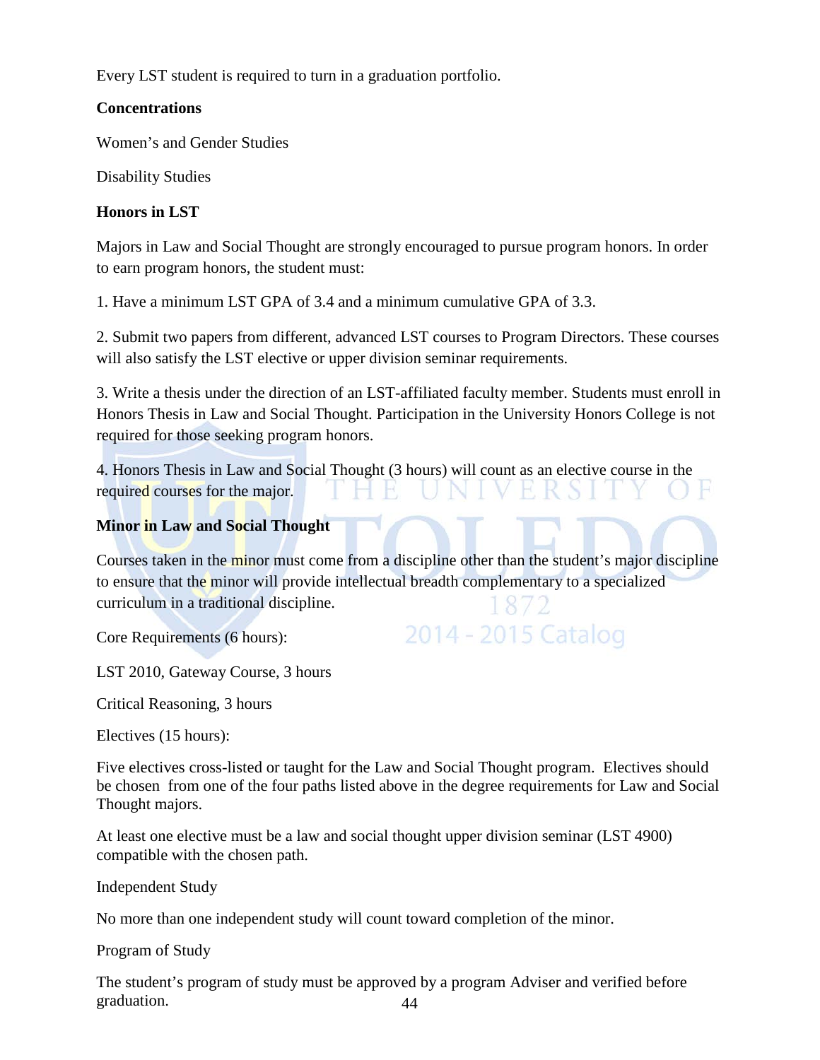Every LST student is required to turn in a graduation portfolio.

**Concentrations**

Women's and Gender Studies

Disability Studies

**Honors in LST**

Majors in Law and Social Thought are strongly encouraged to pursue program honors. In order to earn program honors, the student must:

1. Have a minimum LST GPA of 3.4 and a minimum cumulative GPA of 3.3.

2. Submit two papers from different, advanced LST courses to Program Directors. These courses will also satisfy the LST elective or upper division seminar requirements.

3. Write a thesis under the direction of an LST-affiliated faculty member. Students must enroll in Honors Thesis in Law and Social Thought. Participation in the University Honors College is not required for those seeking program honors.

4. Honors Thesis in Law and Social Thought (3 hours) will count as an elective course in the required courses for the major.

**Minor in Law and Social Thought**

Courses taken in the minor must come from a discipline other than the student's major discipline to ensure that the minor will provide intellectual breadth complementary to a specialized curriculum in a traditional discipline.

Core Requirements (6 hours):

LST 2010, Gateway Course, 3 hours

Critical Reasoning, 3 hours

Electives (15 hours):

Five electives cross-listed or taught for the Law and Social Thought program. Electives should be chosen from one of the four paths listed above in the degree requirements for Law and Social Thought majors.

At least one elective must be a law and social thought upper division seminar (LST 4900) compatible with the chosen path.

Independent Study

No more than one independent study will count toward completion of the minor.

Program of Study

The student's program of study must be approved by a program Adviser and verified before graduation.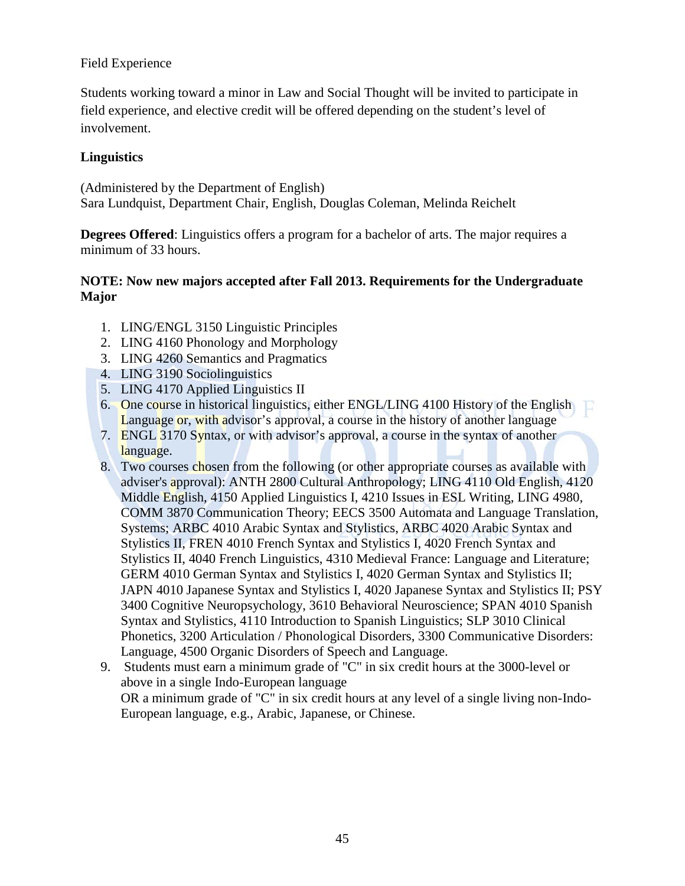Field Experience

Students working toward a minor in Law and Social Thought will be invited to participate in field experience, and elective credit will be offered depending on the student's level of involvement.

**Linguistics**

(Administered by the Department of English)
Sara Lundquist, Department Chair, English, Douglas Coleman, Melinda Reichelt

**Degrees Offered**: Linguistics offers a program for a bachelor of arts. The major requires a minimum of 33 hours.

**NOTE: Now new majors accepted after Fall 2013. Requirements for the Undergraduate Major**

1. LING/ENGL 3150 Linguistic Principles
2. LING 4160 Phonology and Morphology
3. LING 4260 Semantics and Pragmatics
4. LING 3190 Sociolinguistics
5. LING 4170 Applied Linguistics II
6. One course in historical linguistics, either ENGL/LING 4100 History of the English Language or, with advisor's approval, a course in the history of another language
7. ENGL 3170 Syntax, or with advisor's approval, a course in the syntax of another language.
8. Two courses chosen from the following (or other appropriate courses as available with adviser's approval): ANTH 2800 Cultural Anthropology; LING 4110 Old English, 4120 Middle English, 4150 Applied Linguistics I, 4210 Issues in ESL Writing, LING 4980, COMM 3870 Communication Theory; EECS 3500 Automata and Language Translation, Systems; ARBC 4010 Arabic Syntax and Stylistics, ARBC 4020 Arabic Syntax and Stylistics II, FREN 4010 French Syntax and Stylistics I, 4020 French Syntax and Stylistics II, 4040 French Linguistics, 4310 Medieval France: Language and Literature; GERM 4010 German Syntax and Stylistics I, 4020 German Syntax and Stylistics II; JAPN 4010 Japanese Syntax and Stylistics I, 4020 Japanese Syntax and Stylistics II; PSY 3400 Cognitive Neuropsychology, 3610 Behavioral Neuroscience; SPAN 4010 Spanish Syntax and Stylistics, 4110 Introduction to Spanish Linguistics; SLP 3010 Clinical Phonetics, 3200 Articulation / Phonological Disorders, 3300 Communicative Disorders: Language, 4500 Organic Disorders of Speech and Language.
9. Students must earn a minimum grade of "C" in six credit hours at the 3000-level or above in a single Indo-European language
   OR a minimum grade of "C" in six credit hours at any level of a single living non-Indo-European language, e.g., Arabic, Japanese, or Chinese.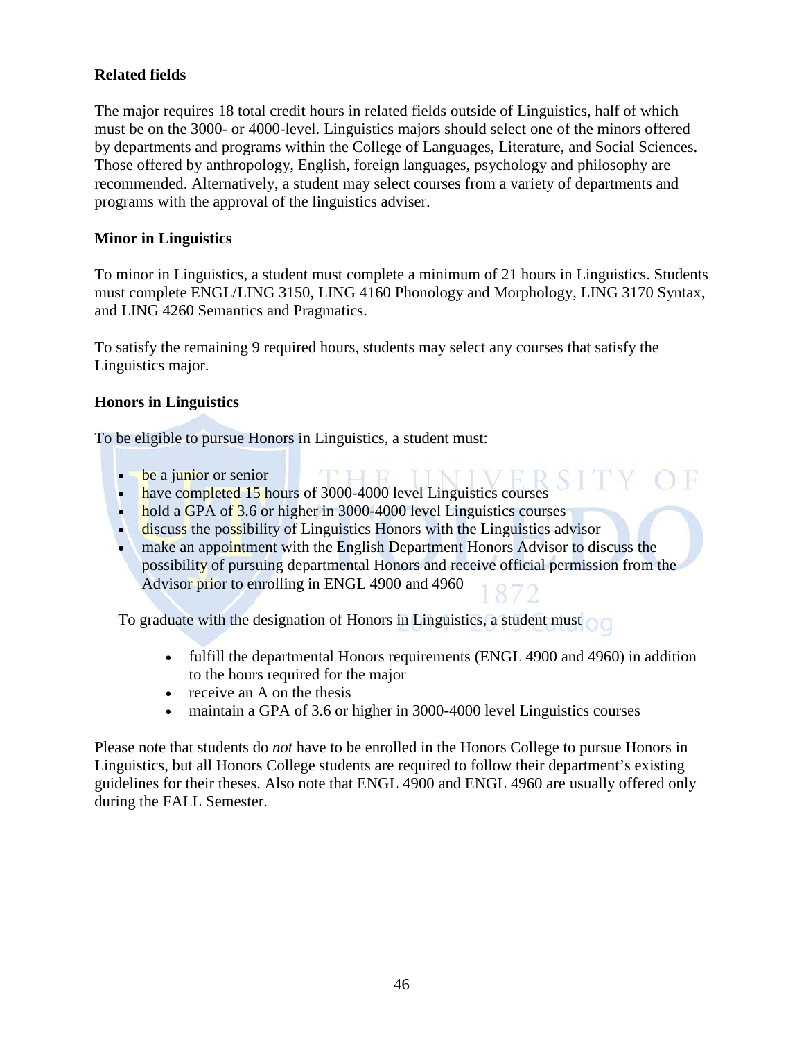**Related fields**

The major requires 18 total credit hours in related fields outside of Linguistics, half of which must be on the 3000- or 4000-level. Linguistics majors should select one of the minors offered by departments and programs within the College of Languages, Literature, and Social Sciences. Those offered by anthropology, English, foreign languages, psychology and philosophy are recommended. Alternatively, a student may select courses from a variety of departments and programs with the approval of the linguistics adviser.

**Minor in Linguistics**

To minor in Linguistics, a student must complete a minimum of 21 hours in Linguistics. Students must complete ENGL/LING 3150, LING 4160 Phonology and Morphology, LING 3170 Syntax, and LING 4260 Semantics and Pragmatics.

To satisfy the remaining 9 required hours, students may select any courses that satisfy the Linguistics major.

**Honors in Linguistics**

To be eligible to pursue Honors in Linguistics, a student must:

- be a junior or senior
- have completed 15 hours of 3000-4000 level Linguistics courses
- hold a GPA of 3.6 or higher in 3000-4000 level Linguistics courses
- discuss the possibility of Linguistics Honors with the Linguistics advisor
- make an appointment with the English Department Honors Advisor to discuss the possibility of pursuing departmental Honors and receive official permission from the Advisor prior to enrolling in ENGL 4900 and 4960

To graduate with the designation of Honors in Linguistics, a student must

- fulfill the departmental Honors requirements (ENGL 4900 and 4960) in addition to the hours required for the major
- receive an A on the thesis
- maintain a GPA of 3.6 or higher in 3000-4000 level Linguistics courses

Please note that students do *not* have to be enrolled in the Honors College to pursue Honors in Linguistics, but all Honors College students are required to follow their department's existing guidelines for their theses. Also note that ENGL 4900 and ENGL 4960 are usually offered only during the FALL Semester.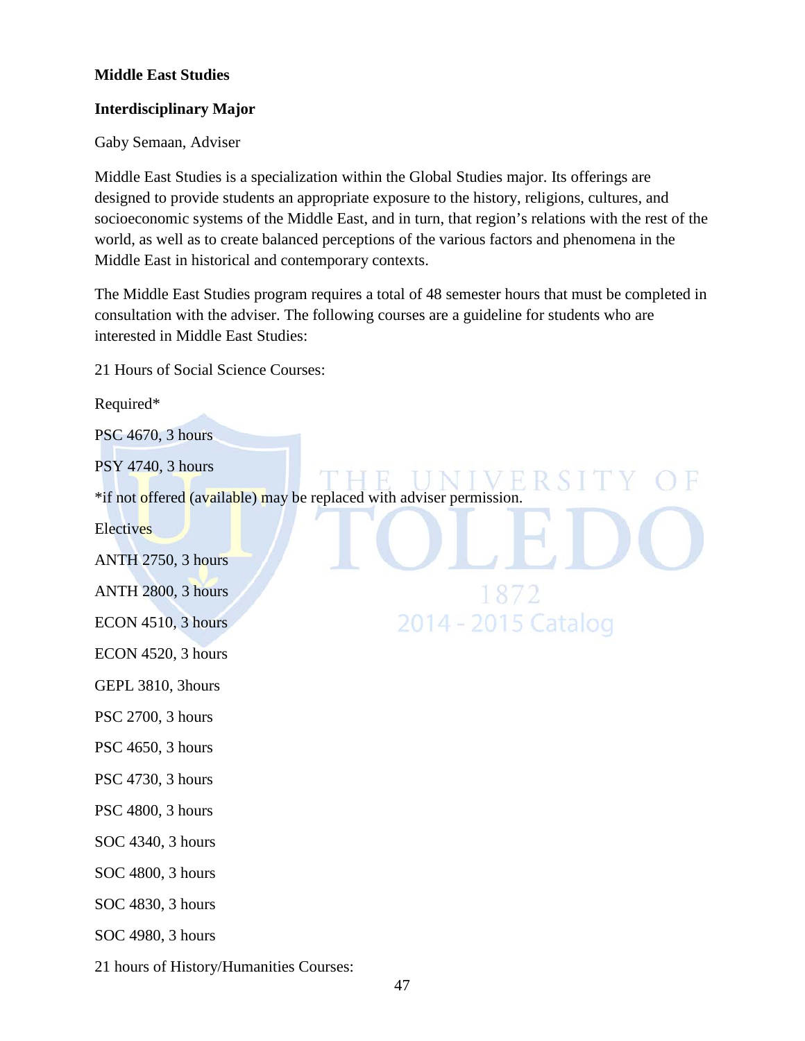**Middle East Studies**

**Interdisciplinary Major**

Gaby Semaan, Adviser

Middle East Studies is a specialization within the Global Studies major. Its offerings are designed to provide students an appropriate exposure to the history, religions, cultures, and socioeconomic systems of the Middle East, and in turn, that region's relations with the rest of the world, as well as to create balanced perceptions of the various factors and phenomena in the Middle East in historical and contemporary contexts.

The Middle East Studies program requires a total of 48 semester hours that must be completed in consultation with the adviser. The following courses are a guideline for students who are interested in Middle East Studies:

21 Hours of Social Science Courses:

Required*

PSC 4670, 3 hours

PSY 4740, 3 hours

*if not offered (available) may be replaced with adviser permission.

Electives

ANTH 2750, 3 hours

ANTH 2800, 3 hours

ECON 4510, 3 hours

ECON 4520, 3 hours

GEPL 3810, 3hours

PSC 2700, 3 hours

PSC 4650, 3 hours

PSC 4730, 3 hours

PSC 4800, 3 hours

SOC 4340, 3 hours

SOC 4800, 3 hours

SOC 4830, 3 hours

SOC 4980, 3 hours

21 hours of History/Humanities Courses: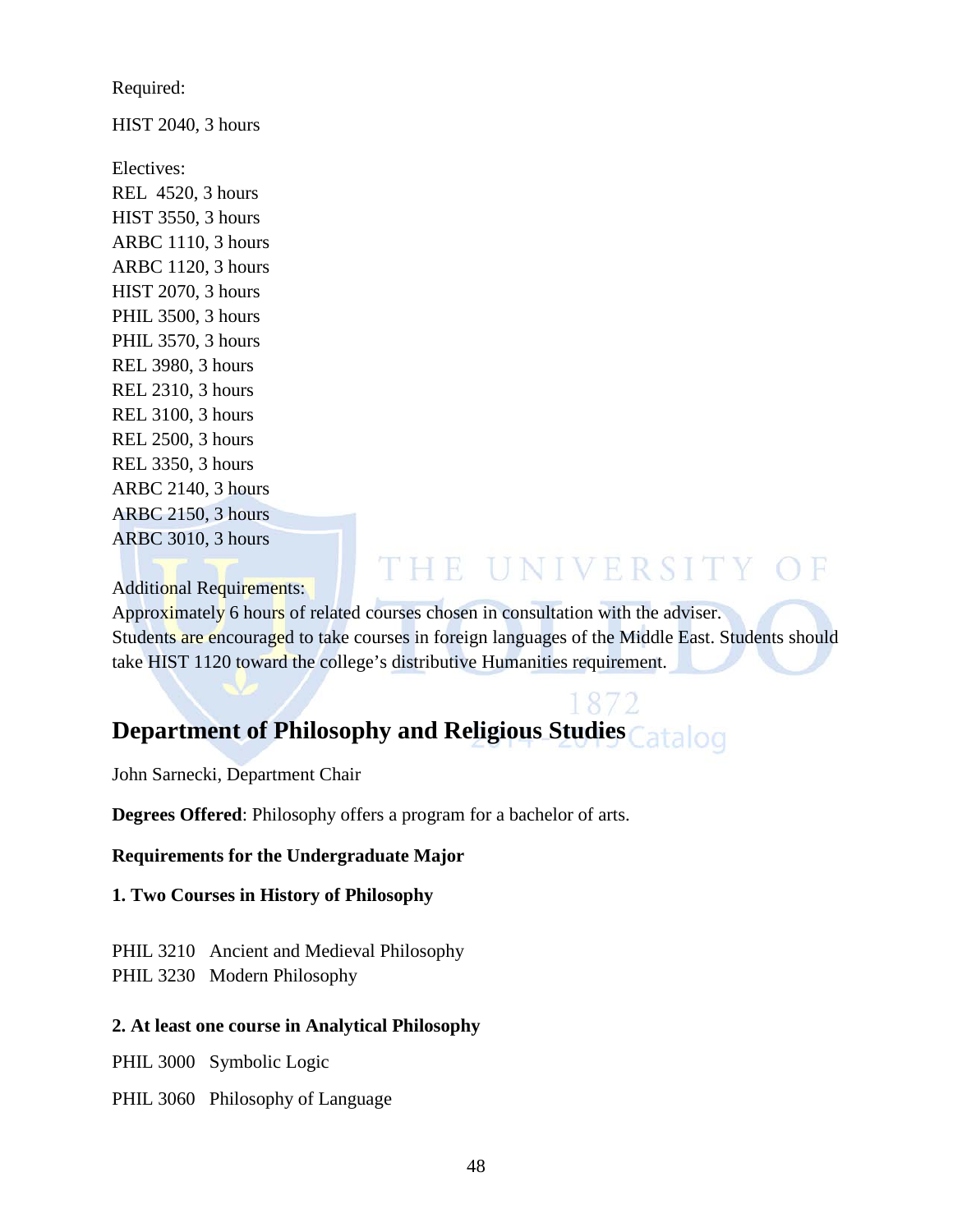Required:

HIST 2040, 3 hours

Electives:
REL 4520, 3 hours
HIST 3550, 3 hours
ARBC 1110, 3 hours
ARBC 1120, 3 hours
HIST 2070, 3 hours
PHIL 3500, 3 hours
PHIL 3570, 3 hours
REL 3980, 3 hours
REL 2310, 3 hours
REL 3100, 3 hours
REL 2500, 3 hours
REL 3350, 3 hours
ARBC 2140, 3 hours
ARBC 2150, 3 hours
ARBC 3010, 3 hours

Additional Requirements:
Approximately 6 hours of related courses chosen in consultation with the adviser.
Students are encouraged to take courses in foreign languages of the Middle East. Students should take HIST 1120 toward the college's distributive Humanities requirement.

## Department of Philosophy and Religious Studies

John Sarnecki, Department Chair

**Degrees Offered**: Philosophy offers a program for a bachelor of arts.

**Requirements for the Undergraduate Major**

**1. Two Courses in History of Philosophy**

PHIL 3210 Ancient and Medieval Philosophy
PHIL 3230 Modern Philosophy

**2. At least one course in Analytical Philosophy**

PHIL 3000 Symbolic Logic

PHIL 3060 Philosophy of Language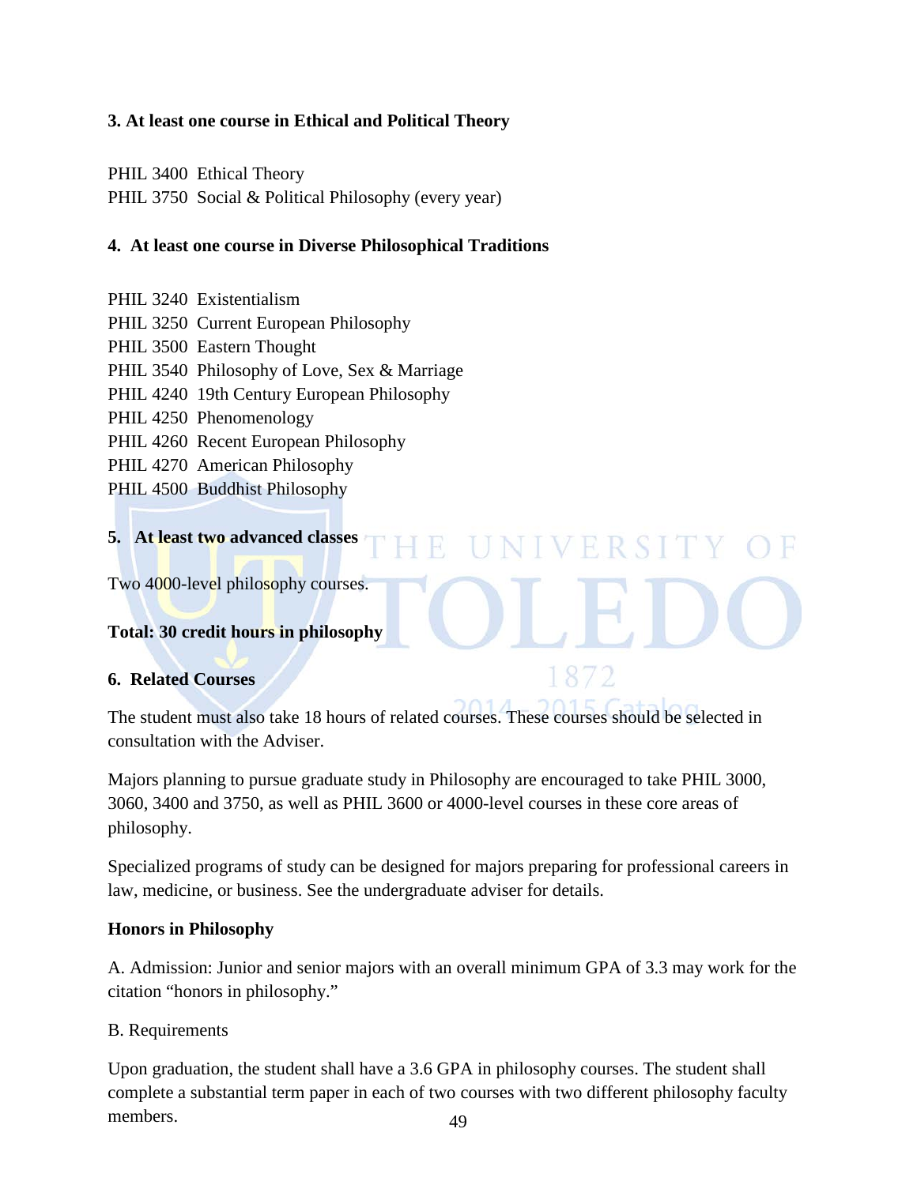**3. At least one course in Ethical and Political Theory**

PHIL 3400 Ethical Theory
PHIL 3750 Social & Political Philosophy (every year)

**4. At least one course in Diverse Philosophical Traditions**

PHIL 3240 Existentialism
PHIL 3250 Current European Philosophy
PHIL 3500 Eastern Thought
PHIL 3540 Philosophy of Love, Sex & Marriage
PHIL 4240 19th Century European Philosophy
PHIL 4250 Phenomenology
PHIL 4260 Recent European Philosophy
PHIL 4270 American Philosophy
PHIL 4500 Buddhist Philosophy

**5. At least two advanced classes**

Two 4000-level philosophy courses.

**Total: 30 credit hours in philosophy**

**6. Related Courses**

The student must also take 18 hours of related courses. These courses should be selected in consultation with the Adviser.

Majors planning to pursue graduate study in Philosophy are encouraged to take PHIL 3000, 3060, 3400 and 3750, as well as PHIL 3600 or 4000-level courses in these core areas of philosophy.

Specialized programs of study can be designed for majors preparing for professional careers in law, medicine, or business. See the undergraduate adviser for details.

**Honors in Philosophy**

A. Admission: Junior and senior majors with an overall minimum GPA of 3.3 may work for the citation "honors in philosophy."

B. Requirements

Upon graduation, the student shall have a 3.6 GPA in philosophy courses. The student shall complete a substantial term paper in each of two courses with two different philosophy faculty members.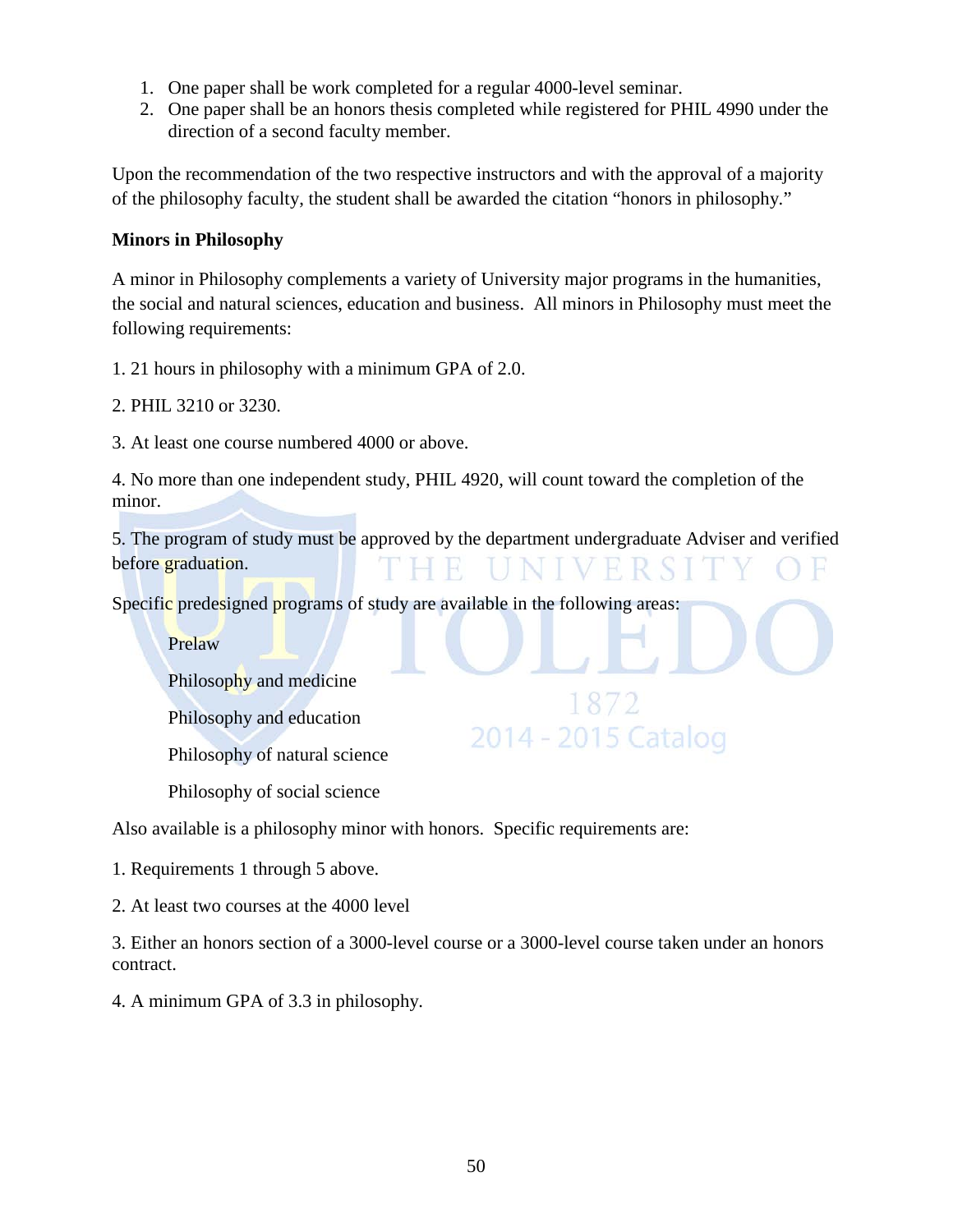1. One paper shall be work completed for a regular 4000-level seminar.
2. One paper shall be an honors thesis completed while registered for PHIL 4990 under the direction of a second faculty member.

Upon the recommendation of the two respective instructors and with the approval of a majority of the philosophy faculty, the student shall be awarded the citation "honors in philosophy."

**Minors in Philosophy**

A minor in Philosophy complements a variety of University major programs in the humanities, the social and natural sciences, education and business. All minors in Philosophy must meet the following requirements:

1. 21 hours in philosophy with a minimum GPA of 2.0.

2. PHIL 3210 or 3230.

3. At least one course numbered 4000 or above.

4. No more than one independent study, PHIL 4920, will count toward the completion of the minor.

5. The program of study must be approved by the department undergraduate Adviser and verified before graduation.

Specific predesigned programs of study are available in the following areas:

- Prelaw
- Philosophy and medicine
- Philosophy and education
- Philosophy of natural science
- Philosophy of social science

Also available is a philosophy minor with honors. Specific requirements are:

1. Requirements 1 through 5 above.

2. At least two courses at the 4000 level

3. Either an honors section of a 3000-level course or a 3000-level course taken under an honors contract.

4. A minimum GPA of 3.3 in philosophy.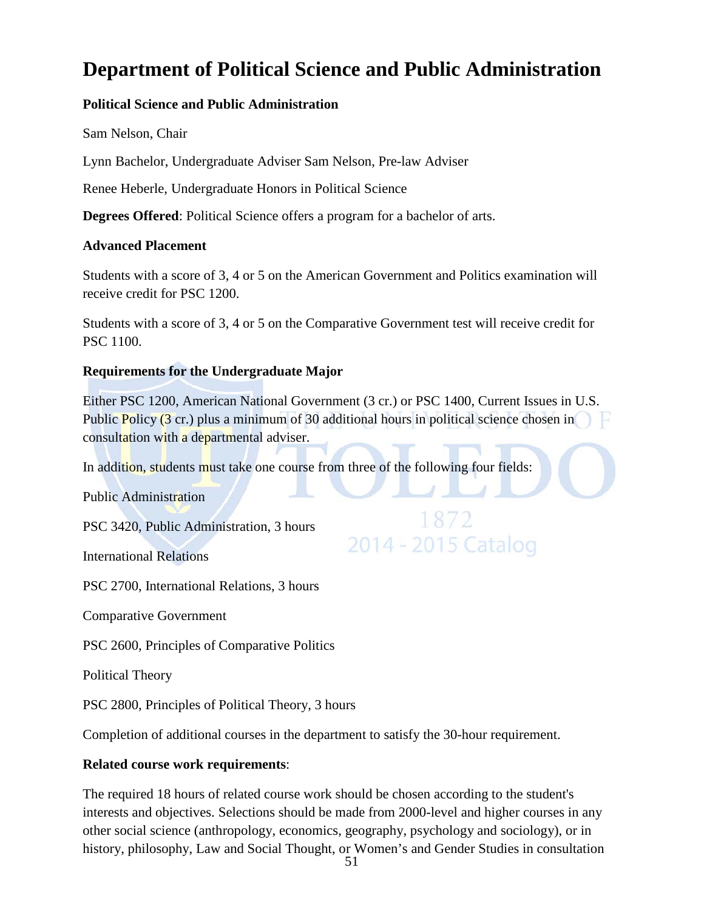// Department of Political Science and Public Administration

# Department of Political Science and Public Administration

**Political Science and Public Administration**

Sam Nelson, Chair

Lynn Bachelor, Undergraduate Adviser Sam Nelson, Pre-law Adviser

Renee Heberle, Undergraduate Honors in Political Science

**Degrees Offered**: Political Science offers a program for a bachelor of arts.

**Advanced Placement**

Students with a score of 3, 4 or 5 on the American Government and Politics examination will receive credit for PSC 1200.

Students with a score of 3, 4 or 5 on the Comparative Government test will receive credit for PSC 1100.

**Requirements for the Undergraduate Major**

Either PSC 1200, American National Government (3 cr.) or PSC 1400, Current Issues in U.S. Public Policy (3 cr.) plus a minimum of 30 additional hours in political science chosen in consultation with a departmental adviser.

In addition, students must take one course from three of the following four fields:

Public Administration

PSC 3420, Public Administration, 3 hours

International Relations

PSC 2700, International Relations, 3 hours

Comparative Government

PSC 2600, Principles of Comparative Politics

Political Theory

PSC 2800, Principles of Political Theory, 3 hours

Completion of additional courses in the department to satisfy the 30-hour requirement.

**Related course work requirements**:

The required 18 hours of related course work should be chosen according to the student's interests and objectives. Selections should be made from 2000-level and higher courses in any other social science (anthropology, economics, geography, psychology and sociology), or in history, philosophy, Law and Social Thought, or Women's and Gender Studies in consultation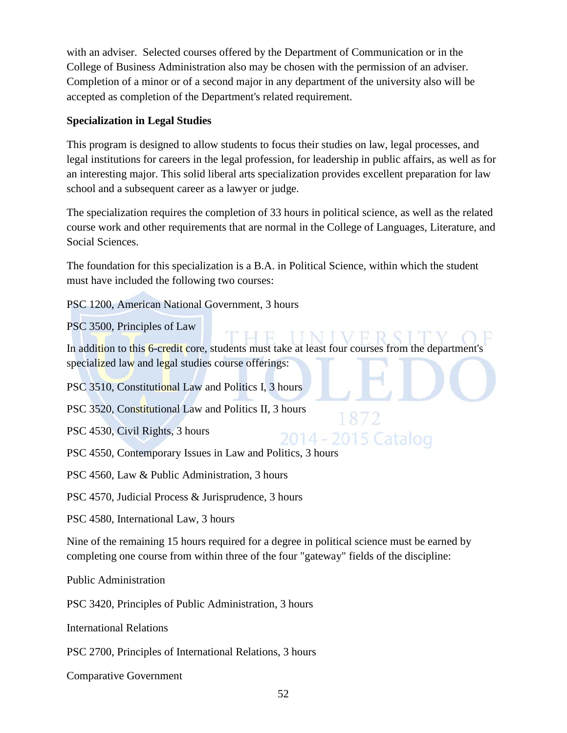with an adviser. Selected courses offered by the Department of Communication or in the College of Business Administration also may be chosen with the permission of an adviser. Completion of a minor or of a second major in any department of the university also will be accepted as completion of the Department's related requirement.

**Specialization in Legal Studies**

This program is designed to allow students to focus their studies on law, legal processes, and legal institutions for careers in the legal profession, for leadership in public affairs, as well as for an interesting major. This solid liberal arts specialization provides excellent preparation for law school and a subsequent career as a lawyer or judge.

The specialization requires the completion of 33 hours in political science, as well as the related course work and other requirements that are normal in the College of Languages, Literature, and Social Sciences.

The foundation for this specialization is a B.A. in Political Science, within which the student must have included the following two courses:

PSC 1200, American National Government, 3 hours

PSC 3500, Principles of Law

In addition to this 6-credit core, students must take at least four courses from the department's specialized law and legal studies course offerings:

PSC 3510, Constitutional Law and Politics I, 3 hours

PSC 3520, Constitutional Law and Politics II, 3 hours

PSC 4530, Civil Rights, 3 hours

PSC 4550, Contemporary Issues in Law and Politics, 3 hours

PSC 4560, Law & Public Administration, 3 hours

PSC 4570, Judicial Process & Jurisprudence, 3 hours

PSC 4580, International Law, 3 hours

Nine of the remaining 15 hours required for a degree in political science must be earned by completing one course from within three of the four "gateway" fields of the discipline:

Public Administration

PSC 3420, Principles of Public Administration, 3 hours

International Relations

PSC 2700, Principles of International Relations, 3 hours

Comparative Government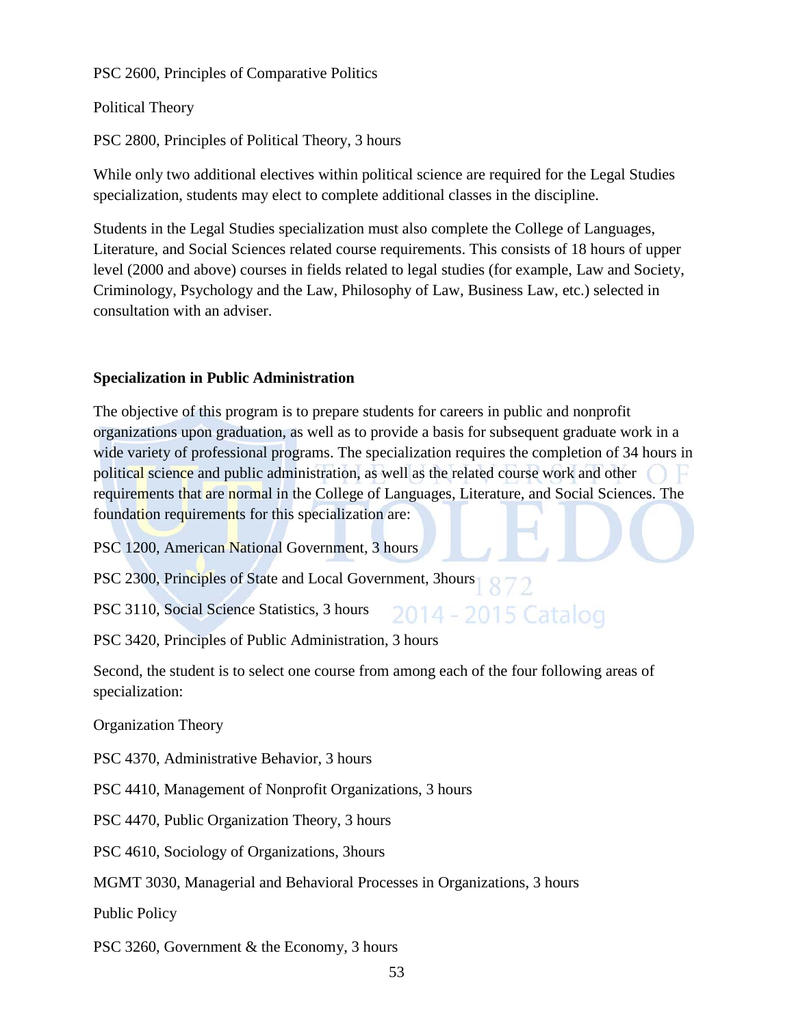PSC 2600, Principles of Comparative Politics

Political Theory

PSC 2800, Principles of Political Theory, 3 hours

While only two additional electives within political science are required for the Legal Studies specialization, students may elect to complete additional classes in the discipline.

Students in the Legal Studies specialization must also complete the College of Languages, Literature, and Social Sciences related course requirements. This consists of 18 hours of upper level (2000 and above) courses in fields related to legal studies (for example, Law and Society, Criminology, Psychology and the Law, Philosophy of Law, Business Law, etc.) selected in consultation with an adviser.

**Specialization in Public Administration**

The objective of this program is to prepare students for careers in public and nonprofit organizations upon graduation, as well as to provide a basis for subsequent graduate work in a wide variety of professional programs. The specialization requires the completion of 34 hours in political science and public administration, as well as the related course work and other requirements that are normal in the College of Languages, Literature, and Social Sciences. The foundation requirements for this specialization are:

PSC 1200, American National Government, 3 hours

PSC 2300, Principles of State and Local Government, 3hours

PSC 3110, Social Science Statistics, 3 hours

PSC 3420, Principles of Public Administration, 3 hours

Second, the student is to select one course from among each of the four following areas of specialization:

Organization Theory

PSC 4370, Administrative Behavior, 3 hours

PSC 4410, Management of Nonprofit Organizations, 3 hours

PSC 4470, Public Organization Theory, 3 hours

PSC 4610, Sociology of Organizations, 3hours

MGMT 3030, Managerial and Behavioral Processes in Organizations, 3 hours

Public Policy

PSC 3260, Government & the Economy, 3 hours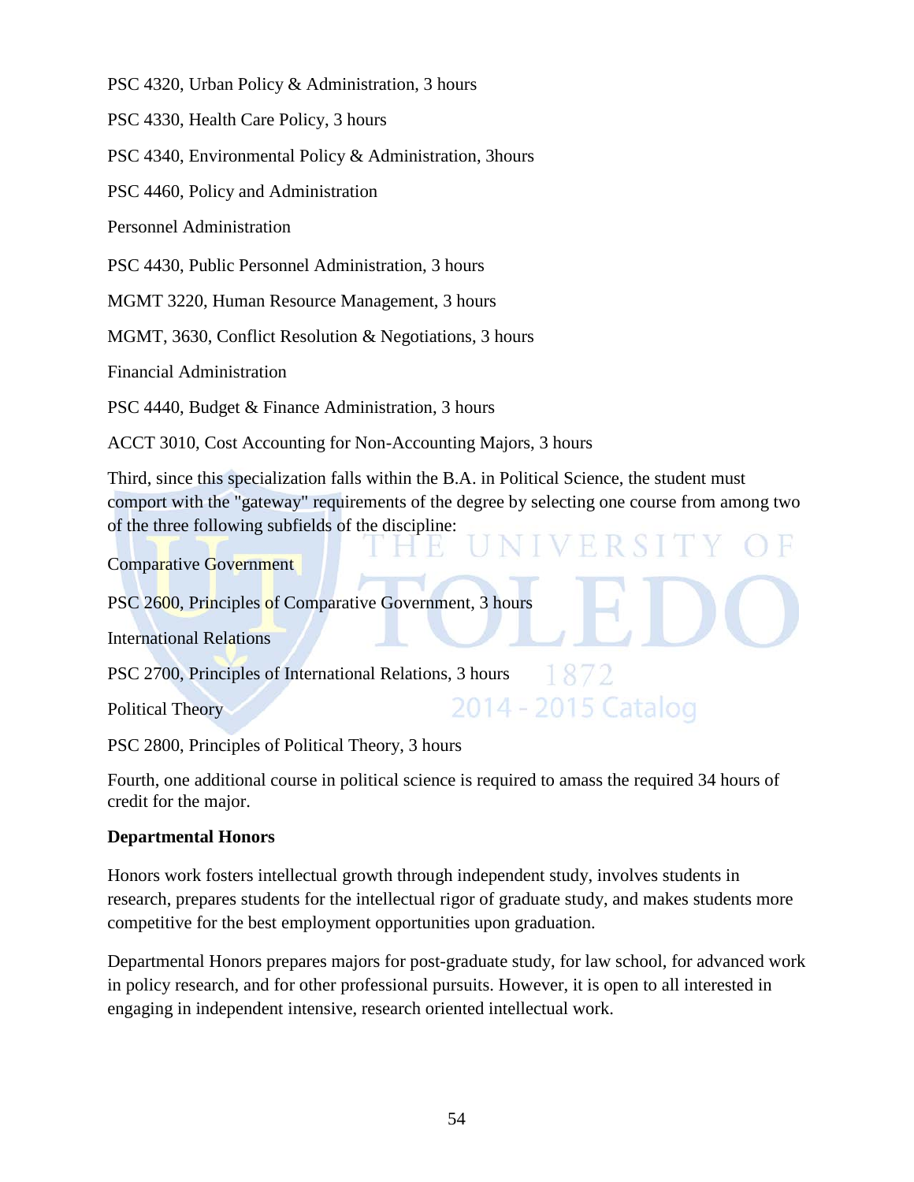PSC 4320, Urban Policy & Administration, 3 hours

PSC 4330, Health Care Policy, 3 hours

PSC 4340, Environmental Policy & Administration, 3hours

PSC 4460, Policy and Administration

Personnel Administration

PSC 4430, Public Personnel Administration, 3 hours

MGMT 3220, Human Resource Management, 3 hours

MGMT, 3630, Conflict Resolution & Negotiations, 3 hours

Financial Administration

PSC 4440, Budget & Finance Administration, 3 hours

ACCT 3010, Cost Accounting for Non-Accounting Majors, 3 hours

Third, since this specialization falls within the B.A. in Political Science, the student must comport with the "gateway" requirements of the degree by selecting one course from among two of the three following subfields of the discipline:

Comparative Government

PSC 2600, Principles of Comparative Government, 3 hours

International Relations

PSC 2700, Principles of International Relations, 3 hours

Political Theory

PSC 2800, Principles of Political Theory, 3 hours

Fourth, one additional course in political science is required to amass the required 34 hours of credit for the major.

**Departmental Honors**

Honors work fosters intellectual growth through independent study, involves students in research, prepares students for the intellectual rigor of graduate study, and makes students more competitive for the best employment opportunities upon graduation.

Departmental Honors prepares majors for post-graduate study, for law school, for advanced work in policy research, and for other professional pursuits. However, it is open to all interested in engaging in independent intensive, research oriented intellectual work.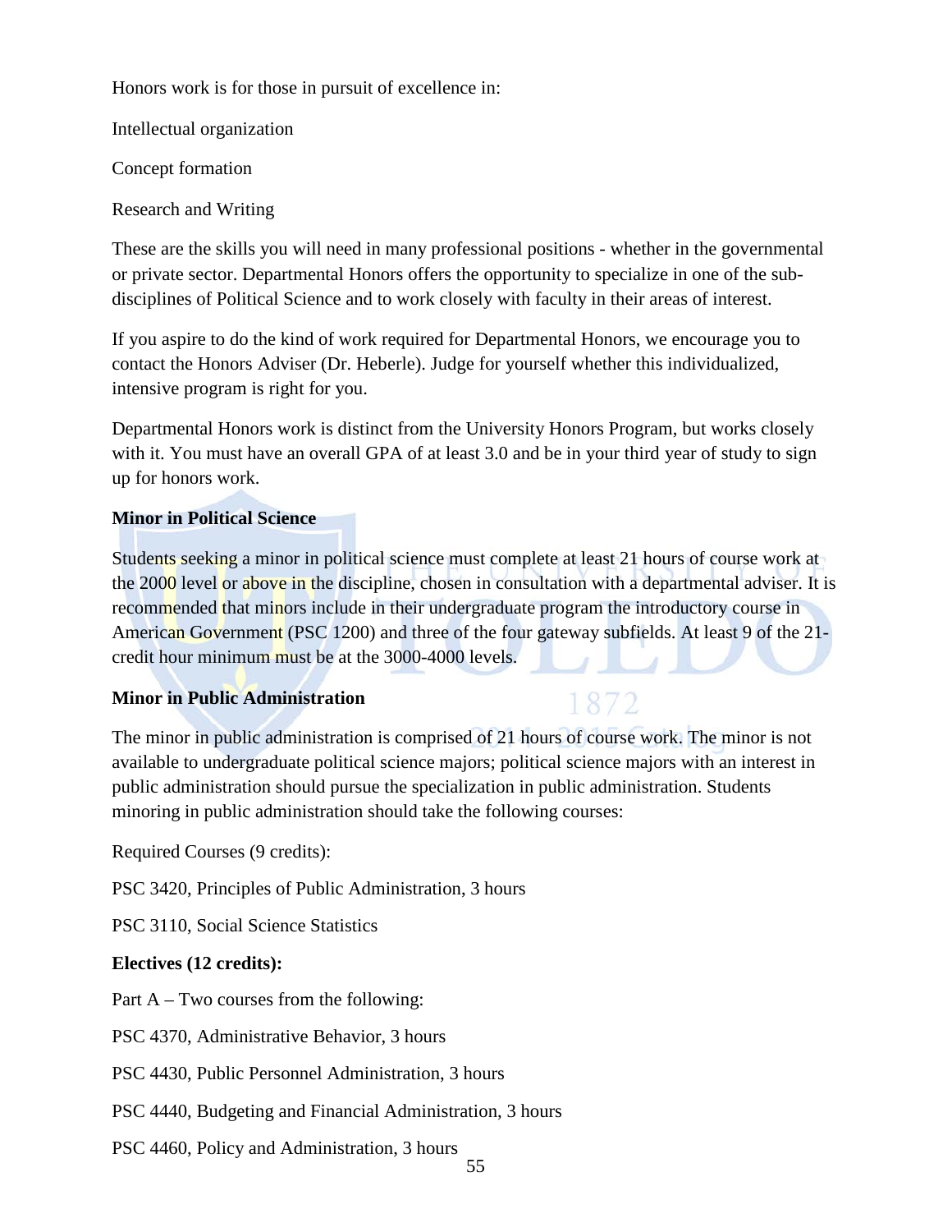Honors work is for those in pursuit of excellence in:

Intellectual organization

Concept formation

Research and Writing

These are the skills you will need in many professional positions - whether in the governmental or private sector. Departmental Honors offers the opportunity to specialize in one of the sub-disciplines of Political Science and to work closely with faculty in their areas of interest.

If you aspire to do the kind of work required for Departmental Honors, we encourage you to contact the Honors Adviser (Dr. Heberle). Judge for yourself whether this individualized, intensive program is right for you.

Departmental Honors work is distinct from the University Honors Program, but works closely with it. You must have an overall GPA of at least 3.0 and be in your third year of study to sign up for honors work.

**Minor in Political Science**

Students seeking a minor in political science must complete at least 21 hours of course work at the 2000 level or above in the discipline, chosen in consultation with a departmental adviser. It is recommended that minors include in their undergraduate program the introductory course in American Government (PSC 1200) and three of the four gateway subfields. At least 9 of the 21-credit hour minimum must be at the 3000-4000 levels.

**Minor in Public Administration**

The minor in public administration is comprised of 21 hours of course work. The minor is not available to undergraduate political science majors; political science majors with an interest in public administration should pursue the specialization in public administration. Students minoring in public administration should take the following courses:

Required Courses (9 credits):

PSC 3420, Principles of Public Administration, 3 hours

PSC 3110, Social Science Statistics

**Electives (12 credits):**

Part A – Two courses from the following:

PSC 4370, Administrative Behavior, 3 hours

PSC 4430, Public Personnel Administration, 3 hours

PSC 4440, Budgeting and Financial Administration, 3 hours

PSC 4460, Policy and Administration, 3 hours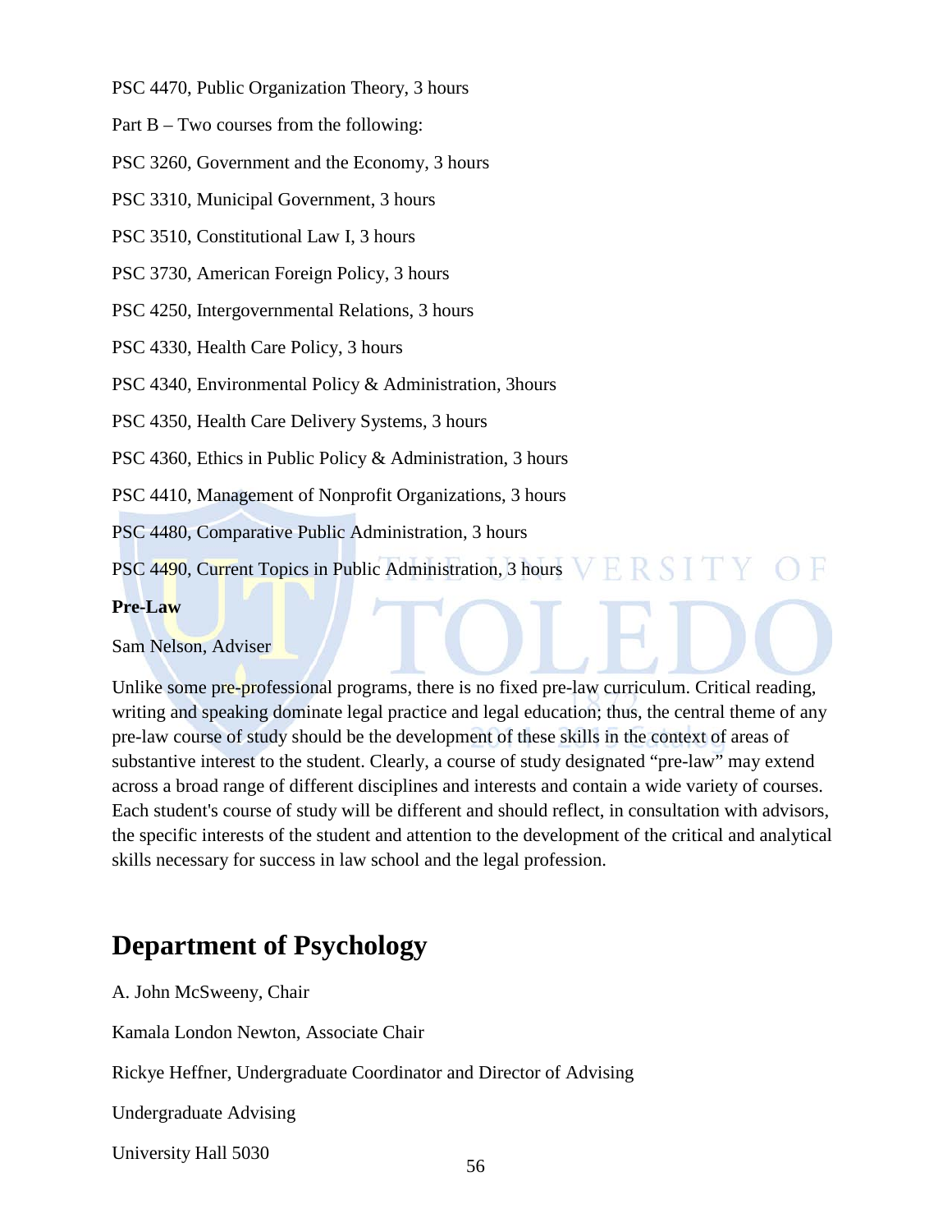PSC 4470, Public Organization Theory, 3 hours

Part B – Two courses from the following:

PSC 3260, Government and the Economy, 3 hours

PSC 3310, Municipal Government, 3 hours

PSC 3510, Constitutional Law I, 3 hours

PSC 3730, American Foreign Policy, 3 hours

PSC 4250, Intergovernmental Relations, 3 hours

PSC 4330, Health Care Policy, 3 hours

PSC 4340, Environmental Policy & Administration, 3hours

PSC 4350, Health Care Delivery Systems, 3 hours

PSC 4360, Ethics in Public Policy & Administration, 3 hours

PSC 4410, Management of Nonprofit Organizations, 3 hours

PSC 4480, Comparative Public Administration, 3 hours

PSC 4490, Current Topics in Public Administration, 3 hours

**Pre-Law**

Sam Nelson, Adviser

Unlike some pre-professional programs, there is no fixed pre-law curriculum. Critical reading, writing and speaking dominate legal practice and legal education; thus, the central theme of any pre-law course of study should be the development of these skills in the context of areas of substantive interest to the student. Clearly, a course of study designated "pre-law" may extend across a broad range of different disciplines and interests and contain a wide variety of courses. Each student's course of study will be different and should reflect, in consultation with advisors, the specific interests of the student and attention to the development of the critical and analytical skills necessary for success in law school and the legal profession.

## Department of Psychology

A. John McSweeny, Chair

Kamala London Newton, Associate Chair

Rickye Heffner, Undergraduate Coordinator and Director of Advising

Undergraduate Advising

University Hall 5030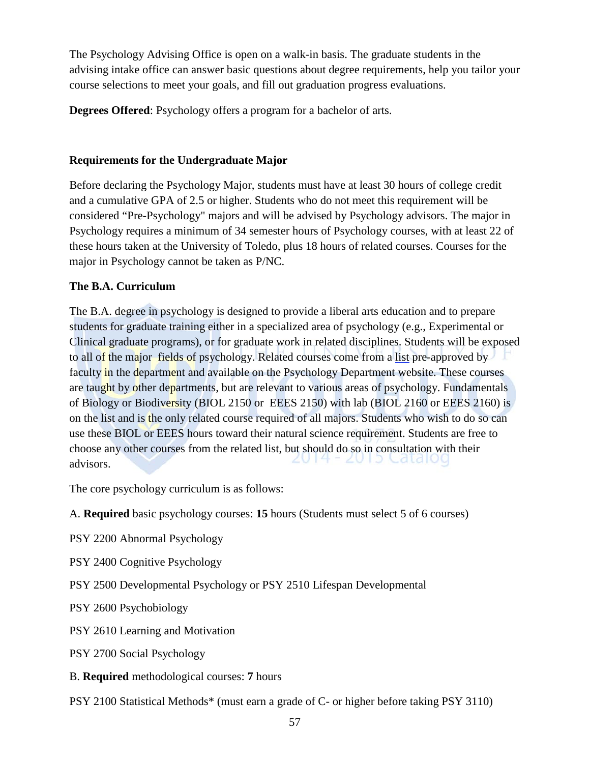The Psychology Advising Office is open on a walk-in basis. The graduate students in the advising intake office can answer basic questions about degree requirements, help you tailor your course selections to meet your goals, and fill out graduation progress evaluations.

**Degrees Offered**: Psychology offers a program for a bachelor of arts.

**Requirements for the Undergraduate Major**

Before declaring the Psychology Major, students must have at least 30 hours of college credit and a cumulative GPA of 2.5 or higher. Students who do not meet this requirement will be considered "Pre-Psychology" majors and will be advised by Psychology advisors. The major in Psychology requires a minimum of 34 semester hours of Psychology courses, with at least 22 of these hours taken at the University of Toledo, plus 18 hours of related courses. Courses for the major in Psychology cannot be taken as P/NC.

**The B.A. Curriculum**

The B.A. degree in psychology is designed to provide a liberal arts education and to prepare students for graduate training either in a specialized area of psychology (e.g., Experimental or Clinical graduate programs), or for graduate work in related disciplines. Students will be exposed to all of the major fields of psychology. Related courses come from a list pre-approved by faculty in the department and available on the Psychology Department website. These courses are taught by other departments, but are relevant to various areas of psychology. Fundamentals of Biology or Biodiversity (BIOL 2150 or EEES 2150) with lab (BIOL 2160 or EEES 2160) is on the list and is the only related course required of all majors. Students who wish to do so can use these BIOL or EEES hours toward their natural science requirement. Students are free to choose any other courses from the related list, but should do so in consultation with their advisors.

The core psychology curriculum is as follows:

A. **Required** basic psychology courses: **15** hours (Students must select 5 of 6 courses)

PSY 2200 Abnormal Psychology

PSY 2400 Cognitive Psychology

PSY 2500 Developmental Psychology or PSY 2510 Lifespan Developmental

PSY 2600 Psychobiology

PSY 2610 Learning and Motivation

PSY 2700 Social Psychology

B. **Required** methodological courses: **7** hours

PSY 2100 Statistical Methods* (must earn a grade of C- or higher before taking PSY 3110)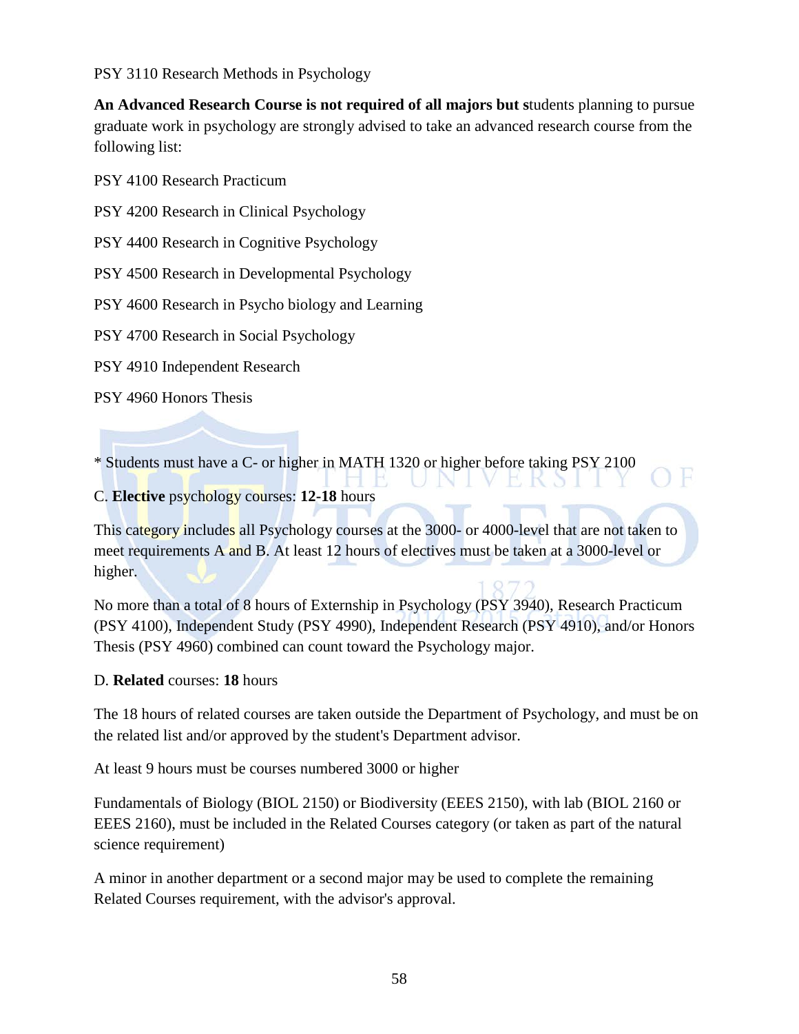PSY 3110 Research Methods in Psychology

**An Advanced Research Course is not required of all majors but s**tudents planning to pursue graduate work in psychology are strongly advised to take an advanced research course from the following list:

PSY 4100 Research Practicum

PSY 4200 Research in Clinical Psychology

PSY 4400 Research in Cognitive Psychology

PSY 4500 Research in Developmental Psychology

PSY 4600 Research in Psycho biology and Learning

PSY 4700 Research in Social Psychology

PSY 4910 Independent Research

PSY 4960 Honors Thesis

* Students must have a C- or higher in MATH 1320 or higher before taking PSY 2100

C. **Elective** psychology courses: **12-18** hours

This category includes all Psychology courses at the 3000- or 4000-level that are not taken to meet requirements A and B. At least 12 hours of electives must be taken at a 3000-level or higher.

No more than a total of 8 hours of Externship in Psychology (PSY 3940), Research Practicum (PSY 4100), Independent Study (PSY 4990), Independent Research (PSY 4910), and/or Honors Thesis (PSY 4960) combined can count toward the Psychology major.

D. **Related** courses: **18** hours

The 18 hours of related courses are taken outside the Department of Psychology, and must be on the related list and/or approved by the student's Department advisor.

At least 9 hours must be courses numbered 3000 or higher

Fundamentals of Biology (BIOL 2150) or Biodiversity (EEES 2150), with lab (BIOL 2160 or EEES 2160), must be included in the Related Courses category (or taken as part of the natural science requirement)

A minor in another department or a second major may be used to complete the remaining Related Courses requirement, with the advisor's approval.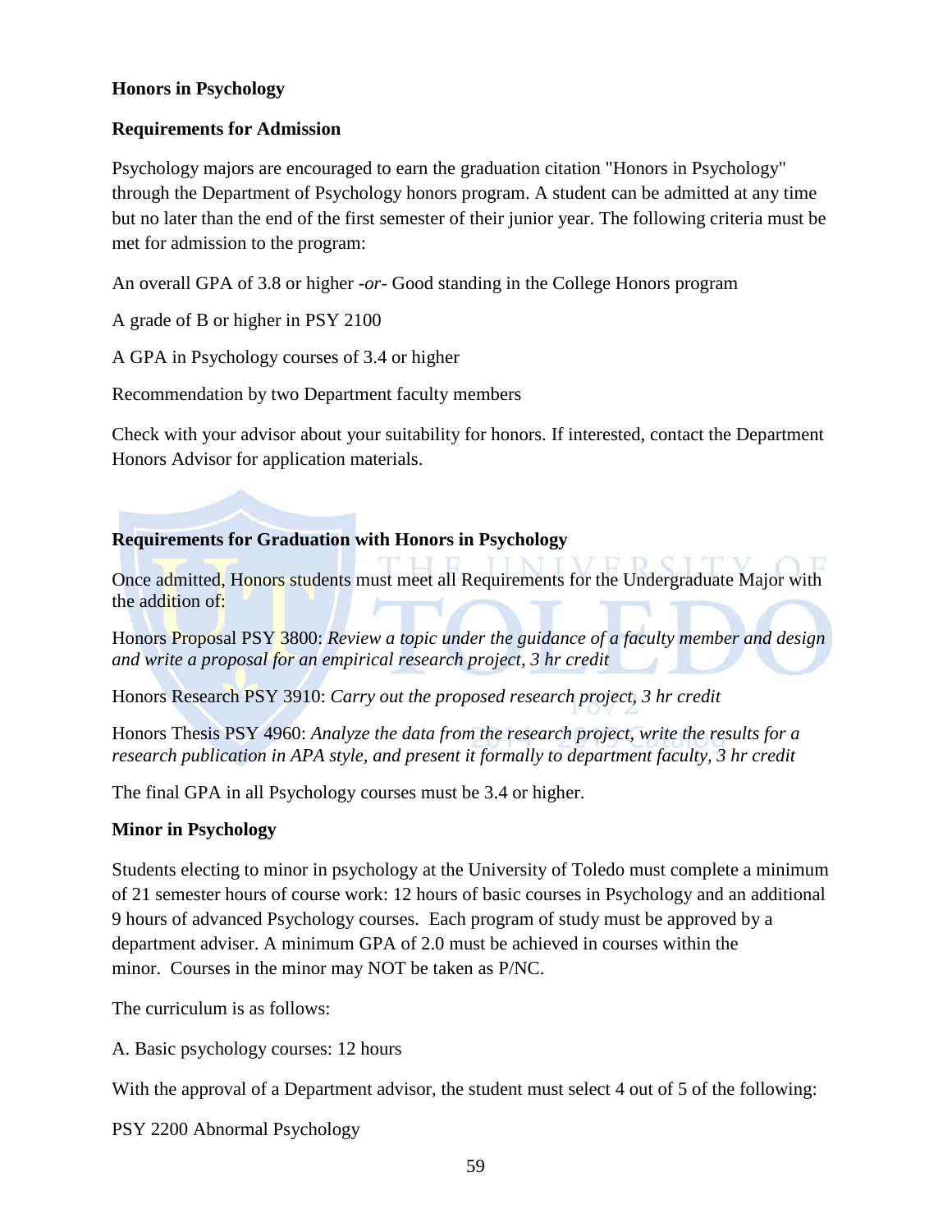### Honors in Psychology

**Requirements for Admission**

Psychology majors are encouraged to earn the graduation citation "Honors in Psychology" through the Department of Psychology honors program. A student can be admitted at any time but no later than the end of the first semester of their junior year. The following criteria must be met for admission to the program:

An overall GPA of 3.8 or higher -*or*- Good standing in the College Honors program

A grade of B or higher in PSY 2100

A GPA in Psychology courses of 3.4 or higher

Recommendation by two Department faculty members

Check with your advisor about your suitability for honors. If interested, contact the Department Honors Advisor for application materials.

**Requirements for Graduation with Honors in Psychology**

Once admitted, Honors students must meet all Requirements for the Undergraduate Major with the addition of:

Honors Proposal PSY 3800: *Review a topic under the guidance of a faculty member and design and write a proposal for an empirical research project, 3 hr credit*

Honors Research PSY 3910: *Carry out the proposed research project, 3 hr credit*

Honors Thesis PSY 4960: *Analyze the data from the research project, write the results for a research publication in APA style, and present it formally to department faculty, 3 hr credit*

The final GPA in all Psychology courses must be 3.4 or higher.

### Minor in Psychology

Students electing to minor in psychology at the University of Toledo must complete a minimum of 21 semester hours of course work: 12 hours of basic courses in Psychology and an additional 9 hours of advanced Psychology courses. Each program of study must be approved by a department adviser. A minimum GPA of 2.0 must be achieved in courses within the minor. Courses in the minor may NOT be taken as P/NC.

The curriculum is as follows:

A. Basic psychology courses: 12 hours

With the approval of a Department advisor, the student must select 4 out of 5 of the following:

PSY 2200 Abnormal Psychology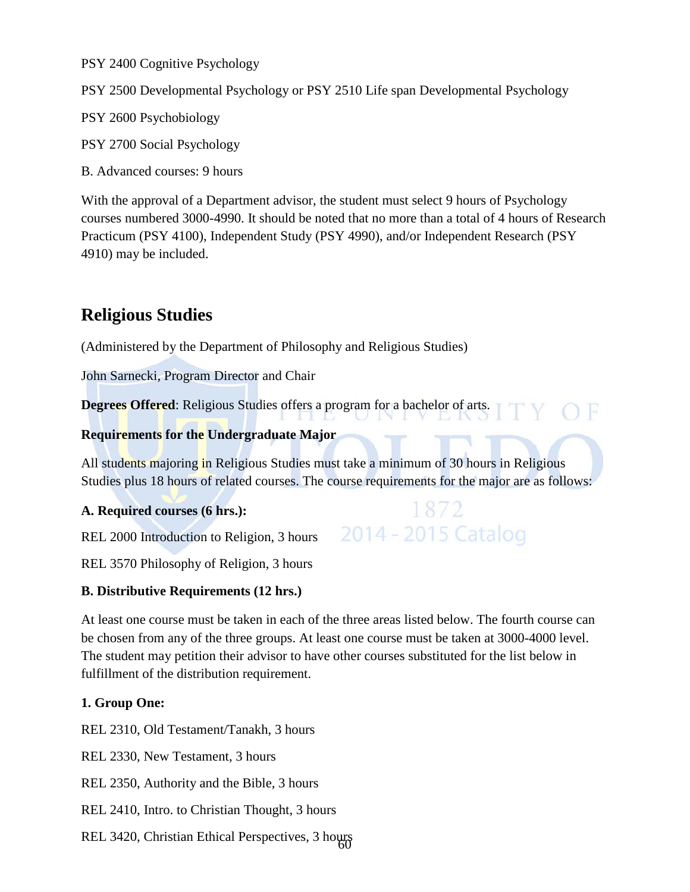PSY 2400 Cognitive Psychology

PSY 2500 Developmental Psychology or PSY 2510 Life span Developmental Psychology

PSY 2600 Psychobiology

PSY 2700 Social Psychology

B. Advanced courses: 9 hours

With the approval of a Department advisor, the student must select 9 hours of Psychology courses numbered 3000-4990. It should be noted that no more than a total of 4 hours of Research Practicum (PSY 4100), Independent Study (PSY 4990), and/or Independent Research (PSY 4910) may be included.

## Religious Studies

(Administered by the Department of Philosophy and Religious Studies)

John Sarnecki, Program Director and Chair

**Degrees Offered**: Religious Studies offers a program for a bachelor of arts.

**Requirements for the Undergraduate Major**

All students majoring in Religious Studies must take a minimum of 30 hours in Religious Studies plus 18 hours of related courses. The course requirements for the major are as follows:

**A. Required courses (6 hrs.):**

REL 2000 Introduction to Religion, 3 hours

REL 3570 Philosophy of Religion, 3 hours

**B. Distributive Requirements (12 hrs.)**

At least one course must be taken in each of the three areas listed below. The fourth course can be chosen from any of the three groups. At least one course must be taken at 3000-4000 level. The student may petition their advisor to have other courses substituted for the list below in fulfillment of the distribution requirement.

**1. Group One:**

REL 2310, Old Testament/Tanakh, 3 hours

REL 2330, New Testament, 3 hours

REL 2350, Authority and the Bible, 3 hours

REL 2410, Intro. to Christian Thought, 3 hours

REL 3420, Christian Ethical Perspectives, 3 hours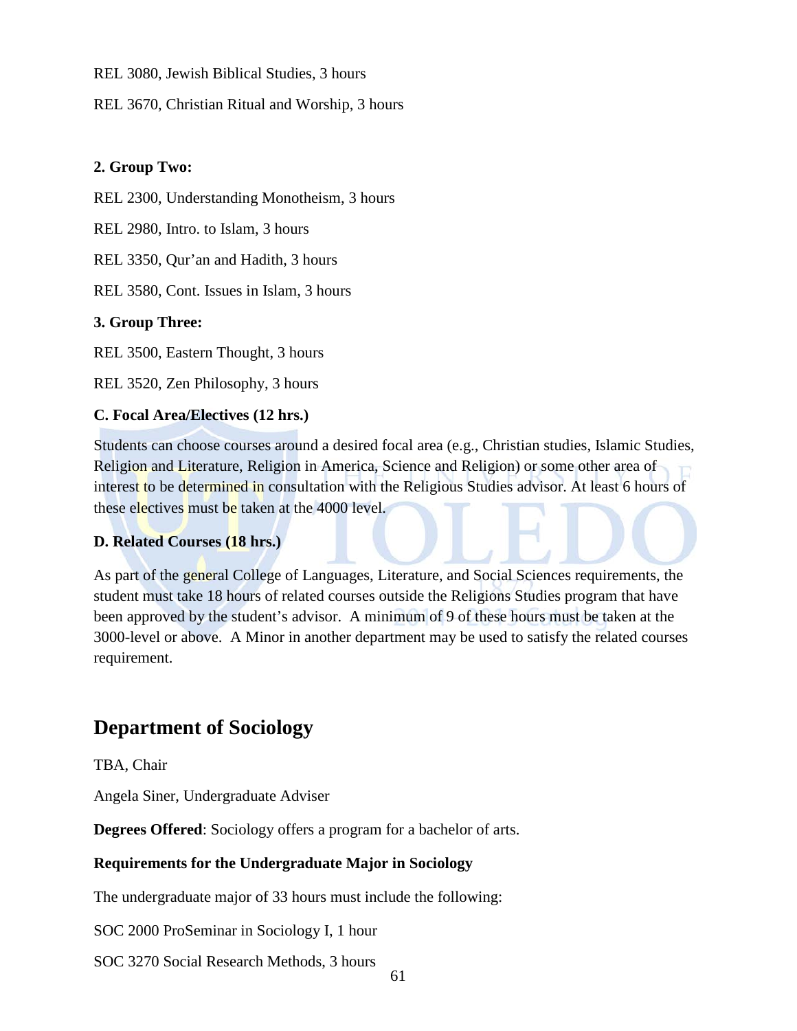REL 3080, Jewish Biblical Studies, 3 hours

REL 3670, Christian Ritual and Worship, 3 hours

**2. Group Two:**

REL 2300, Understanding Monotheism, 3 hours

REL 2980, Intro. to Islam, 3 hours

REL 3350, Qur'an and Hadith, 3 hours

REL 3580, Cont. Issues in Islam, 3 hours

**3. Group Three:**

REL 3500, Eastern Thought, 3 hours

REL 3520, Zen Philosophy, 3 hours

**C. Focal Area/Electives (12 hrs.)**

Students can choose courses around a desired focal area (e.g., Christian studies, Islamic Studies, Religion and Literature, Religion in America, Science and Religion) or some other area of interest to be determined in consultation with the Religious Studies advisor. At least 6 hours of these electives must be taken at the 4000 level.

**D. Related Courses (18 hrs.)**

As part of the general College of Languages, Literature, and Social Sciences requirements, the student must take 18 hours of related courses outside the Religions Studies program that have been approved by the student's advisor. A minimum of 9 of these hours must be taken at the 3000-level or above. A Minor in another department may be used to satisfy the related courses requirement.

## Department of Sociology

TBA, Chair

Angela Siner, Undergraduate Adviser

**Degrees Offered**: Sociology offers a program for a bachelor of arts.

**Requirements for the Undergraduate Major in Sociology**

The undergraduate major of 33 hours must include the following:

SOC 2000 ProSeminar in Sociology I, 1 hour

SOC 3270 Social Research Methods, 3 hours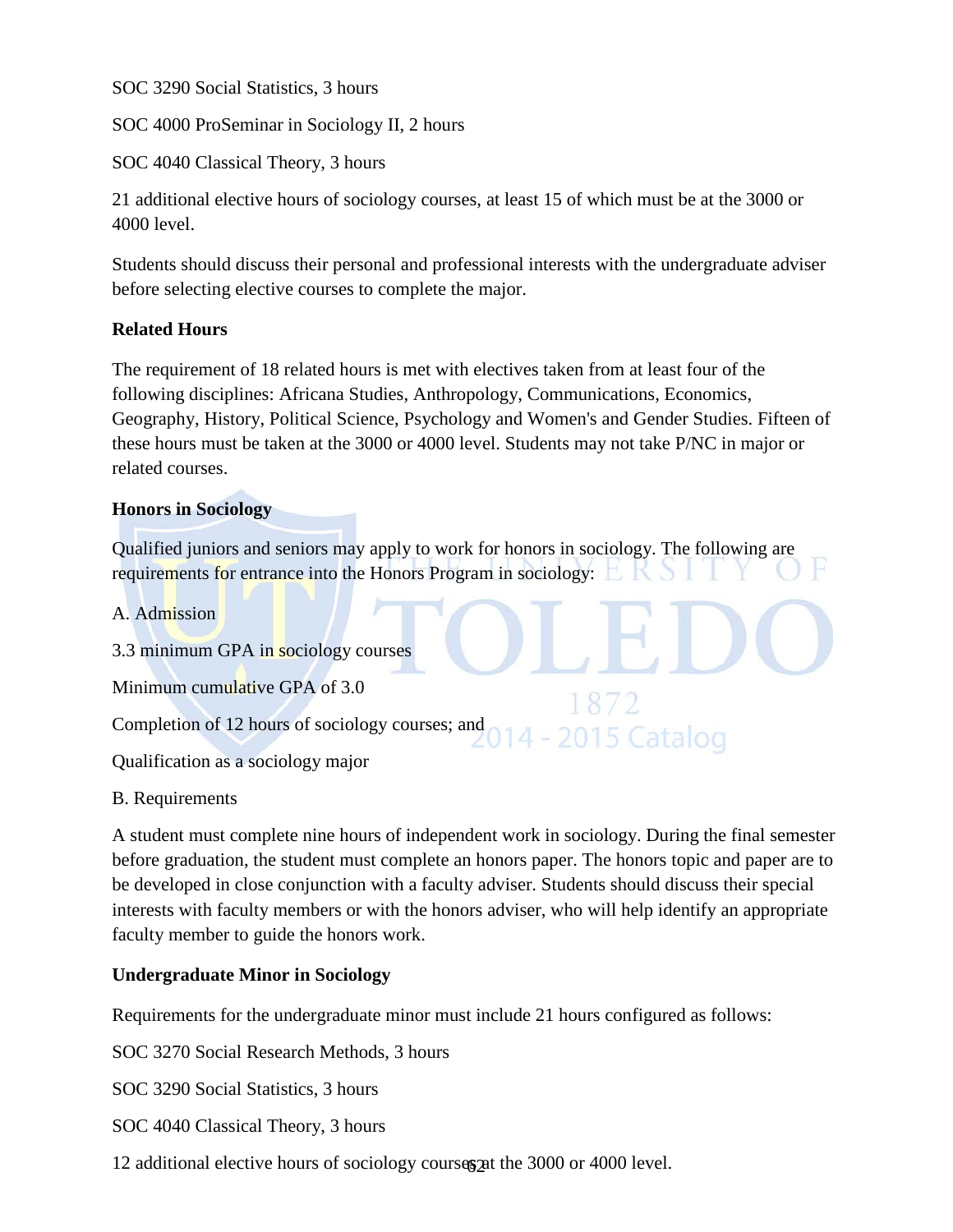SOC 3290 Social Statistics, 3 hours

SOC 4000 ProSeminar in Sociology II, 2 hours

SOC 4040 Classical Theory, 3 hours

21 additional elective hours of sociology courses, at least 15 of which must be at the 3000 or 4000 level.

Students should discuss their personal and professional interests with the undergraduate adviser before selecting elective courses to complete the major.

**Related Hours**

The requirement of 18 related hours is met with electives taken from at least four of the following disciplines: Africana Studies, Anthropology, Communications, Economics, Geography, History, Political Science, Psychology and Women's and Gender Studies. Fifteen of these hours must be taken at the 3000 or 4000 level. Students may not take P/NC in major or related courses.

**Honors in Sociology**

Qualified juniors and seniors may apply to work for honors in sociology. The following are requirements for entrance into the Honors Program in sociology:

A. Admission

3.3 minimum GPA in sociology courses

Minimum cumulative GPA of 3.0

Completion of 12 hours of sociology courses; and

Qualification as a sociology major

B. Requirements

A student must complete nine hours of independent work in sociology. During the final semester before graduation, the student must complete an honors paper. The honors topic and paper are to be developed in close conjunction with a faculty adviser. Students should discuss their special interests with faculty members or with the honors adviser, who will help identify an appropriate faculty member to guide the honors work.

**Undergraduate Minor in Sociology**

Requirements for the undergraduate minor must include 21 hours configured as follows:

SOC 3270 Social Research Methods, 3 hours

SOC 3290 Social Statistics, 3 hours

SOC 4040 Classical Theory, 3 hours

12 additional elective hours of sociology courses at the 3000 or 4000 level.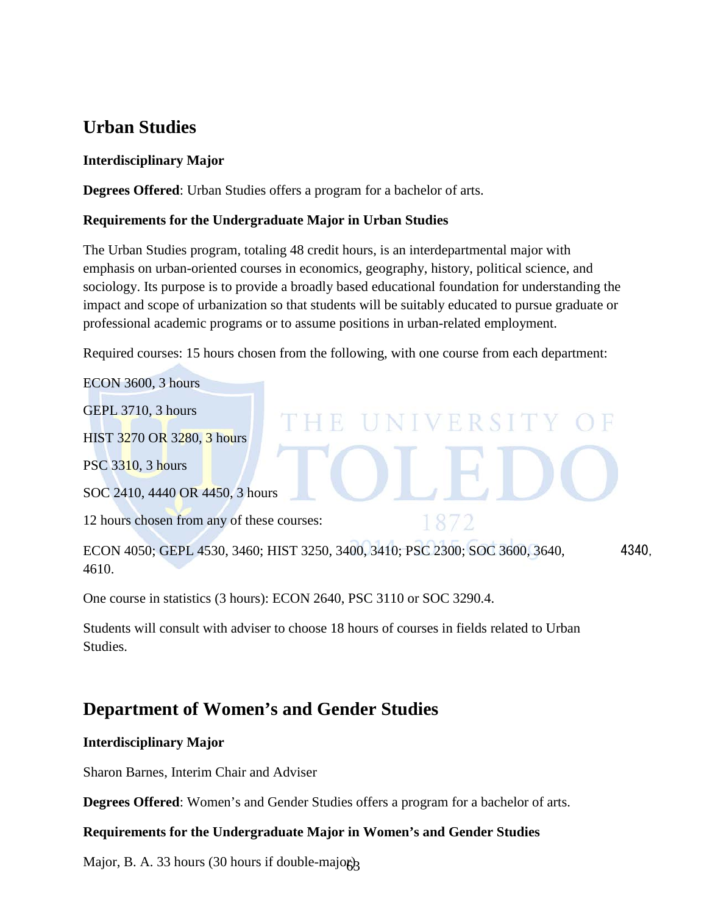## Urban Studies

**Interdisciplinary Major**

**Degrees Offered**: Urban Studies offers a program for a bachelor of arts.

**Requirements for the Undergraduate Major in Urban Studies**

The Urban Studies program, totaling 48 credit hours, is an interdepartmental major with emphasis on urban-oriented courses in economics, geography, history, political science, and sociology. Its purpose is to provide a broadly based educational foundation for understanding the impact and scope of urbanization so that students will be suitably educated to pursue graduate or professional academic programs or to assume positions in urban-related employment.

Required courses: 15 hours chosen from the following, with one course from each department:

ECON 3600, 3 hours

GEPL 3710, 3 hours

HIST 3270 OR 3280, 3 hours

PSC 3310, 3 hours

SOC 2410, 4440 OR 4450, 3 hours

12 hours chosen from any of these courses:

ECON 4050; GEPL 4530, 3460; HIST 3250, 3400, 3410; PSC 2300; SOC 3600, 3640, 4340, 4610.

One course in statistics (3 hours): ECON 2640, PSC 3110 or SOC 3290.4.

Students will consult with adviser to choose 18 hours of courses in fields related to Urban Studies.

## Department of Women's and Gender Studies

**Interdisciplinary Major**

Sharon Barnes, Interim Chair and Adviser

**Degrees Offered**: Women's and Gender Studies offers a program for a bachelor of arts.

**Requirements for the Undergraduate Major in Women's and Gender Studies**

Major, B. A. 33 hours (30 hours if double-major)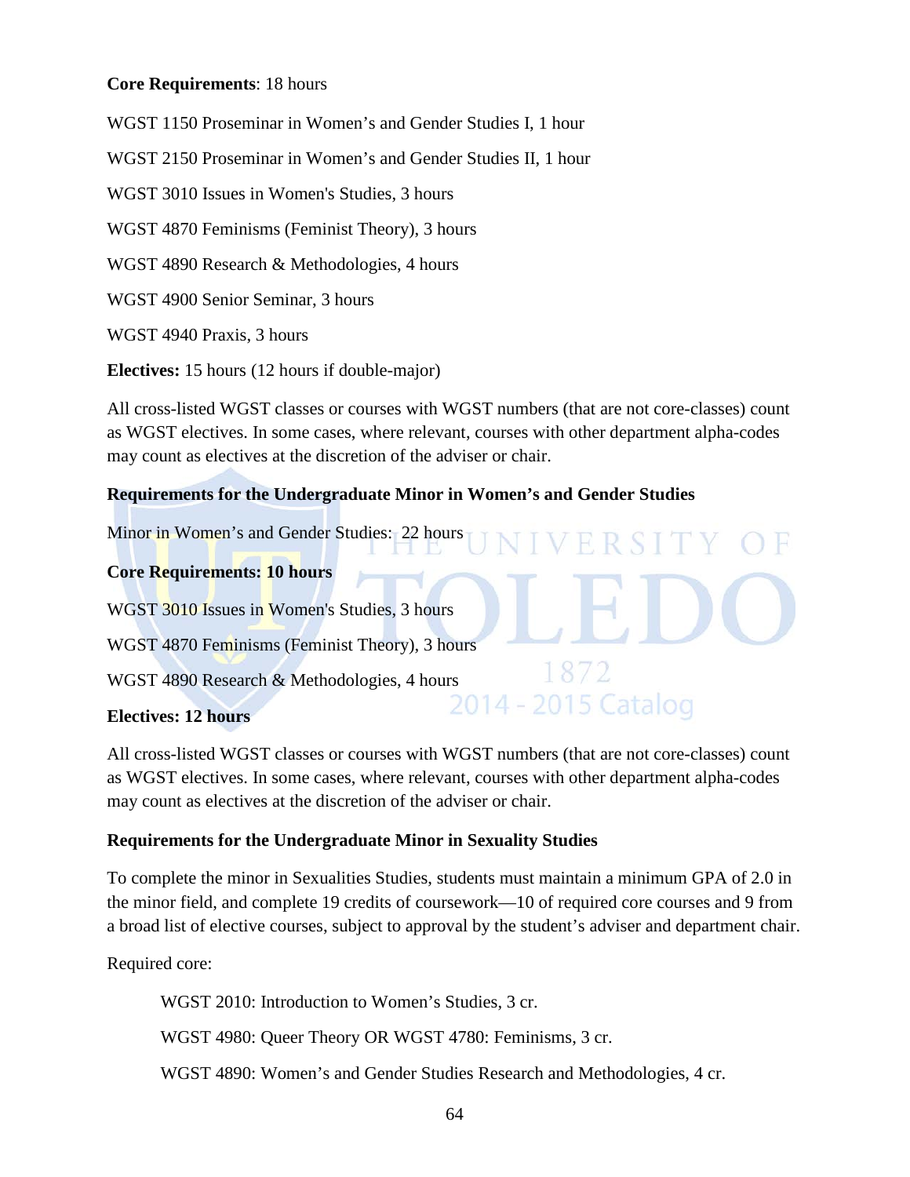**Core Requirements**: 18 hours

WGST 1150 Proseminar in Women's and Gender Studies I, 1 hour

WGST 2150 Proseminar in Women's and Gender Studies II, 1 hour

WGST 3010 Issues in Women's Studies, 3 hours

WGST 4870 Feminisms (Feminist Theory), 3 hours

WGST 4890 Research & Methodologies, 4 hours

WGST 4900 Senior Seminar, 3 hours

WGST 4940 Praxis, 3 hours

**Electives:** 15 hours (12 hours if double-major)

All cross-listed WGST classes or courses with WGST numbers (that are not core-classes) count as WGST electives. In some cases, where relevant, courses with other department alpha-codes may count as electives at the discretion of the adviser or chair.

**Requirements for the Undergraduate Minor in Women's and Gender Studies**

Minor in Women's and Gender Studies: 22 hours

**Core Requirements: 10 hours**

WGST 3010 Issues in Women's Studies, 3 hours

WGST 4870 Feminisms (Feminist Theory), 3 hours

WGST 4890 Research & Methodologies, 4 hours

**Electives: 12 hours**

All cross-listed WGST classes or courses with WGST numbers (that are not core-classes) count as WGST electives. In some cases, where relevant, courses with other department alpha-codes may count as electives at the discretion of the adviser or chair.

**Requirements for the Undergraduate Minor in Sexuality Studies**

To complete the minor in Sexualities Studies, students must maintain a minimum GPA of 2.0 in the minor field, and complete 19 credits of coursework—10 of required core courses and 9 from a broad list of elective courses, subject to approval by the student's adviser and department chair.

Required core:

WGST 2010: Introduction to Women's Studies, 3 cr.

WGST 4980: Queer Theory OR WGST 4780: Feminisms, 3 cr.

WGST 4890: Women's and Gender Studies Research and Methodologies, 4 cr.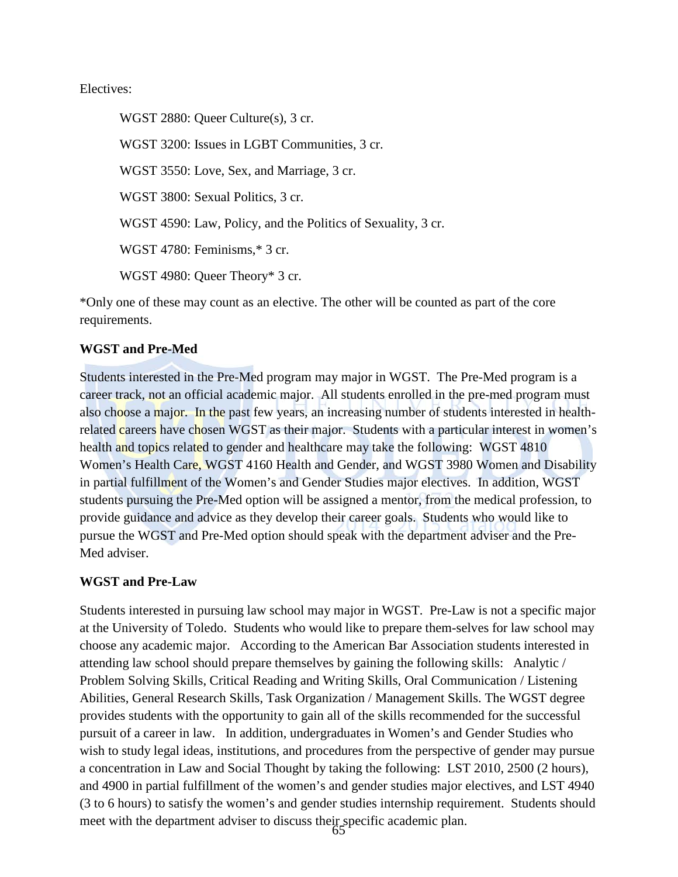Electives:

WGST 2880: Queer Culture(s), 3 cr.

WGST 3200: Issues in LGBT Communities, 3 cr.

WGST 3550: Love, Sex, and Marriage, 3 cr.

WGST 3800: Sexual Politics, 3 cr.

WGST 4590: Law, Policy, and the Politics of Sexuality, 3 cr.

WGST 4780: Feminisms,* 3 cr.

WGST 4980: Queer Theory* 3 cr.

*Only one of these may count as an elective. The other will be counted as part of the core requirements.

**WGST and Pre-Med**

Students interested in the Pre-Med program may major in WGST. The Pre-Med program is a career track, not an official academic major. All students enrolled in the pre-med program must also choose a major. In the past few years, an increasing number of students interested in health-related careers have chosen WGST as their major. Students with a particular interest in women's health and topics related to gender and healthcare may take the following: WGST 4810 Women's Health Care, WGST 4160 Health and Gender, and WGST 3980 Women and Disability in partial fulfillment of the Women's and Gender Studies major electives. In addition, WGST students pursuing the Pre-Med option will be assigned a mentor, from the medical profession, to provide guidance and advice as they develop their career goals. Students who would like to pursue the WGST and Pre-Med option should speak with the department adviser and the Pre-Med adviser.

**WGST and Pre-Law**

Students interested in pursuing law school may major in WGST. Pre-Law is not a specific major at the University of Toledo. Students who would like to prepare them-selves for law school may choose any academic major. According to the American Bar Association students interested in attending law school should prepare themselves by gaining the following skills: Analytic / Problem Solving Skills, Critical Reading and Writing Skills, Oral Communication / Listening Abilities, General Research Skills, Task Organization / Management Skills. The WGST degree provides students with the opportunity to gain all of the skills recommended for the successful pursuit of a career in law. In addition, undergraduates in Women's and Gender Studies who wish to study legal ideas, institutions, and procedures from the perspective of gender may pursue a concentration in Law and Social Thought by taking the following: LST 2010, 2500 (2 hours), and 4900 in partial fulfillment of the women's and gender studies major electives, and LST 4940 (3 to 6 hours) to satisfy the women's and gender studies internship requirement. Students should meet with the department adviser to discuss their specific academic plan.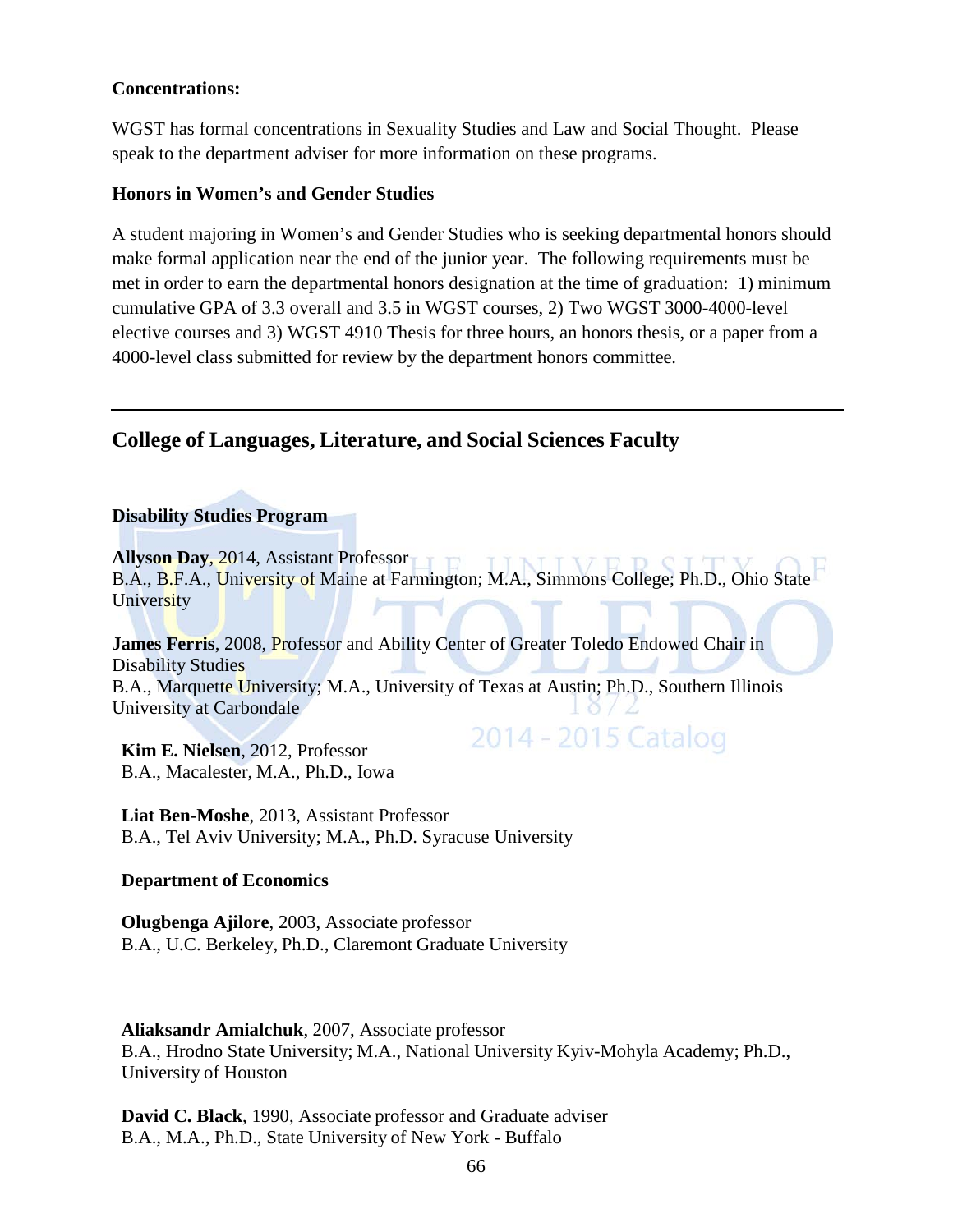**Concentrations:**

WGST has formal concentrations in Sexuality Studies and Law and Social Thought. Please speak to the department adviser for more information on these programs.

**Honors in Women's and Gender Studies**

A student majoring in Women's and Gender Studies who is seeking departmental honors should make formal application near the end of the junior year. The following requirements must be met in order to earn the departmental honors designation at the time of graduation: 1) minimum cumulative GPA of 3.3 overall and 3.5 in WGST courses, 2) Two WGST 3000-4000-level elective courses and 3) WGST 4910 Thesis for three hours, an honors thesis, or a paper from a 4000-level class submitted for review by the department honors committee.

---

## College of Languages, Literature, and Social Sciences Faculty

**Disability Studies Program**

**Allyson Day**, 2014, Assistant Professor
B.A., B.F.A., University of Maine at Farmington; M.A., Simmons College; Ph.D., Ohio State University

**James Ferris**, 2008, Professor and Ability Center of Greater Toledo Endowed Chair in Disability Studies
B.A., Marquette University; M.A., University of Texas at Austin; Ph.D., Southern Illinois University at Carbondale

**Kim E. Nielsen**, 2012, Professor
B.A., Macalester, M.A., Ph.D., Iowa

**Liat Ben-Moshe**, 2013, Assistant Professor
B.A., Tel Aviv University; M.A., Ph.D. Syracuse University

**Department of Economics**

**Olugbenga Ajilore**, 2003, Associate professor
B.A., U.C. Berkeley, Ph.D., Claremont Graduate University

**Aliaksandr Amialchuk**, 2007, Associate professor
B.A., Hrodno State University; M.A., National University Kyiv-Mohyla Academy; Ph.D., University of Houston

**David C. Black**, 1990, Associate professor and Graduate adviser
B.A., M.A., Ph.D., State University of New York - Buffalo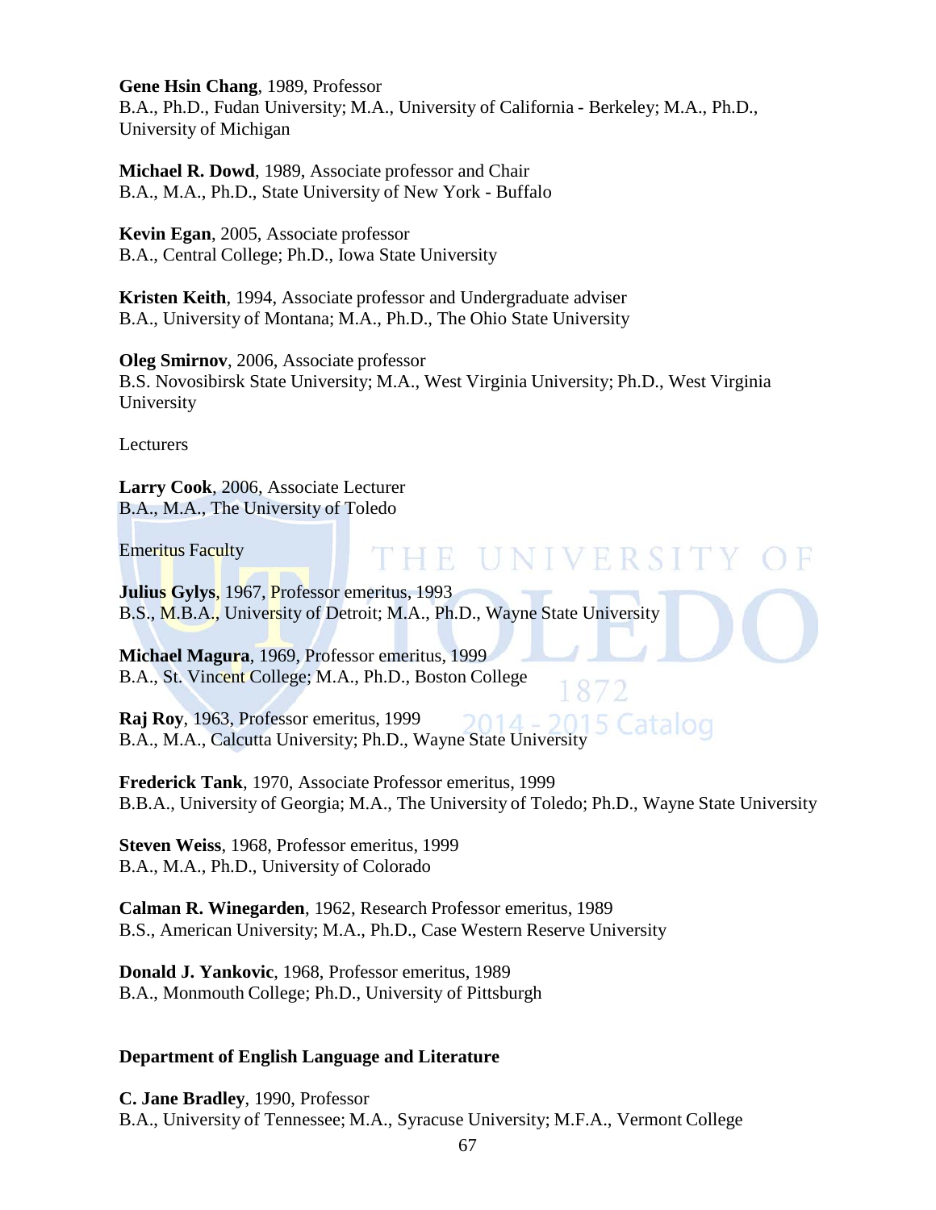**Gene Hsin Chang**, 1989, Professor
B.A., Ph.D., Fudan University; M.A., University of California - Berkeley; M.A., Ph.D., University of Michigan

**Michael R. Dowd**, 1989, Associate professor and Chair
B.A., M.A., Ph.D., State University of New York - Buffalo

**Kevin Egan**, 2005, Associate professor
B.A., Central College; Ph.D., Iowa State University

**Kristen Keith**, 1994, Associate professor and Undergraduate adviser
B.A., University of Montana; M.A., Ph.D., The Ohio State University

**Oleg Smirnov**, 2006, Associate professor
B.S. Novosibirsk State University; M.A., West Virginia University; Ph.D., West Virginia University

Lecturers

**Larry Cook**, 2006, Associate Lecturer
B.A., M.A., The University of Toledo

Emeritus Faculty

**Julius Gylys**, 1967, Professor emeritus, 1993
B.S., M.B.A., University of Detroit; M.A., Ph.D., Wayne State University

**Michael Magura**, 1969, Professor emeritus, 1999
B.A., St. Vincent College; M.A., Ph.D., Boston College

**Raj Roy**, 1963, Professor emeritus, 1999
B.A., M.A., Calcutta University; Ph.D., Wayne State University

**Frederick Tank**, 1970, Associate Professor emeritus, 1999
B.B.A., University of Georgia; M.A., The University of Toledo; Ph.D., Wayne State University

**Steven Weiss**, 1968, Professor emeritus, 1999
B.A., M.A., Ph.D., University of Colorado

**Calman R. Winegarden**, 1962, Research Professor emeritus, 1989
B.S., American University; M.A., Ph.D., Case Western Reserve University

**Donald J. Yankovic**, 1968, Professor emeritus, 1989
B.A., Monmouth College; Ph.D., University of Pittsburgh

## Department of English Language and Literature

**C. Jane Bradley**, 1990, Professor
B.A., University of Tennessee; M.A., Syracuse University; M.F.A., Vermont College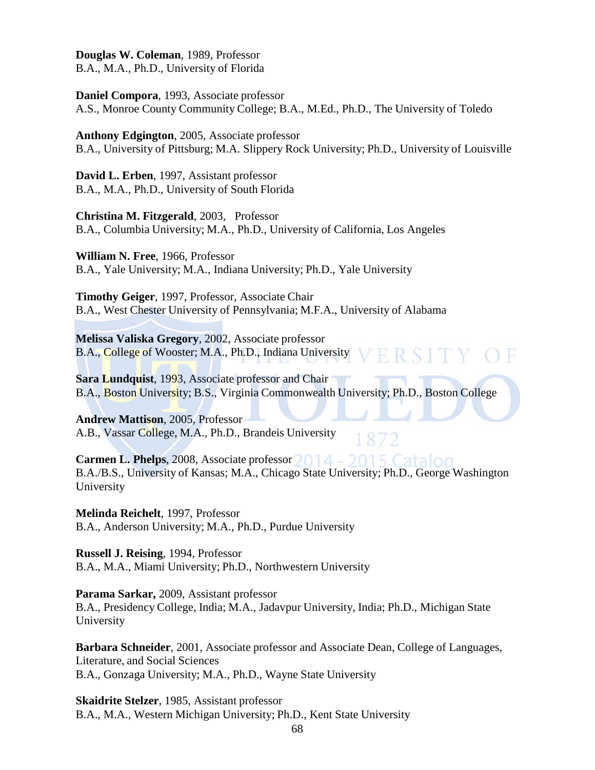**Douglas W. Coleman**, 1989, Professor
B.A., M.A., Ph.D., University of Florida

**Daniel Compora**, 1993, Associate professor
A.S., Monroe County Community College; B.A., M.Ed., Ph.D., The University of Toledo

**Anthony Edgington**, 2005, Associate professor
B.A., University of Pittsburg; M.A. Slippery Rock University; Ph.D., University of Louisville

**David L. Erben**, 1997, Assistant professor
B.A., M.A., Ph.D., University of South Florida

**Christina M. Fitzgerald**, 2003, Professor
B.A., Columbia University; M.A., Ph.D., University of California, Los Angeles

**William N. Free**, 1966, Professor
B.A., Yale University; M.A., Indiana University; Ph.D., Yale University

**Timothy Geiger**, 1997, Professor, Associate Chair
B.A., West Chester University of Pennsylvania; M.F.A., University of Alabama

**Melissa Valiska Gregory**, 2002, Associate professor
B.A., College of Wooster; M.A., Ph.D., Indiana University

**Sara Lundquist**, 1993, Associate professor and Chair
B.A., Boston University; B.S., Virginia Commonwealth University; Ph.D., Boston College

**Andrew Mattison**, 2005, Professor
A.B., Vassar College, M.A., Ph.D., Brandeis University

**Carmen L. Phelps**, 2008, Associate professor
B.A./B.S., University of Kansas; M.A., Chicago State University; Ph.D., George Washington University

**Melinda Reichelt**, 1997, Professor
B.A., Anderson University; M.A., Ph.D., Purdue University

**Russell J. Reising**, 1994, Professor
B.A., M.A., Miami University; Ph.D., Northwestern University

**Parama Sarkar,** 2009, Assistant professor
B.A., Presidency College, India; M.A., Jadavpur University, India; Ph.D., Michigan State University

**Barbara Schneider**, 2001, Associate professor and Associate Dean, College of Languages, Literature, and Social Sciences
B.A., Gonzaga University; M.A., Ph.D., Wayne State University

**Skaidrite Stelzer**, 1985, Assistant professor
B.A., M.A., Western Michigan University; Ph.D., Kent State University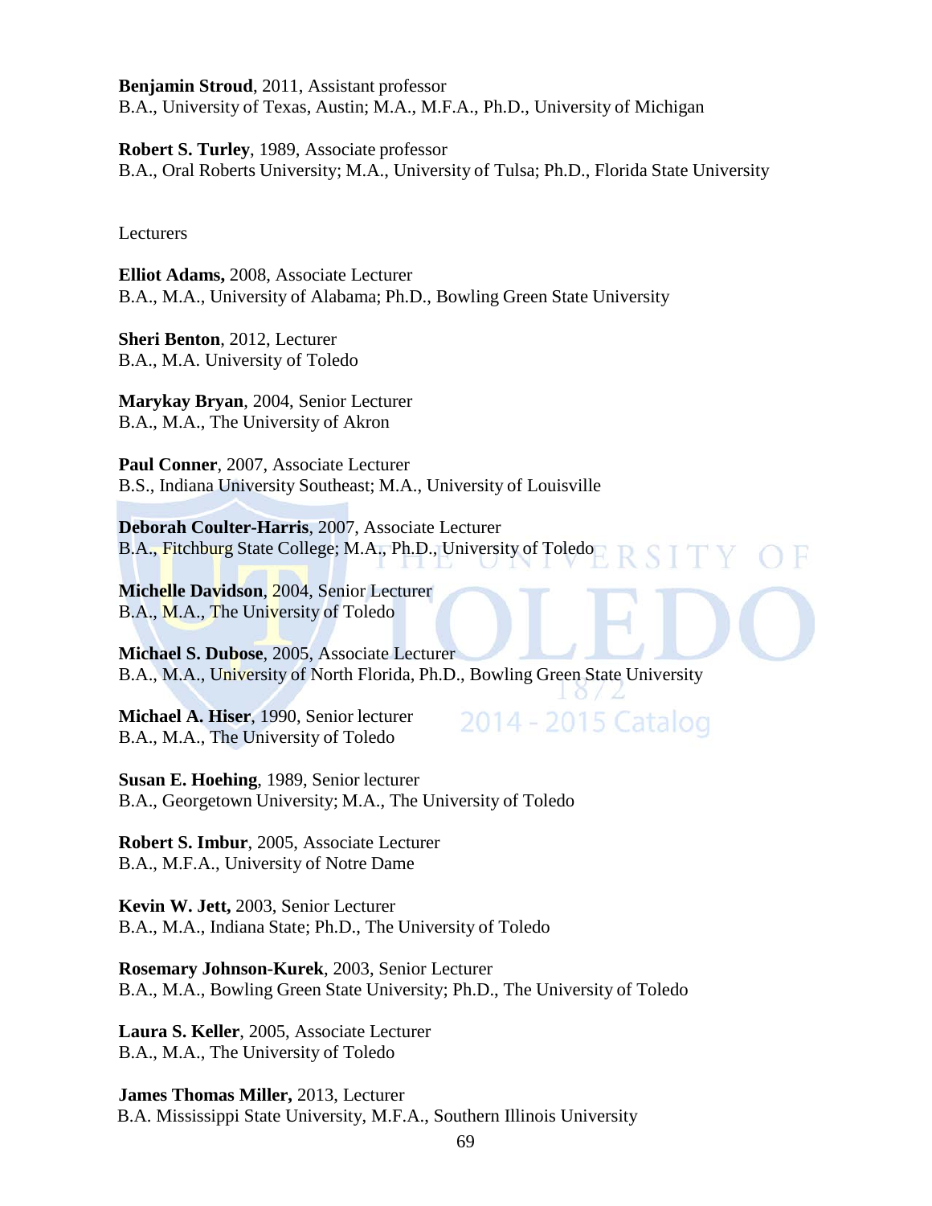**Benjamin Stroud**, 2011, Assistant professor
B.A., University of Texas, Austin; M.A., M.F.A., Ph.D., University of Michigan

**Robert S. Turley**, 1989, Associate professor
B.A., Oral Roberts University; M.A., University of Tulsa; Ph.D., Florida State University

Lecturers

**Elliot Adams,** 2008, Associate Lecturer
B.A., M.A., University of Alabama; Ph.D., Bowling Green State University

**Sheri Benton**, 2012, Lecturer
B.A., M.A. University of Toledo

**Marykay Bryan**, 2004, Senior Lecturer
B.A., M.A., The University of Akron

**Paul Conner**, 2007, Associate Lecturer
B.S., Indiana University Southeast; M.A., University of Louisville

**Deborah Coulter-Harris**, 2007, Associate Lecturer
B.A., Fitchburg State College; M.A., Ph.D., University of Toledo

**Michelle Davidson**, 2004, Senior Lecturer
B.A., M.A., The University of Toledo

**Michael S. Dubose**, 2005, Associate Lecturer
B.A., M.A., University of North Florida, Ph.D., Bowling Green State University

**Michael A. Hiser**, 1990, Senior lecturer
B.A., M.A., The University of Toledo

**Susan E. Hoehing**, 1989, Senior lecturer
B.A., Georgetown University; M.A., The University of Toledo

**Robert S. Imbur**, 2005, Associate Lecturer
B.A., M.F.A., University of Notre Dame

**Kevin W. Jett,** 2003, Senior Lecturer
B.A., M.A., Indiana State; Ph.D., The University of Toledo

**Rosemary Johnson-Kurek**, 2003, Senior Lecturer
B.A., M.A., Bowling Green State University; Ph.D., The University of Toledo

**Laura S. Keller**, 2005, Associate Lecturer
B.A., M.A., The University of Toledo

**James Thomas Miller,** 2013, Lecturer
B.A. Mississippi State University, M.F.A., Southern Illinois University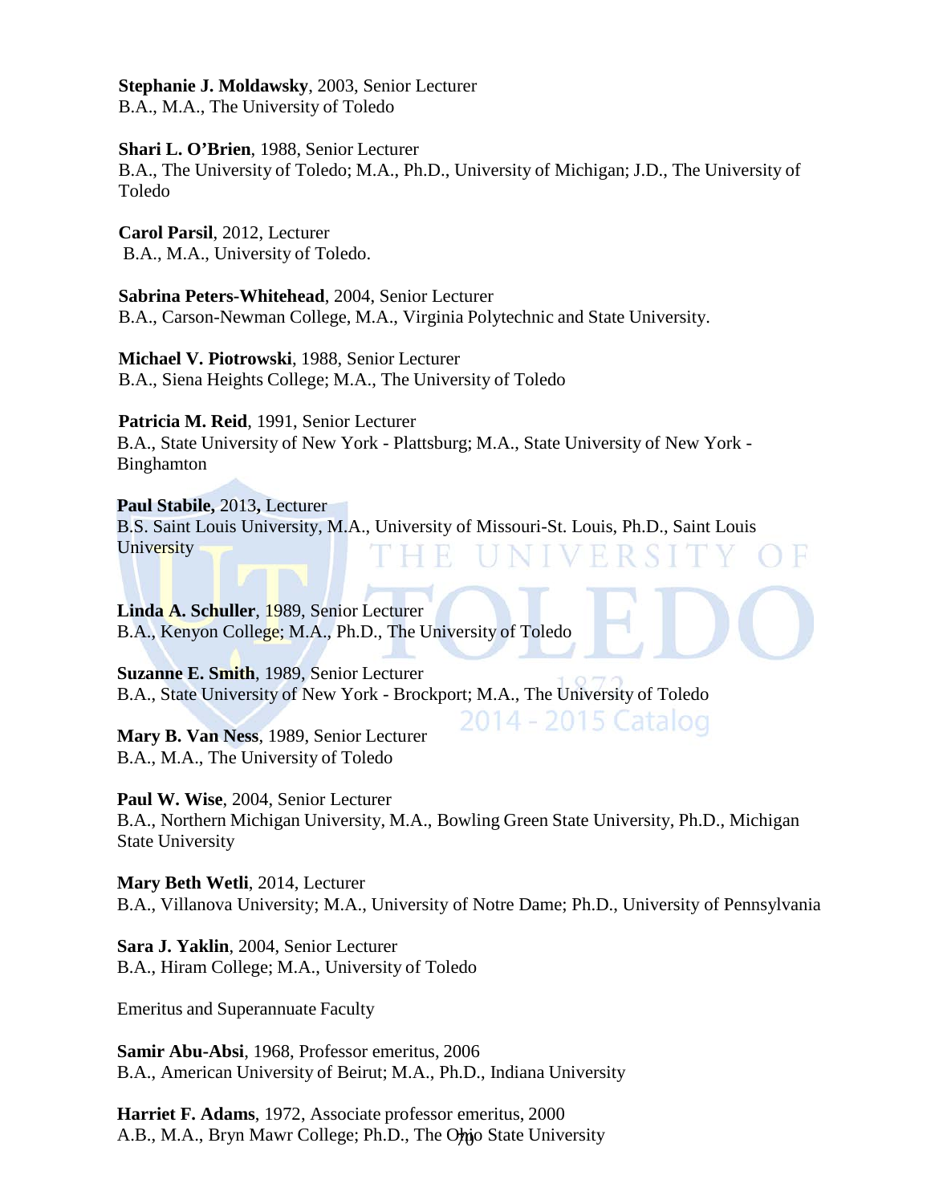**Stephanie J. Moldawsky**, 2003, Senior Lecturer
B.A., M.A., The University of Toledo

**Shari L. O'Brien**, 1988, Senior Lecturer
B.A., The University of Toledo; M.A., Ph.D., University of Michigan; J.D., The University of Toledo

**Carol Parsil**, 2012, Lecturer
B.A., M.A., University of Toledo.

**Sabrina Peters-Whitehead**, 2004, Senior Lecturer
B.A., Carson-Newman College, M.A., Virginia Polytechnic and State University.

**Michael V. Piotrowski**, 1988, Senior Lecturer
B.A., Siena Heights College; M.A., The University of Toledo

**Patricia M. Reid**, 1991, Senior Lecturer
B.A., State University of New York - Plattsburg; M.A., State University of New York - Binghamton

**Paul Stabile,** 2013**,** Lecturer
B.S. Saint Louis University, M.A., University of Missouri-St. Louis, Ph.D., Saint Louis University

**Linda A. Schuller**, 1989, Senior Lecturer
B.A., Kenyon College; M.A., Ph.D., The University of Toledo

**Suzanne E. Smith**, 1989, Senior Lecturer
B.A., State University of New York - Brockport; M.A., The University of Toledo

**Mary B. Van Ness**, 1989, Senior Lecturer
B.A., M.A., The University of Toledo

**Paul W. Wise**, 2004, Senior Lecturer
B.A., Northern Michigan University, M.A., Bowling Green State University, Ph.D., Michigan State University

**Mary Beth Wetli**, 2014, Lecturer
B.A., Villanova University; M.A., University of Notre Dame; Ph.D., University of Pennsylvania

**Sara J. Yaklin**, 2004, Senior Lecturer
B.A., Hiram College; M.A., University of Toledo

Emeritus and Superannuate Faculty

**Samir Abu-Absi**, 1968, Professor emeritus, 2006
B.A., American University of Beirut; M.A., Ph.D., Indiana University

**Harriet F. Adams**, 1972, Associate professor emeritus, 2000
A.B., M.A., Bryn Mawr College; Ph.D., The Ohio State University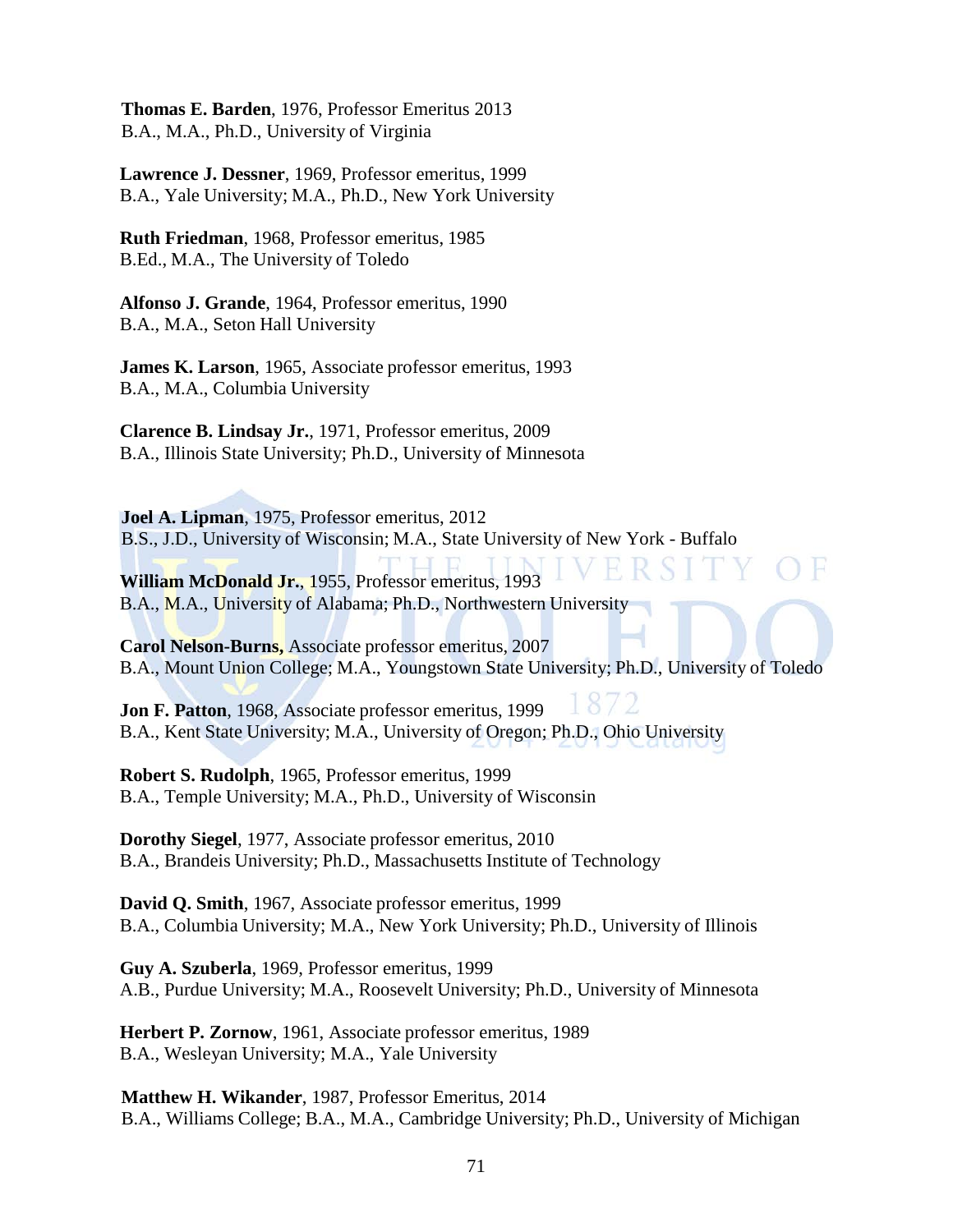**Thomas E. Barden**, 1976, Professor Emeritus 2013
B.A., M.A., Ph.D., University of Virginia

**Lawrence J. Dessner**, 1969, Professor emeritus, 1999
B.A., Yale University; M.A., Ph.D., New York University

**Ruth Friedman**, 1968, Professor emeritus, 1985
B.Ed., M.A., The University of Toledo

**Alfonso J. Grande**, 1964, Professor emeritus, 1990
B.A., M.A., Seton Hall University

**James K. Larson**, 1965, Associate professor emeritus, 1993
B.A., M.A., Columbia University

**Clarence B. Lindsay Jr.**, 1971, Professor emeritus, 2009
B.A., Illinois State University; Ph.D., University of Minnesota

**Joel A. Lipman**, 1975, Professor emeritus, 2012
B.S., J.D., University of Wisconsin; M.A., State University of New York - Buffalo

**William McDonald Jr.**, 1955, Professor emeritus, 1993
B.A., M.A., University of Alabama; Ph.D., Northwestern University

**Carol Nelson-Burns,** Associate professor emeritus, 2007
B.A., Mount Union College; M.A., Youngstown State University; Ph.D., University of Toledo

**Jon F. Patton**, 1968, Associate professor emeritus, 1999
B.A., Kent State University; M.A., University of Oregon; Ph.D., Ohio University

**Robert S. Rudolph**, 1965, Professor emeritus, 1999
B.A., Temple University; M.A., Ph.D., University of Wisconsin

**Dorothy Siegel**, 1977, Associate professor emeritus, 2010
B.A., Brandeis University; Ph.D., Massachusetts Institute of Technology

**David Q. Smith**, 1967, Associate professor emeritus, 1999
B.A., Columbia University; M.A., New York University; Ph.D., University of Illinois

**Guy A. Szuberla**, 1969, Professor emeritus, 1999
A.B., Purdue University; M.A., Roosevelt University; Ph.D., University of Minnesota

**Herbert P. Zornow**, 1961, Associate professor emeritus, 1989
B.A., Wesleyan University; M.A., Yale University

**Matthew H. Wikander**, 1987, Professor Emeritus, 2014
B.A., Williams College; B.A., M.A., Cambridge University; Ph.D., University of Michigan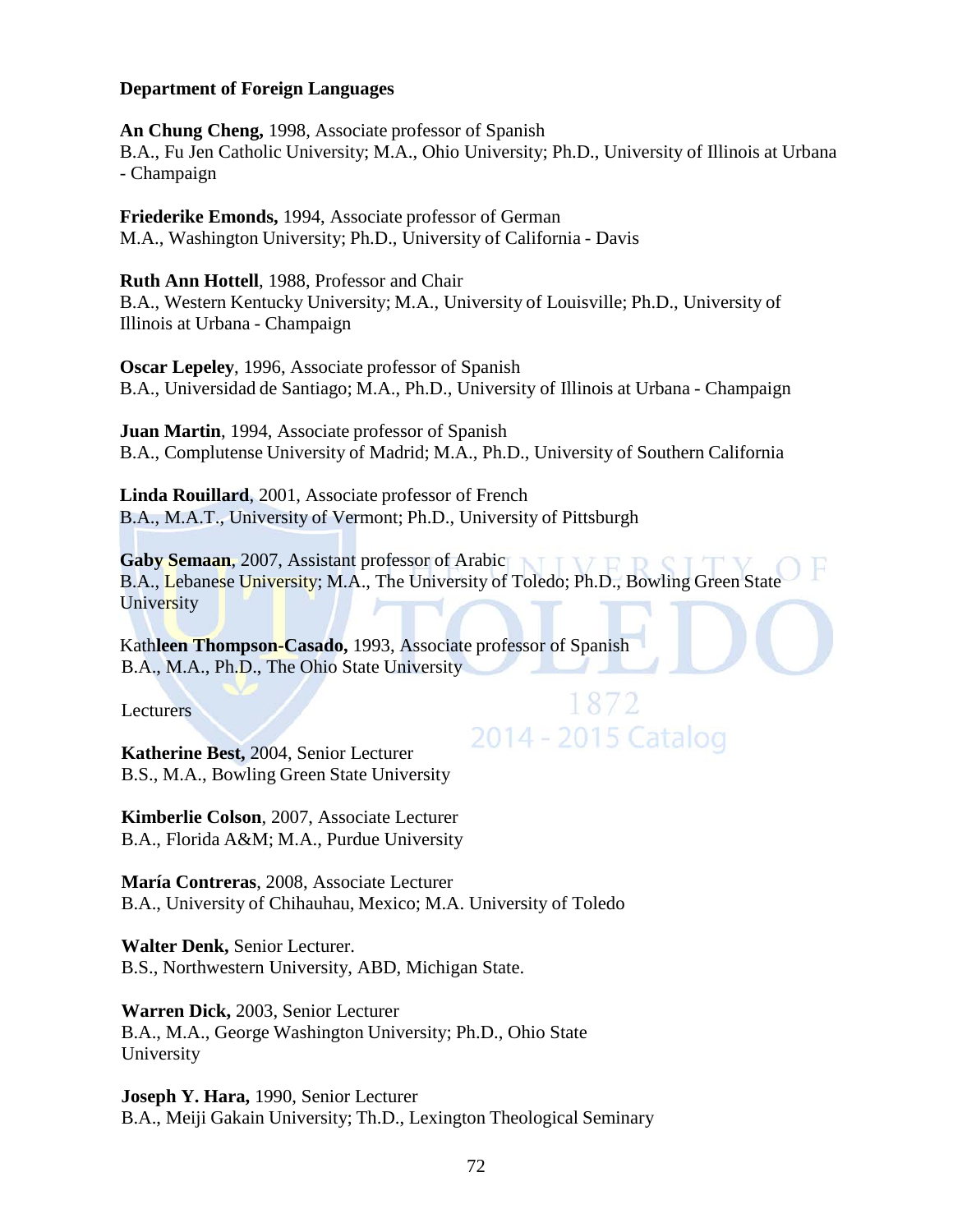**Department of Foreign Languages**

**An Chung Cheng,** 1998, Associate professor of Spanish
B.A., Fu Jen Catholic University; M.A., Ohio University; Ph.D., University of Illinois at Urbana - Champaign

**Friederike Emonds,** 1994, Associate professor of German
M.A., Washington University; Ph.D., University of California - Davis

**Ruth Ann Hottell**, 1988, Professor and Chair
B.A., Western Kentucky University; M.A., University of Louisville; Ph.D., University of Illinois at Urbana - Champaign

**Oscar Lepeley**, 1996, Associate professor of Spanish
B.A., Universidad de Santiago; M.A., Ph.D., University of Illinois at Urbana - Champaign

**Juan Martin**, 1994, Associate professor of Spanish
B.A., Complutense University of Madrid; M.A., Ph.D., University of Southern California

**Linda Rouillard**, 2001, Associate professor of French
B.A., M.A.T., University of Vermont; Ph.D., University of Pittsburgh

**Gaby Semaan**, 2007, Assistant professor of Arabic
B.A., Lebanese University; M.A., The University of Toledo; Ph.D., Bowling Green State University

Kath**leen Thompson-Casado,** 1993, Associate professor of Spanish
B.A., M.A., Ph.D., The Ohio State University

Lecturers

**Katherine Best,** 2004, Senior Lecturer
B.S., M.A., Bowling Green State University

**Kimberlie Colson**, 2007, Associate Lecturer
B.A., Florida A&M; M.A., Purdue University

**María Contreras**, 2008, Associate Lecturer
B.A., University of Chihauhau, Mexico; M.A. University of Toledo

**Walter Denk,** Senior Lecturer.
B.S., Northwestern University, ABD, Michigan State.

**Warren Dick,** 2003, Senior Lecturer
B.A., M.A., George Washington University; Ph.D., Ohio State University

**Joseph Y. Hara,** 1990, Senior Lecturer
B.A., Meiji Gakain University; Th.D., Lexington Theological Seminary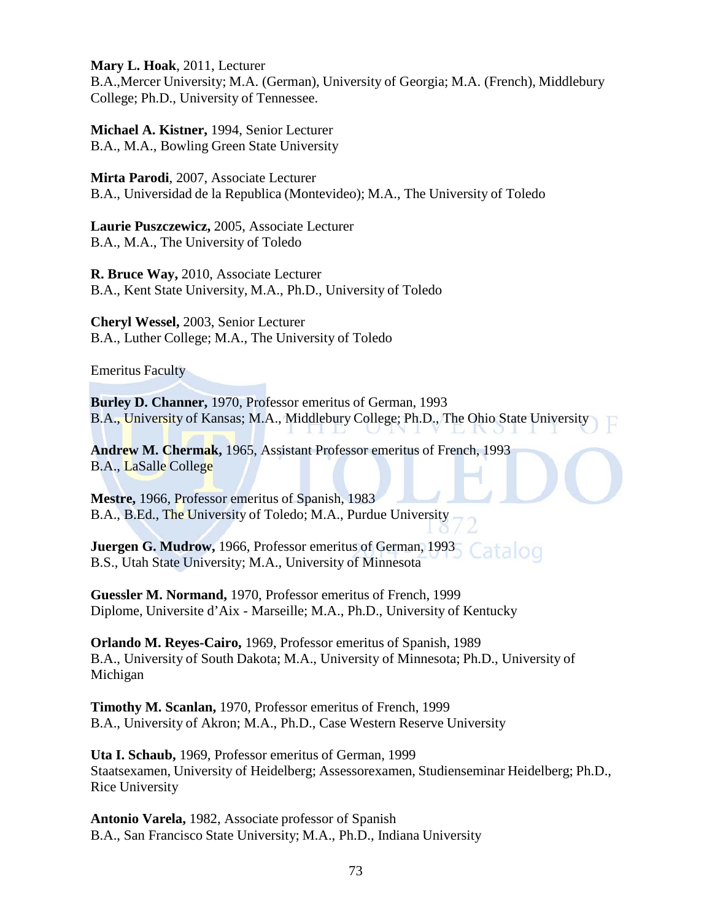**Mary L. Hoak**, 2011, Lecturer
B.A.,Mercer University; M.A. (German), University of Georgia; M.A. (French), Middlebury College; Ph.D., University of Tennessee.

**Michael A. Kistner,** 1994, Senior Lecturer
B.A., M.A., Bowling Green State University

**Mirta Parodi**, 2007, Associate Lecturer
B.A., Universidad de la Republica (Montevideo); M.A., The University of Toledo

**Laurie Puszczewicz,** 2005, Associate Lecturer
B.A., M.A., The University of Toledo

**R. Bruce Way,** 2010, Associate Lecturer
B.A., Kent State University, M.A., Ph.D., University of Toledo

**Cheryl Wessel,** 2003, Senior Lecturer
B.A., Luther College; M.A., The University of Toledo

Emeritus Faculty

**Burley D. Channer,** 1970, Professor emeritus of German, 1993
B.A., University of Kansas; M.A., Middlebury College; Ph.D., The Ohio State University

**Andrew M. Chermak,** 1965, Assistant Professor emeritus of French, 1993
B.A., LaSalle College

**Mestre,** 1966, Professor emeritus of Spanish, 1983
B.A., B.Ed., The University of Toledo; M.A., Purdue University

**Juergen G. Mudrow,** 1966, Professor emeritus of German, 1993
B.S., Utah State University; M.A., University of Minnesota

**Guessler M. Normand,** 1970, Professor emeritus of French, 1999
Diplome, Universite d'Aix - Marseille; M.A., Ph.D., University of Kentucky

**Orlando M. Reyes-Cairo,** 1969, Professor emeritus of Spanish, 1989
B.A., University of South Dakota; M.A., University of Minnesota; Ph.D., University of Michigan

**Timothy M. Scanlan,** 1970, Professor emeritus of French, 1999
B.A., University of Akron; M.A., Ph.D., Case Western Reserve University

**Uta I. Schaub,** 1969, Professor emeritus of German, 1999
Staatsexamen, University of Heidelberg; Assessorexamen, Studienseminar Heidelberg; Ph.D., Rice University

**Antonio Varela,** 1982, Associate professor of Spanish
B.A., San Francisco State University; M.A., Ph.D., Indiana University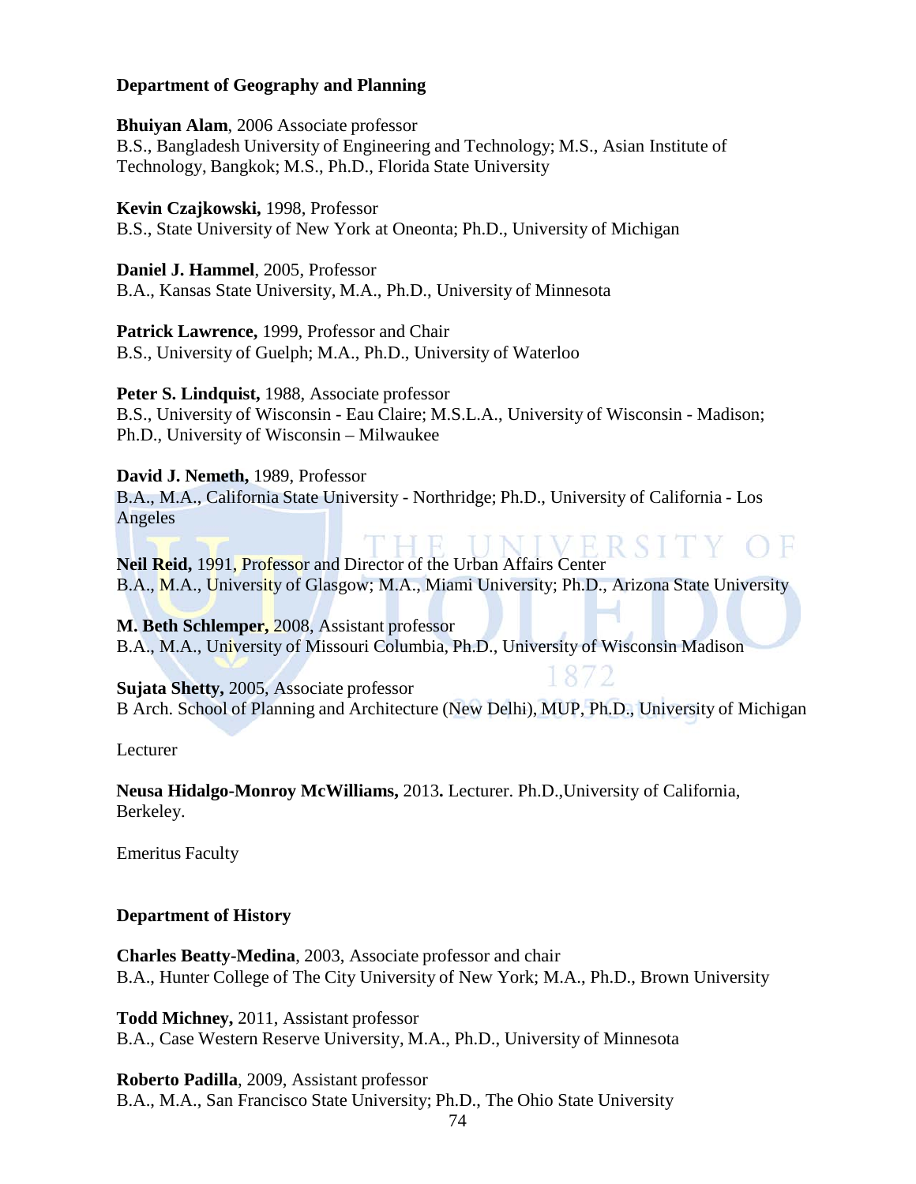**Department of Geography and Planning**

**Bhuiyan Alam**, 2006 Associate professor
B.S., Bangladesh University of Engineering and Technology; M.S., Asian Institute of Technology, Bangkok; M.S., Ph.D., Florida State University

**Kevin Czajkowski,** 1998, Professor
B.S., State University of New York at Oneonta; Ph.D., University of Michigan

**Daniel J. Hammel**, 2005, Professor
B.A., Kansas State University, M.A., Ph.D., University of Minnesota

**Patrick Lawrence,** 1999, Professor and Chair
B.S., University of Guelph; M.A., Ph.D., University of Waterloo

**Peter S. Lindquist,** 1988, Associate professor
B.S., University of Wisconsin - Eau Claire; M.S.L.A., University of Wisconsin - Madison; Ph.D., University of Wisconsin – Milwaukee

**David J. Nemeth,** 1989, Professor
B.A., M.A., California State University - Northridge; Ph.D., University of California - Los Angeles

**Neil Reid,** 1991, Professor and Director of the Urban Affairs Center
B.A., M.A., University of Glasgow; M.A., Miami University; Ph.D., Arizona State University

**M. Beth Schlemper,** 2008, Assistant professor
B.A., M.A., University of Missouri Columbia, Ph.D., University of Wisconsin Madison

**Sujata Shetty,** 2005, Associate professor
B Arch. School of Planning and Architecture (New Delhi), MUP, Ph.D., University of Michigan

Lecturer

**Neusa Hidalgo-Monroy McWilliams,** 2013**.** Lecturer. Ph.D.,University of California, Berkeley.

Emeritus Faculty

**Department of History**

**Charles Beatty-Medina**, 2003, Associate professor and chair
B.A., Hunter College of The City University of New York; M.A., Ph.D., Brown University

**Todd Michney,** 2011, Assistant professor
B.A., Case Western Reserve University, M.A., Ph.D., University of Minnesota

**Roberto Padilla**, 2009, Assistant professor
B.A., M.A., San Francisco State University; Ph.D., The Ohio State University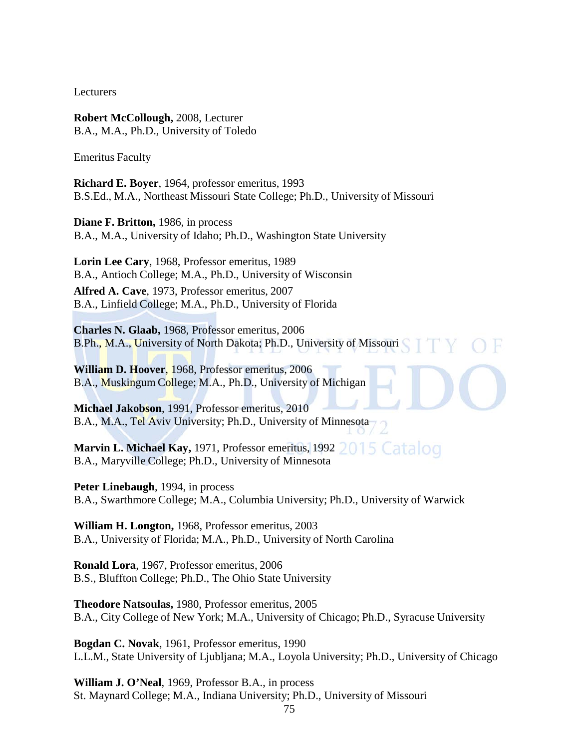Lecturers

**Robert McCollough,** 2008, Lecturer
B.A., M.A., Ph.D., University of Toledo

Emeritus Faculty

**Richard E. Boyer**, 1964, professor emeritus, 1993
B.S.Ed., M.A., Northeast Missouri State College; Ph.D., University of Missouri

**Diane F. Britton,** 1986, in process
B.A., M.A., University of Idaho; Ph.D., Washington State University

**Lorin Lee Cary**, 1968, Professor emeritus, 1989
B.A., Antioch College; M.A., Ph.D., University of Wisconsin

**Alfred A. Cave**, 1973, Professor emeritus, 2007
B.A., Linfield College; M.A., Ph.D., University of Florida

**Charles N. Glaab,** 1968, Professor emeritus, 2006
B.Ph., M.A., University of North Dakota; Ph.D., University of Missouri

**William D. Hoover**, 1968, Professor emeritus, 2006
B.A., Muskingum College; M.A., Ph.D., University of Michigan

**Michael Jakobson**, 1991, Professor emeritus, 2010
B.A., M.A., Tel Aviv University; Ph.D., University of Minnesota

**Marvin L. Michael Kay,** 1971, Professor emeritus, 1992
B.A., Maryville College; Ph.D., University of Minnesota

**Peter Linebaugh**, 1994, in process
B.A., Swarthmore College; M.A., Columbia University; Ph.D., University of Warwick

**William H. Longton,** 1968, Professor emeritus, 2003
B.A., University of Florida; M.A., Ph.D., University of North Carolina

**Ronald Lora**, 1967, Professor emeritus, 2006
B.S., Bluffton College; Ph.D., The Ohio State University

**Theodore Natsoulas,** 1980, Professor emeritus, 2005
B.A., City College of New York; M.A., University of Chicago; Ph.D., Syracuse University

**Bogdan C. Novak**, 1961, Professor emeritus, 1990
L.L.M., State University of Ljubljana; M.A., Loyola University; Ph.D., University of Chicago

**William J. O'Neal**, 1969, Professor B.A., in process
St. Maynard College; M.A., Indiana University; Ph.D., University of Missouri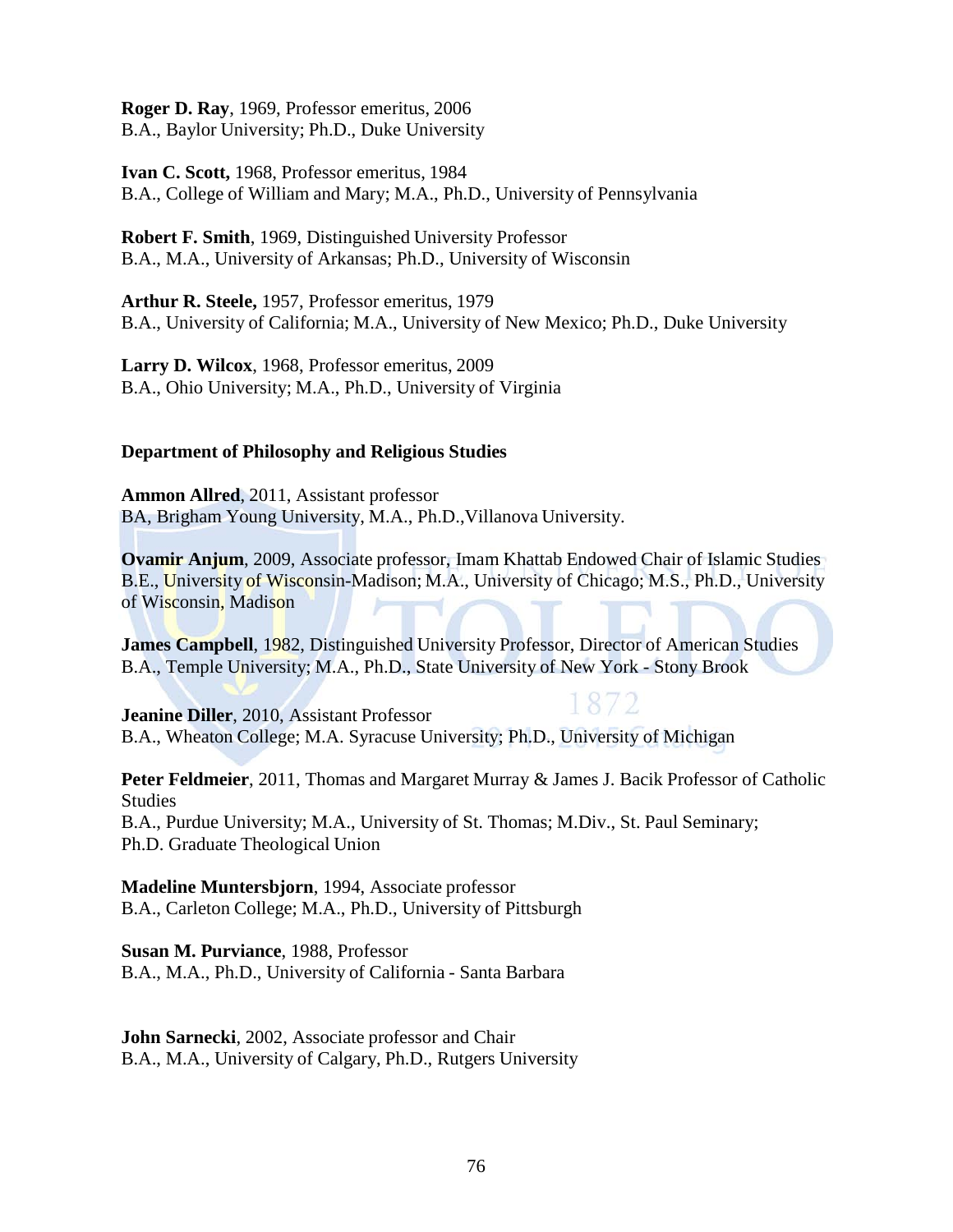**Roger D. Ray**, 1969, Professor emeritus, 2006
B.A., Baylor University; Ph.D., Duke University

**Ivan C. Scott,** 1968, Professor emeritus, 1984
B.A., College of William and Mary; M.A., Ph.D., University of Pennsylvania

**Robert F. Smith**, 1969, Distinguished University Professor
B.A., M.A., University of Arkansas; Ph.D., University of Wisconsin

**Arthur R. Steele,** 1957, Professor emeritus, 1979
B.A., University of California; M.A., University of New Mexico; Ph.D., Duke University

**Larry D. Wilcox**, 1968, Professor emeritus, 2009
B.A., Ohio University; M.A., Ph.D., University of Virginia

### Department of Philosophy and Religious Studies

**Ammon Allred**, 2011, Assistant professor
BA, Brigham Young University, M.A., Ph.D.,Villanova University.

**Ovamir Anjum**, 2009, Associate professor, Imam Khattab Endowed Chair of Islamic Studies
B.E., University of Wisconsin-Madison; M.A., University of Chicago; M.S., Ph.D., University of Wisconsin, Madison

**James Campbell**, 1982, Distinguished University Professor, Director of American Studies
B.A., Temple University; M.A., Ph.D., State University of New York - Stony Brook

**Jeanine Diller**, 2010, Assistant Professor
B.A., Wheaton College; M.A. Syracuse University; Ph.D., University of Michigan

**Peter Feldmeier**, 2011, Thomas and Margaret Murray & James J. Bacik Professor of Catholic Studies
B.A., Purdue University; M.A., University of St. Thomas; M.Div., St. Paul Seminary; Ph.D. Graduate Theological Union

**Madeline Muntersbjorn**, 1994, Associate professor
B.A., Carleton College; M.A., Ph.D., University of Pittsburgh

**Susan M. Purviance**, 1988, Professor
B.A., M.A., Ph.D., University of California - Santa Barbara

**John Sarnecki**, 2002, Associate professor and Chair
B.A., M.A., University of Calgary, Ph.D., Rutgers University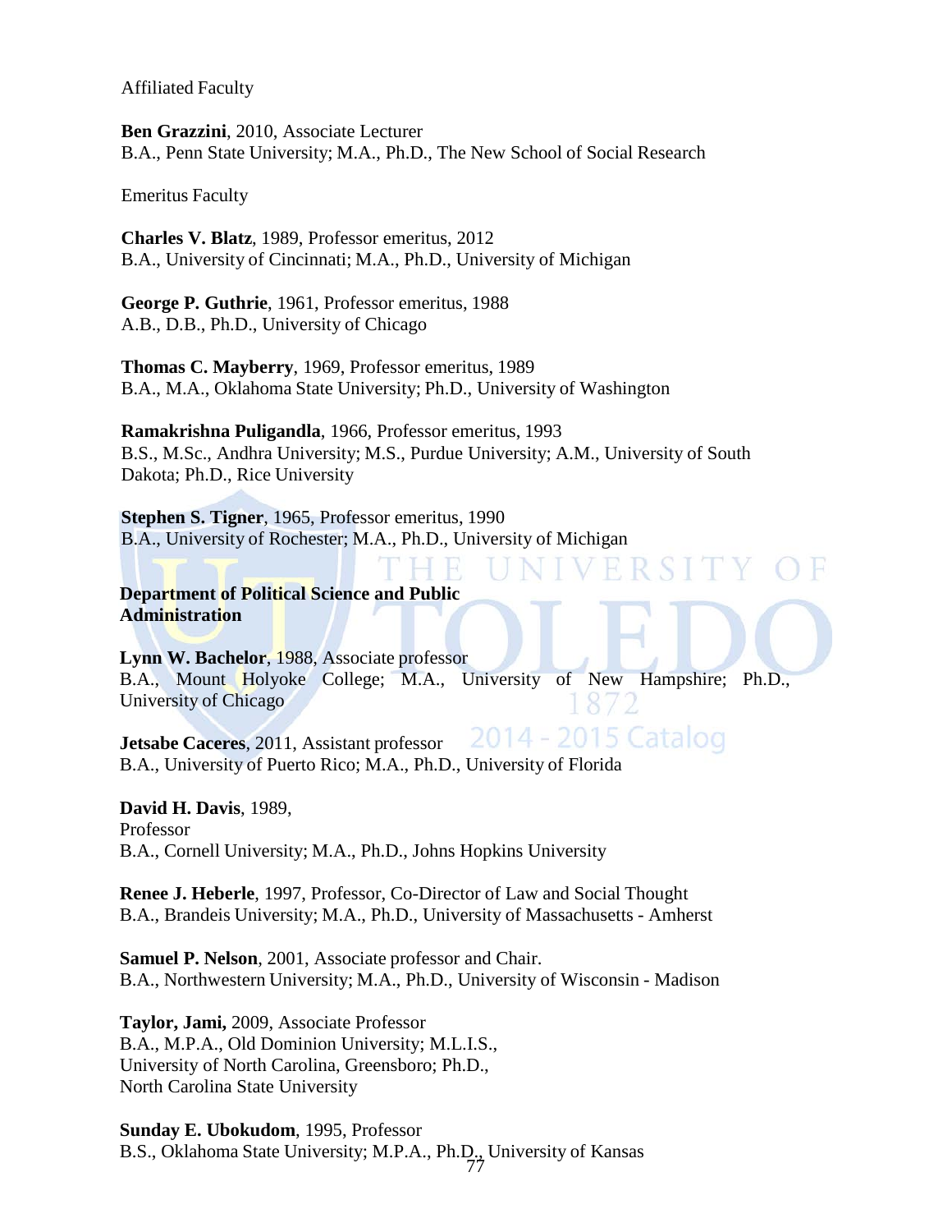Affiliated Faculty

**Ben Grazzini**, 2010, Associate Lecturer
B.A., Penn State University; M.A., Ph.D., The New School of Social Research

Emeritus Faculty

**Charles V. Blatz**, 1989, Professor emeritus, 2012
B.A., University of Cincinnati; M.A., Ph.D., University of Michigan

**George P. Guthrie**, 1961, Professor emeritus, 1988
A.B., D.B., Ph.D., University of Chicago

**Thomas C. Mayberry**, 1969, Professor emeritus, 1989
B.A., M.A., Oklahoma State University; Ph.D., University of Washington

**Ramakrishna Puligandla**, 1966, Professor emeritus, 1993
B.S., M.Sc., Andhra University; M.S., Purdue University; A.M., University of South Dakota; Ph.D., Rice University

**Stephen S. Tigner**, 1965, Professor emeritus, 1990
B.A., University of Rochester; M.A., Ph.D., University of Michigan

**Department of Political Science and Public Administration**

**Lynn W. Bachelor**, 1988, Associate professor
B.A., Mount Holyoke College; M.A., University of New Hampshire; Ph.D., University of Chicago

**Jetsabe Caceres**, 2011, Assistant professor
B.A., University of Puerto Rico; M.A., Ph.D., University of Florida

**David H. Davis**, 1989,
Professor
B.A., Cornell University; M.A., Ph.D., Johns Hopkins University

**Renee J. Heberle**, 1997, Professor, Co-Director of Law and Social Thought
B.A., Brandeis University; M.A., Ph.D., University of Massachusetts - Amherst

**Samuel P. Nelson**, 2001, Associate professor and Chair.
B.A., Northwestern University; M.A., Ph.D., University of Wisconsin - Madison

**Taylor, Jami,** 2009, Associate Professor
B.A., M.P.A., Old Dominion University; M.L.I.S., University of North Carolina, Greensboro; Ph.D., North Carolina State University

**Sunday E. Ubokudom**, 1995, Professor
B.S., Oklahoma State University; M.P.A., Ph.D., University of Kansas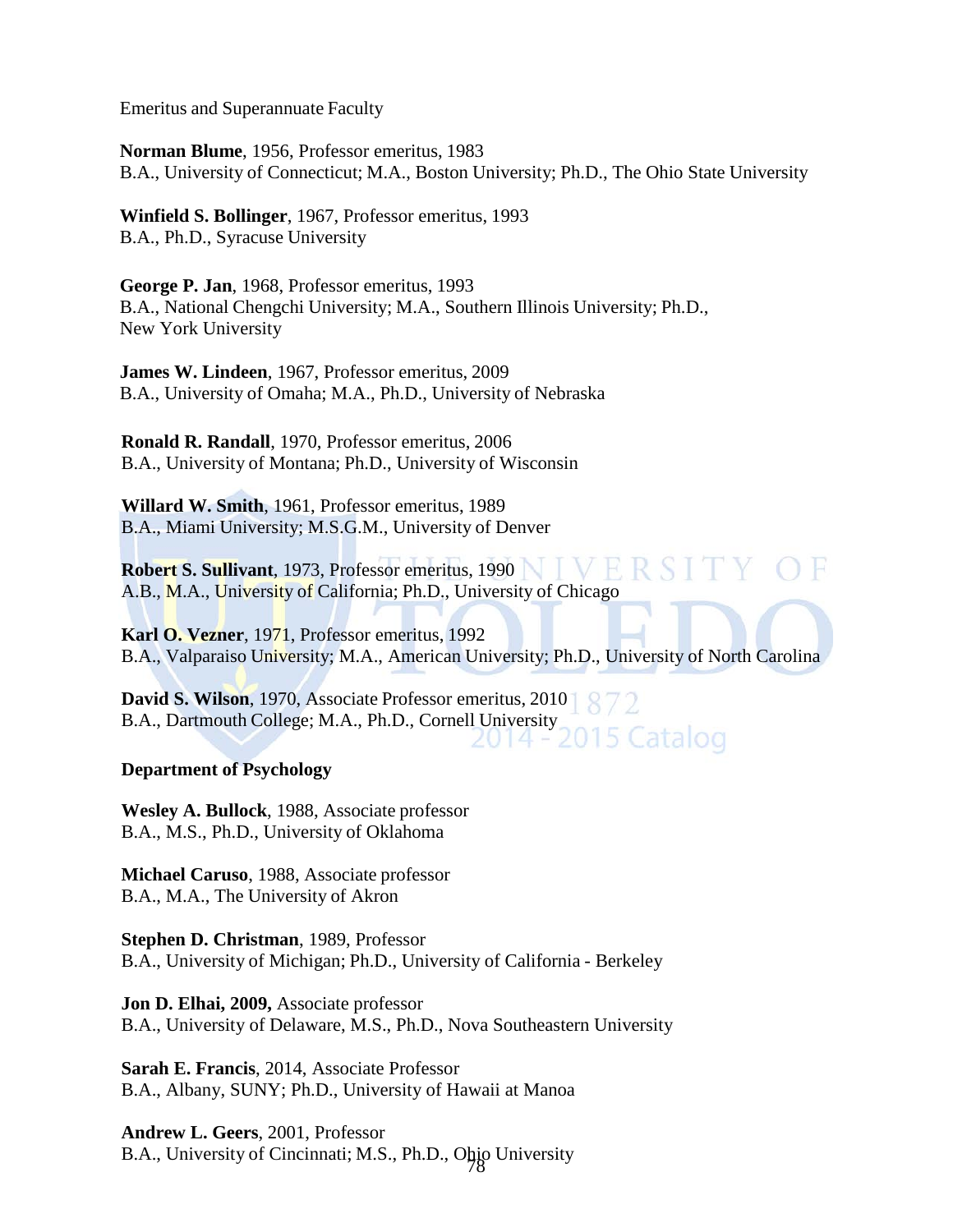Emeritus and Superannuate Faculty

**Norman Blume**, 1956, Professor emeritus, 1983
B.A., University of Connecticut; M.A., Boston University; Ph.D., The Ohio State University

**Winfield S. Bollinger**, 1967, Professor emeritus, 1993
B.A., Ph.D., Syracuse University

**George P. Jan**, 1968, Professor emeritus, 1993
B.A., National Chengchi University; M.A., Southern Illinois University; Ph.D., New York University

**James W. Lindeen**, 1967, Professor emeritus, 2009
B.A., University of Omaha; M.A., Ph.D., University of Nebraska

**Ronald R. Randall**, 1970, Professor emeritus, 2006
B.A., University of Montana; Ph.D., University of Wisconsin

**Willard W. Smith**, 1961, Professor emeritus, 1989
B.A., Miami University; M.S.G.M., University of Denver

**Robert S. Sullivant**, 1973, Professor emeritus, 1990
A.B., M.A., University of California; Ph.D., University of Chicago

**Karl O. Vezner**, 1971, Professor emeritus, 1992
B.A., Valparaiso University; M.A., American University; Ph.D., University of North Carolina

**David S. Wilson**, 1970, Associate Professor emeritus, 2010
B.A., Dartmouth College; M.A., Ph.D., Cornell University

**Department of Psychology**

**Wesley A. Bullock**, 1988, Associate professor
B.A., M.S., Ph.D., University of Oklahoma

**Michael Caruso**, 1988, Associate professor
B.A., M.A., The University of Akron

**Stephen D. Christman**, 1989, Professor
B.A., University of Michigan; Ph.D., University of California - Berkeley

**Jon D. Elhai, 2009,** Associate professor
B.A., University of Delaware, M.S., Ph.D., Nova Southeastern University

**Sarah E. Francis**, 2014, Associate Professor
B.A., Albany, SUNY; Ph.D., University of Hawaii at Manoa

**Andrew L. Geers**, 2001, Professor
B.A., University of Cincinnati; M.S., Ph.D., Ohio University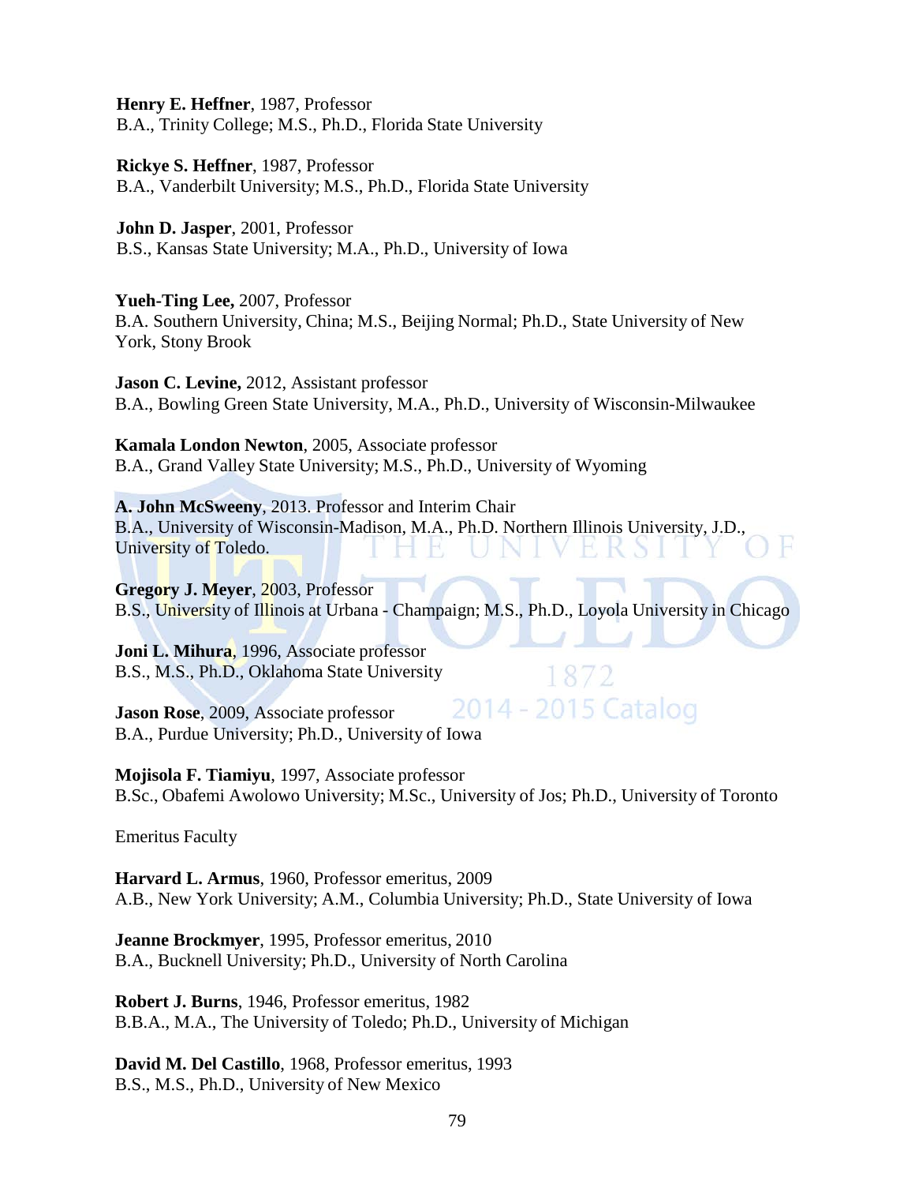**Henry E. Heffner**, 1987, Professor
B.A., Trinity College; M.S., Ph.D., Florida State University

**Rickye S. Heffner**, 1987, Professor
B.A., Vanderbilt University; M.S., Ph.D., Florida State University

**John D. Jasper**, 2001, Professor
B.S., Kansas State University; M.A., Ph.D., University of Iowa

**Yueh-Ting Lee,** 2007, Professor
B.A. Southern University, China; M.S., Beijing Normal; Ph.D., State University of New York, Stony Brook

**Jason C. Levine,** 2012, Assistant professor
B.A., Bowling Green State University, M.A., Ph.D., University of Wisconsin-Milwaukee

**Kamala London Newton**, 2005, Associate professor
B.A., Grand Valley State University; M.S., Ph.D., University of Wyoming

**A. John McSweeny**, 2013. Professor and Interim Chair
B.A., University of Wisconsin-Madison, M.A., Ph.D. Northern Illinois University, J.D., University of Toledo.

**Gregory J. Meyer**, 2003, Professor
B.S., University of Illinois at Urbana - Champaign; M.S., Ph.D., Loyola University in Chicago

**Joni L. Mihura**, 1996, Associate professor
B.S., M.S., Ph.D., Oklahoma State University

**Jason Rose**, 2009, Associate professor
B.A., Purdue University; Ph.D., University of Iowa

**Mojisola F. Tiamiyu**, 1997, Associate professor
B.Sc., Obafemi Awolowo University; M.Sc., University of Jos; Ph.D., University of Toronto

Emeritus Faculty

**Harvard L. Armus**, 1960, Professor emeritus, 2009
A.B., New York University; A.M., Columbia University; Ph.D., State University of Iowa

**Jeanne Brockmyer**, 1995, Professor emeritus, 2010
B.A., Bucknell University; Ph.D., University of North Carolina

**Robert J. Burns**, 1946, Professor emeritus, 1982
B.B.A., M.A., The University of Toledo; Ph.D., University of Michigan

**David M. Del Castillo**, 1968, Professor emeritus, 1993
B.S., M.S., Ph.D., University of New Mexico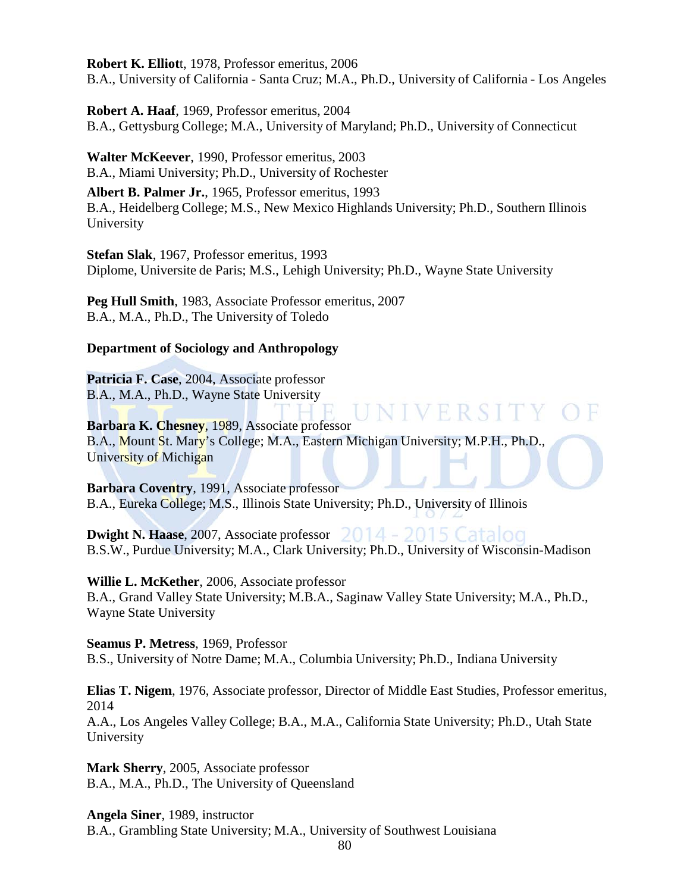**Robert K. Elliott**, 1978, Professor emeritus, 2006
B.A., University of California - Santa Cruz; M.A., Ph.D., University of California - Los Angeles

**Robert A. Haaf**, 1969, Professor emeritus, 2004
B.A., Gettysburg College; M.A., University of Maryland; Ph.D., University of Connecticut

**Walter McKeever**, 1990, Professor emeritus, 2003
B.A., Miami University; Ph.D., University of Rochester

**Albert B. Palmer Jr.**, 1965, Professor emeritus, 1993
B.A., Heidelberg College; M.S., New Mexico Highlands University; Ph.D., Southern Illinois University

**Stefan Slak**, 1967, Professor emeritus, 1993
Diplome, Universite de Paris; M.S., Lehigh University; Ph.D., Wayne State University

**Peg Hull Smith**, 1983, Associate Professor emeritus, 2007
B.A., M.A., Ph.D., The University of Toledo

**Department of Sociology and Anthropology**

**Patricia F. Case**, 2004, Associate professor
B.A., M.A., Ph.D., Wayne State University

**Barbara K. Chesney**, 1989, Associate professor
B.A., Mount St. Mary's College; M.A., Eastern Michigan University; M.P.H., Ph.D., University of Michigan

**Barbara Coventry**, 1991, Associate professor
B.A., Eureka College; M.S., Illinois State University; Ph.D., University of Illinois

**Dwight N. Haase**, 2007, Associate professor
B.S.W., Purdue University; M.A., Clark University; Ph.D., University of Wisconsin-Madison

**Willie L. McKether**, 2006, Associate professor
B.A., Grand Valley State University; M.B.A., Saginaw Valley State University; M.A., Ph.D., Wayne State University

**Seamus P. Metress**, 1969, Professor
B.S., University of Notre Dame; M.A., Columbia University; Ph.D., Indiana University

**Elias T. Nigem**, 1976, Associate professor, Director of Middle East Studies, Professor emeritus, 2014
A.A., Los Angeles Valley College; B.A., M.A., California State University; Ph.D., Utah State University

**Mark Sherry**, 2005, Associate professor
B.A., M.A., Ph.D., The University of Queensland

**Angela Siner**, 1989, instructor
B.A., Grambling State University; M.A., University of Southwest Louisiana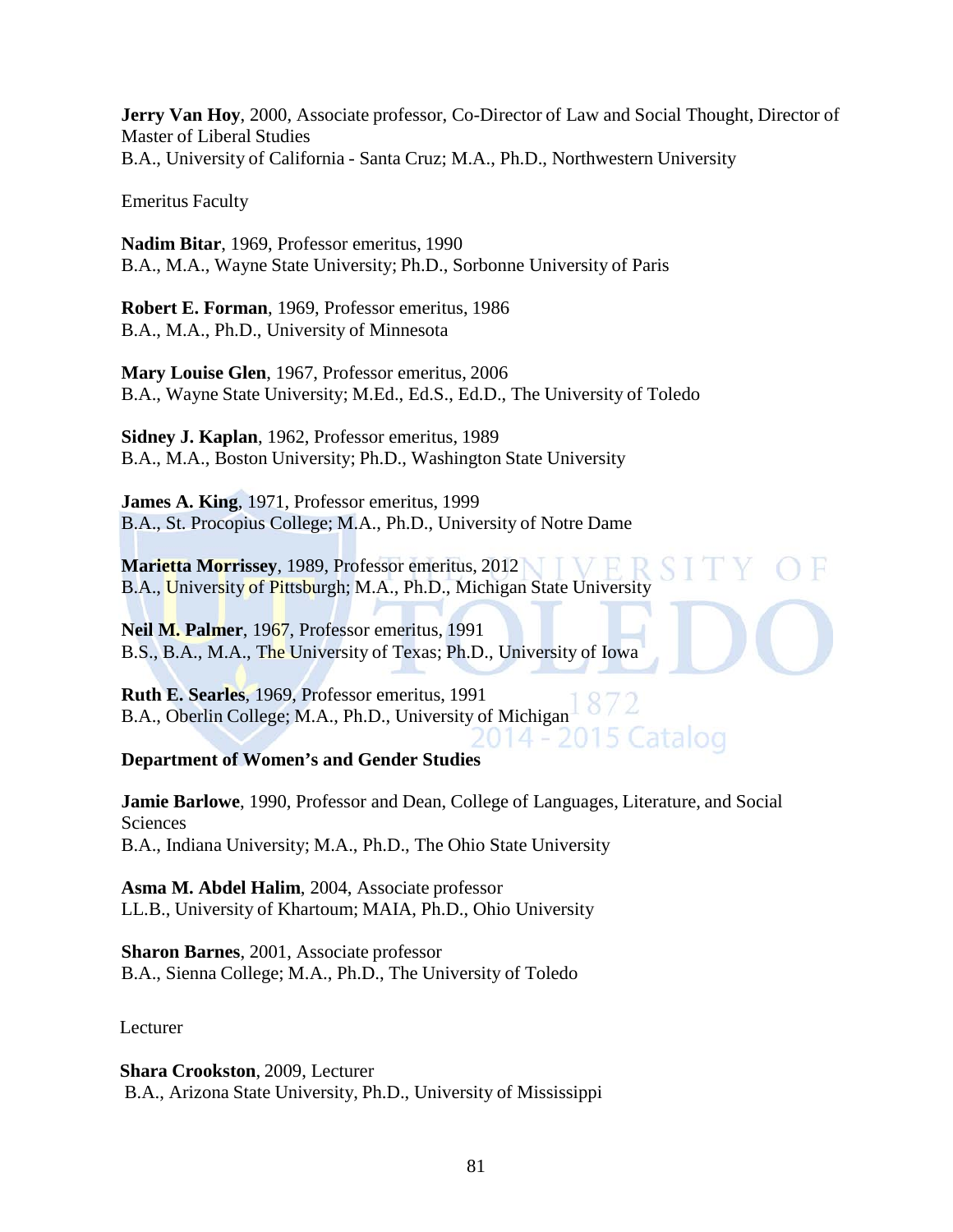**Jerry Van Hoy**, 2000, Associate professor, Co-Director of Law and Social Thought, Director of Master of Liberal Studies
B.A., University of California - Santa Cruz; M.A., Ph.D., Northwestern University

Emeritus Faculty

**Nadim Bitar**, 1969, Professor emeritus, 1990
B.A., M.A., Wayne State University; Ph.D., Sorbonne University of Paris

**Robert E. Forman**, 1969, Professor emeritus, 1986
B.A., M.A., Ph.D., University of Minnesota

**Mary Louise Glen**, 1967, Professor emeritus, 2006
B.A., Wayne State University; M.Ed., Ed.S., Ed.D., The University of Toledo

**Sidney J. Kaplan**, 1962, Professor emeritus, 1989
B.A., M.A., Boston University; Ph.D., Washington State University

**James A. King**, 1971, Professor emeritus, 1999
B.A., St. Procopius College; M.A., Ph.D., University of Notre Dame

**Marietta Morrissey**, 1989, Professor emeritus, 2012
B.A., University of Pittsburgh; M.A., Ph.D., Michigan State University

**Neil M. Palmer**, 1967, Professor emeritus, 1991
B.S., B.A., M.A., The University of Texas; Ph.D., University of Iowa

**Ruth E. Searles**, 1969, Professor emeritus, 1991
B.A., Oberlin College; M.A., Ph.D., University of Michigan

**Department of Women's and Gender Studies**

**Jamie Barlowe**, 1990, Professor and Dean, College of Languages, Literature, and Social Sciences
B.A., Indiana University; M.A., Ph.D., The Ohio State University

**Asma M. Abdel Halim**, 2004, Associate professor
LL.B., University of Khartoum; MAIA, Ph.D., Ohio University

**Sharon Barnes**, 2001, Associate professor
B.A., Sienna College; M.A., Ph.D., The University of Toledo

Lecturer

**Shara Crookston**, 2009, Lecturer
B.A., Arizona State University, Ph.D., University of Mississippi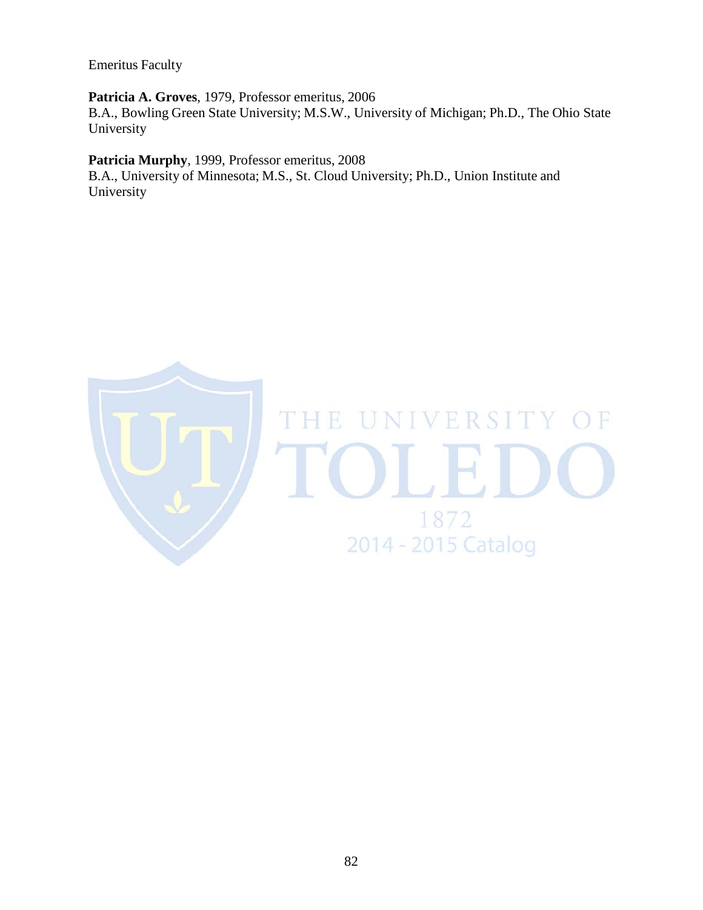Emeritus Faculty

**Patricia A. Groves**, 1979, Professor emeritus, 2006
B.A., Bowling Green State University; M.S.W., University of Michigan; Ph.D., The Ohio State University

**Patricia Murphy**, 1999, Professor emeritus, 2008
B.A., University of Minnesota; M.S., St. Cloud University; Ph.D., Union Institute and University